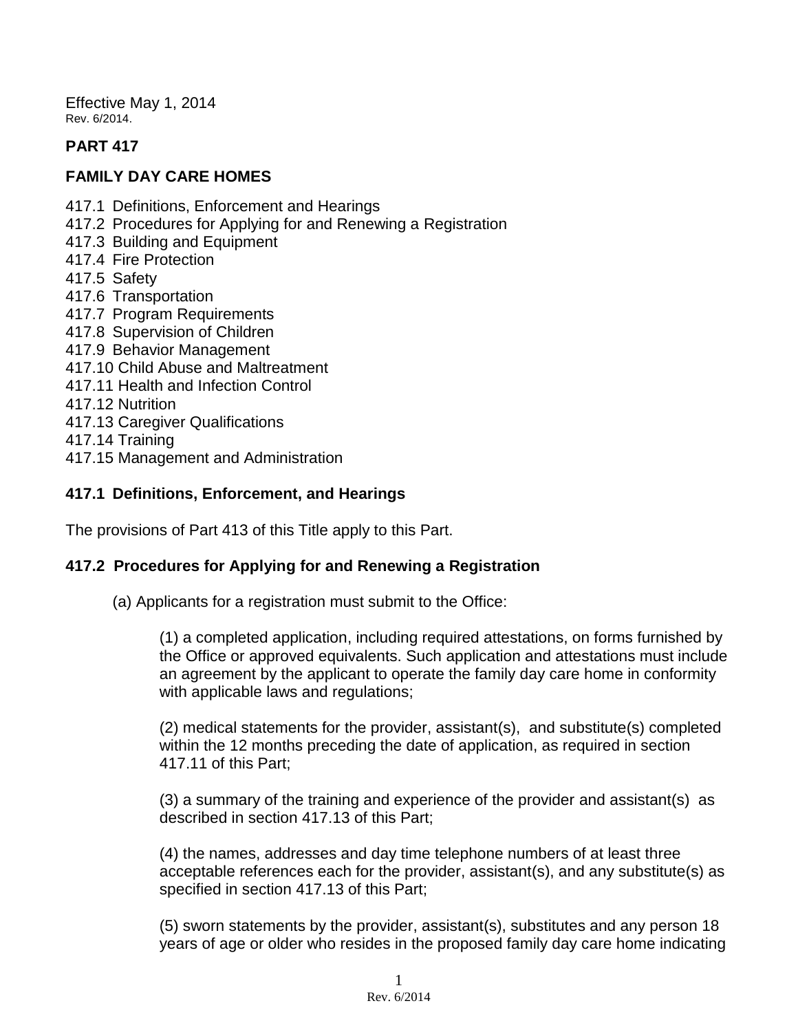Effective May 1, 2014
Rev. 6/2014.

## PART 417

## FAMILY DAY CARE HOMES

417.1 Definitions, Enforcement and Hearings
417.2 Procedures for Applying for and Renewing a Registration
417.3 Building and Equipment
417.4 Fire Protection
417.5 Safety
417.6 Transportation
417.7 Program Requirements
417.8 Supervision of Children
417.9 Behavior Management
417.10 Child Abuse and Maltreatment
417.11 Health and Infection Control
417.12 Nutrition
417.13 Caregiver Qualifications
417.14 Training
417.15 Management and Administration

### 417.1 Definitions, Enforcement, and Hearings

The provisions of Part 413 of this Title apply to this Part.

### 417.2 Procedures for Applying for and Renewing a Registration

(a) Applicants for a registration must submit to the Office:

(1) a completed application, including required attestations, on forms furnished by the Office or approved equivalents. Such application and attestations must include an agreement by the applicant to operate the family day care home in conformity with applicable laws and regulations;

(2) medical statements for the provider, assistant(s), and substitute(s) completed within the 12 months preceding the date of application, as required in section 417.11 of this Part;

(3) a summary of the training and experience of the provider and assistant(s) as described in section 417.13 of this Part;

(4) the names, addresses and day time telephone numbers of at least three acceptable references each for the provider, assistant(s), and any substitute(s) as specified in section 417.13 of this Part;

(5) sworn statements by the provider, assistant(s), substitutes and any person 18 years of age or older who resides in the proposed family day care home indicating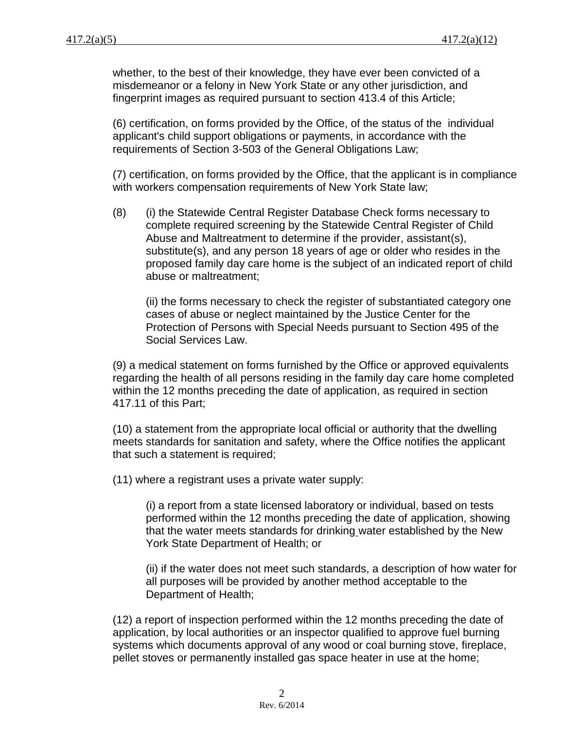whether, to the best of their knowledge, they have ever been convicted of a misdemeanor or a felony in New York State or any other jurisdiction, and fingerprint images as required pursuant to section 413.4 of this Article;

(6) certification, on forms provided by the Office, of the status of the individual applicant's child support obligations or payments, in accordance with the requirements of Section 3-503 of the General Obligations Law;

(7) certification, on forms provided by the Office, that the applicant is in compliance with workers compensation requirements of New York State law;

(8) (i) the Statewide Central Register Database Check forms necessary to complete required screening by the Statewide Central Register of Child Abuse and Maltreatment to determine if the provider, assistant(s), substitute(s), and any person 18 years of age or older who resides in the proposed family day care home is the subject of an indicated report of child abuse or maltreatment;

(ii) the forms necessary to check the register of substantiated category one cases of abuse or neglect maintained by the Justice Center for the Protection of Persons with Special Needs pursuant to Section 495 of the Social Services Law.

(9) a medical statement on forms furnished by the Office or approved equivalents regarding the health of all persons residing in the family day care home completed within the 12 months preceding the date of application, as required in section 417.11 of this Part;

(10) a statement from the appropriate local official or authority that the dwelling meets standards for sanitation and safety, where the Office notifies the applicant that such a statement is required;

(11) where a registrant uses a private water supply:

(i) a report from a state licensed laboratory or individual, based on tests performed within the 12 months preceding the date of application, showing that the water meets standards for drinking water established by the New York State Department of Health; or

(ii) if the water does not meet such standards, a description of how water for all purposes will be provided by another method acceptable to the Department of Health;

(12) a report of inspection performed within the 12 months preceding the date of application, by local authorities or an inspector qualified to approve fuel burning systems which documents approval of any wood or coal burning stove, fireplace, pellet stoves or permanently installed gas space heater in use at the home;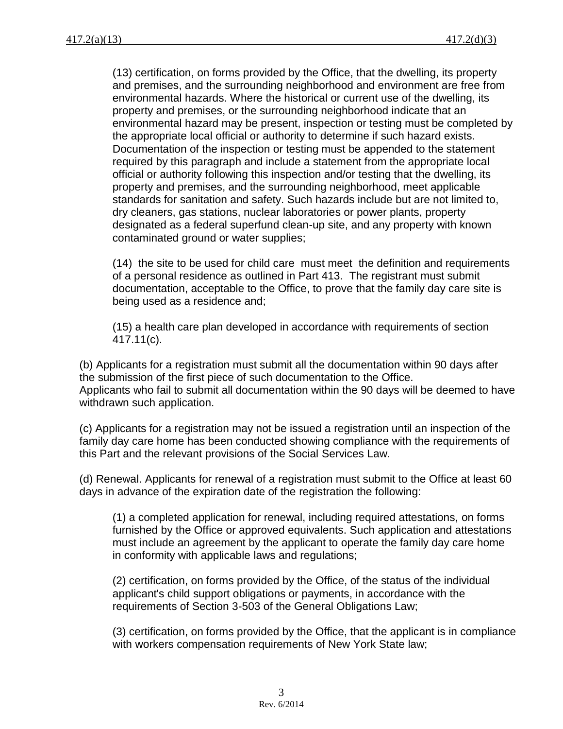(13) certification, on forms provided by the Office, that the dwelling, its property and premises, and the surrounding neighborhood and environment are free from environmental hazards. Where the historical or current use of the dwelling, its property and premises, or the surrounding neighborhood indicate that an environmental hazard may be present, inspection or testing must be completed by the appropriate local official or authority to determine if such hazard exists. Documentation of the inspection or testing must be appended to the statement required by this paragraph and include a statement from the appropriate local official or authority following this inspection and/or testing that the dwelling, its property and premises, and the surrounding neighborhood, meet applicable standards for sanitation and safety. Such hazards include but are not limited to, dry cleaners, gas stations, nuclear laboratories or power plants, property designated as a federal superfund clean-up site, and any property with known contaminated ground or water supplies;

(14) the site to be used for child care must meet the definition and requirements of a personal residence as outlined in Part 413. The registrant must submit documentation, acceptable to the Office, to prove that the family day care site is being used as a residence and;

(15) a health care plan developed in accordance with requirements of section 417.11(c).

(b) Applicants for a registration must submit all the documentation within 90 days after the submission of the first piece of such documentation to the Office. Applicants who fail to submit all documentation within the 90 days will be deemed to have withdrawn such application.

(c) Applicants for a registration may not be issued a registration until an inspection of the family day care home has been conducted showing compliance with the requirements of this Part and the relevant provisions of the Social Services Law.

(d) Renewal. Applicants for renewal of a registration must submit to the Office at least 60 days in advance of the expiration date of the registration the following:

(1) a completed application for renewal, including required attestations, on forms furnished by the Office or approved equivalents. Such application and attestations must include an agreement by the applicant to operate the family day care home in conformity with applicable laws and regulations;

(2) certification, on forms provided by the Office, of the status of the individual applicant's child support obligations or payments, in accordance with the requirements of Section 3-503 of the General Obligations Law;

(3) certification, on forms provided by the Office, that the applicant is in compliance with workers compensation requirements of New York State law;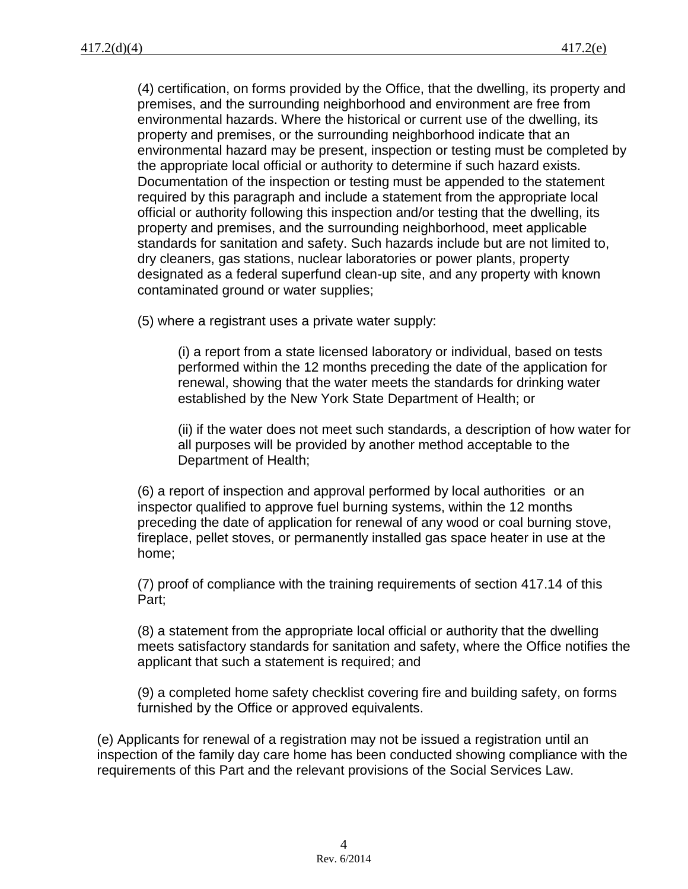(4) certification, on forms provided by the Office, that the dwelling, its property and premises, and the surrounding neighborhood and environment are free from environmental hazards. Where the historical or current use of the dwelling, its property and premises, or the surrounding neighborhood indicate that an environmental hazard may be present, inspection or testing must be completed by the appropriate local official or authority to determine if such hazard exists. Documentation of the inspection or testing must be appended to the statement required by this paragraph and include a statement from the appropriate local official or authority following this inspection and/or testing that the dwelling, its property and premises, and the surrounding neighborhood, meet applicable standards for sanitation and safety. Such hazards include but are not limited to, dry cleaners, gas stations, nuclear laboratories or power plants, property designated as a federal superfund clean-up site, and any property with known contaminated ground or water supplies;

(5) where a registrant uses a private water supply:

(i) a report from a state licensed laboratory or individual, based on tests performed within the 12 months preceding the date of the application for renewal, showing that the water meets the standards for drinking water established by the New York State Department of Health; or

(ii) if the water does not meet such standards, a description of how water for all purposes will be provided by another method acceptable to the Department of Health;

(6) a report of inspection and approval performed by local authorities or an inspector qualified to approve fuel burning systems, within the 12 months preceding the date of application for renewal of any wood or coal burning stove, fireplace, pellet stoves, or permanently installed gas space heater in use at the home;

(7) proof of compliance with the training requirements of section 417.14 of this Part;

(8) a statement from the appropriate local official or authority that the dwelling meets satisfactory standards for sanitation and safety, where the Office notifies the applicant that such a statement is required; and

(9) a completed home safety checklist covering fire and building safety, on forms furnished by the Office or approved equivalents.

(e) Applicants for renewal of a registration may not be issued a registration until an inspection of the family day care home has been conducted showing compliance with the requirements of this Part and the relevant provisions of the Social Services Law.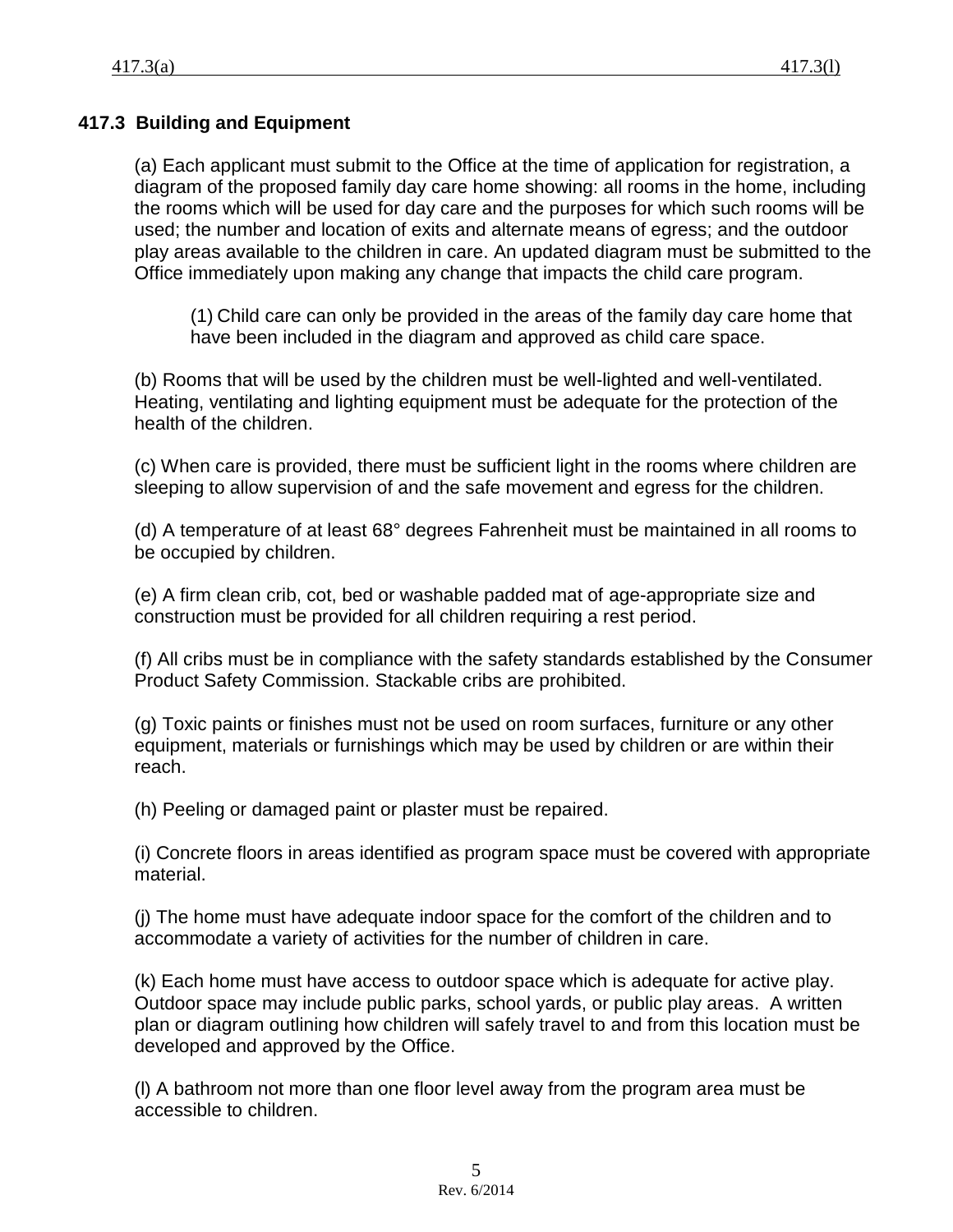## 417.3 Building and Equipment

(a) Each applicant must submit to the Office at the time of application for registration, a diagram of the proposed family day care home showing: all rooms in the home, including the rooms which will be used for day care and the purposes for which such rooms will be used; the number and location of exits and alternate means of egress; and the outdoor play areas available to the children in care. An updated diagram must be submitted to the Office immediately upon making any change that impacts the child care program.

(1) Child care can only be provided in the areas of the family day care home that have been included in the diagram and approved as child care space.

(b) Rooms that will be used by the children must be well-lighted and well-ventilated. Heating, ventilating and lighting equipment must be adequate for the protection of the health of the children.

(c) When care is provided, there must be sufficient light in the rooms where children are sleeping to allow supervision of and the safe movement and egress for the children.

(d) A temperature of at least 68° degrees Fahrenheit must be maintained in all rooms to be occupied by children.

(e) A firm clean crib, cot, bed or washable padded mat of age-appropriate size and construction must be provided for all children requiring a rest period.

(f) All cribs must be in compliance with the safety standards established by the Consumer Product Safety Commission. Stackable cribs are prohibited.

(g) Toxic paints or finishes must not be used on room surfaces, furniture or any other equipment, materials or furnishings which may be used by children or are within their reach.

(h) Peeling or damaged paint or plaster must be repaired.

(i) Concrete floors in areas identified as program space must be covered with appropriate material.

(j) The home must have adequate indoor space for the comfort of the children and to accommodate a variety of activities for the number of children in care.

(k) Each home must have access to outdoor space which is adequate for active play. Outdoor space may include public parks, school yards, or public play areas. A written plan or diagram outlining how children will safely travel to and from this location must be developed and approved by the Office.

(l) A bathroom not more than one floor level away from the program area must be accessible to children.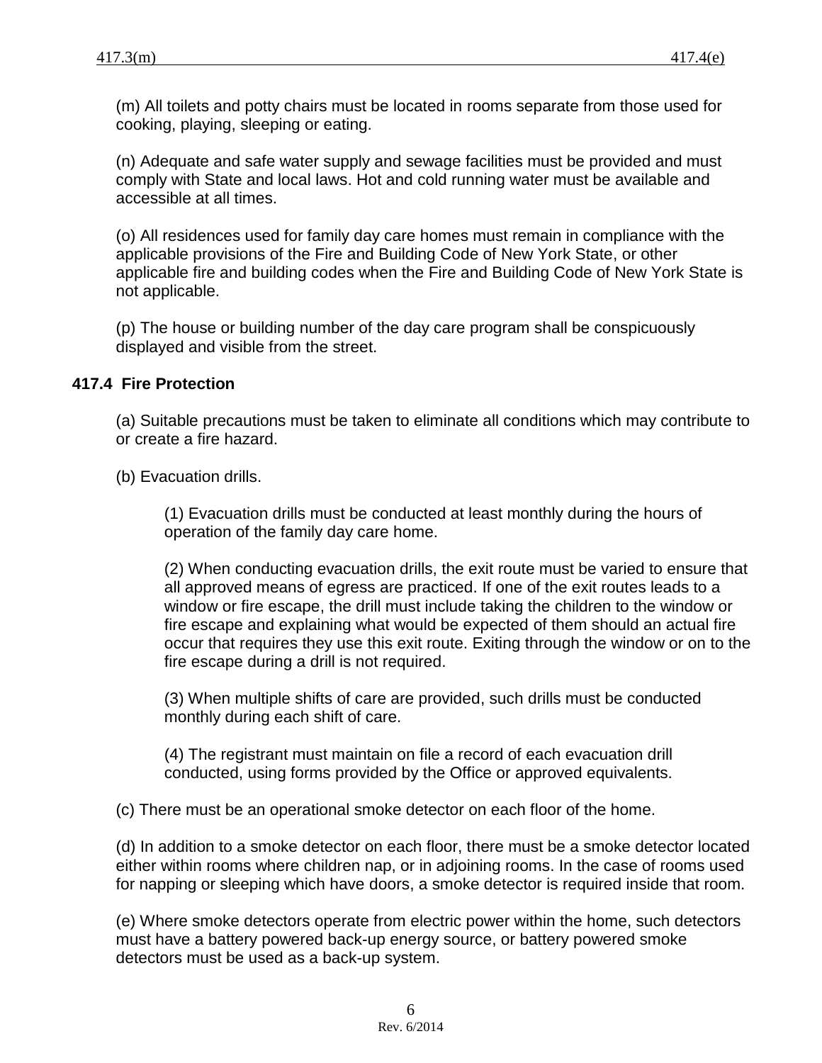(m) All toilets and potty chairs must be located in rooms separate from those used for cooking, playing, sleeping or eating.

(n) Adequate and safe water supply and sewage facilities must be provided and must comply with State and local laws. Hot and cold running water must be available and accessible at all times.

(o) All residences used for family day care homes must remain in compliance with the applicable provisions of the Fire and Building Code of New York State, or other applicable fire and building codes when the Fire and Building Code of New York State is not applicable.

(p) The house or building number of the day care program shall be conspicuously displayed and visible from the street.

## 417.4 Fire Protection

(a) Suitable precautions must be taken to eliminate all conditions which may contribute to or create a fire hazard.

(b) Evacuation drills.

(1) Evacuation drills must be conducted at least monthly during the hours of operation of the family day care home.

(2) When conducting evacuation drills, the exit route must be varied to ensure that all approved means of egress are practiced. If one of the exit routes leads to a window or fire escape, the drill must include taking the children to the window or fire escape and explaining what would be expected of them should an actual fire occur that requires they use this exit route. Exiting through the window or on to the fire escape during a drill is not required.

(3) When multiple shifts of care are provided, such drills must be conducted monthly during each shift of care.

(4) The registrant must maintain on file a record of each evacuation drill conducted, using forms provided by the Office or approved equivalents.

(c) There must be an operational smoke detector on each floor of the home.

(d) In addition to a smoke detector on each floor, there must be a smoke detector located either within rooms where children nap, or in adjoining rooms. In the case of rooms used for napping or sleeping which have doors, a smoke detector is required inside that room.

(e) Where smoke detectors operate from electric power within the home, such detectors must have a battery powered back-up energy source, or battery powered smoke detectors must be used as a back-up system.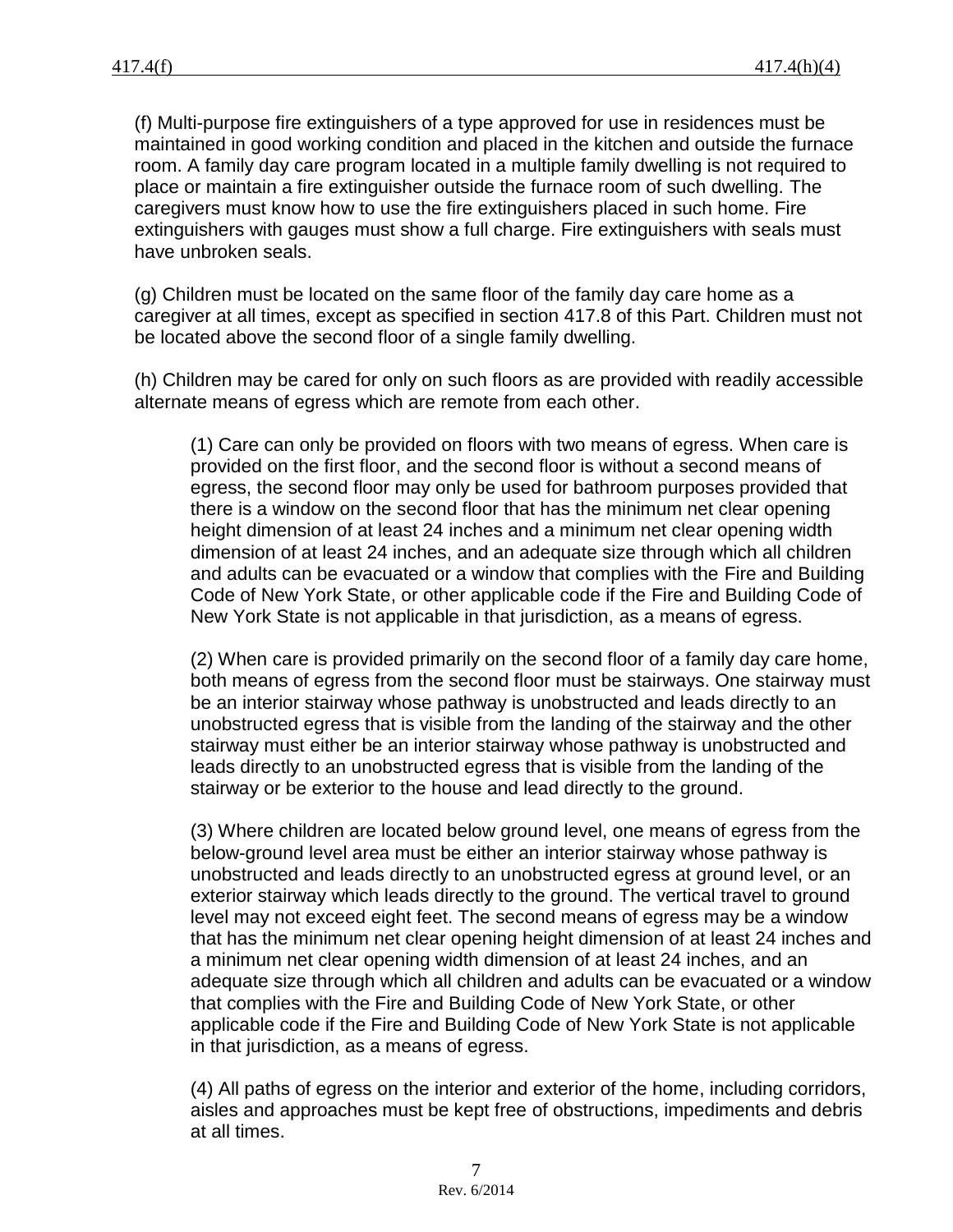(f) Multi-purpose fire extinguishers of a type approved for use in residences must be maintained in good working condition and placed in the kitchen and outside the furnace room. A family day care program located in a multiple family dwelling is not required to place or maintain a fire extinguisher outside the furnace room of such dwelling. The caregivers must know how to use the fire extinguishers placed in such home. Fire extinguishers with gauges must show a full charge. Fire extinguishers with seals must have unbroken seals.

(g) Children must be located on the same floor of the family day care home as a caregiver at all times, except as specified in section 417.8 of this Part. Children must not be located above the second floor of a single family dwelling.

(h) Children may be cared for only on such floors as are provided with readily accessible alternate means of egress which are remote from each other.

> (1) Care can only be provided on floors with two means of egress. When care is provided on the first floor, and the second floor is without a second means of egress, the second floor may only be used for bathroom purposes provided that there is a window on the second floor that has the minimum net clear opening height dimension of at least 24 inches and a minimum net clear opening width dimension of at least 24 inches, and an adequate size through which all children and adults can be evacuated or a window that complies with the Fire and Building Code of New York State, or other applicable code if the Fire and Building Code of New York State is not applicable in that jurisdiction, as a means of egress.
>
> (2) When care is provided primarily on the second floor of a family day care home, both means of egress from the second floor must be stairways. One stairway must be an interior stairway whose pathway is unobstructed and leads directly to an unobstructed egress that is visible from the landing of the stairway and the other stairway must either be an interior stairway whose pathway is unobstructed and leads directly to an unobstructed egress that is visible from the landing of the stairway or be exterior to the house and lead directly to the ground.
>
> (3) Where children are located below ground level, one means of egress from the below-ground level area must be either an interior stairway whose pathway is unobstructed and leads directly to an unobstructed egress at ground level, or an exterior stairway which leads directly to the ground. The vertical travel to ground level may not exceed eight feet. The second means of egress may be a window that has the minimum net clear opening height dimension of at least 24 inches and a minimum net clear opening width dimension of at least 24 inches, and an adequate size through which all children and adults can be evacuated or a window that complies with the Fire and Building Code of New York State, or other applicable code if the Fire and Building Code of New York State is not applicable in that jurisdiction, as a means of egress.
>
> (4) All paths of egress on the interior and exterior of the home, including corridors, aisles and approaches must be kept free of obstructions, impediments and debris at all times.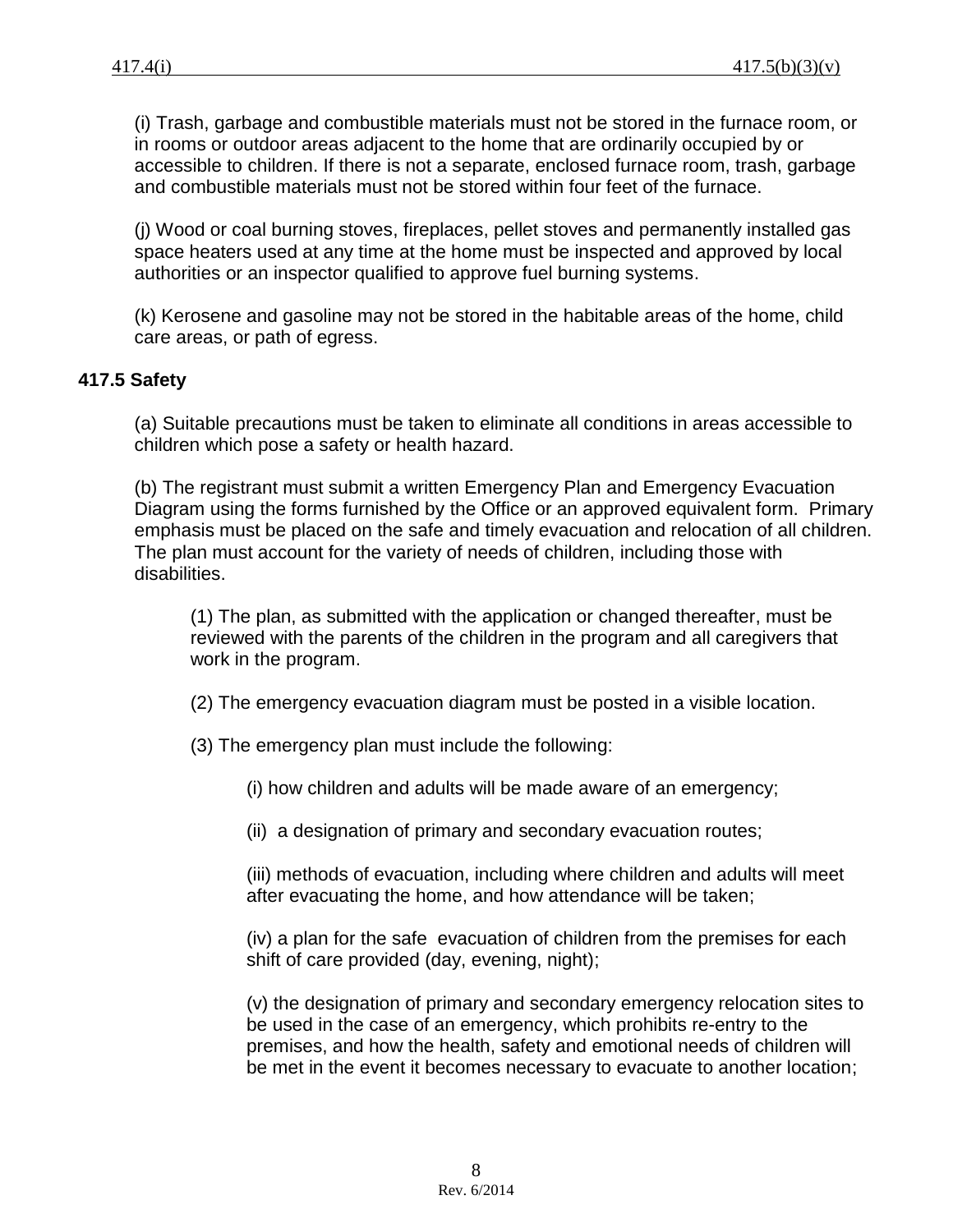(i) Trash, garbage and combustible materials must not be stored in the furnace room, or in rooms or outdoor areas adjacent to the home that are ordinarily occupied by or accessible to children. If there is not a separate, enclosed furnace room, trash, garbage and combustible materials must not be stored within four feet of the furnace.

(j) Wood or coal burning stoves, fireplaces, pellet stoves and permanently installed gas space heaters used at any time at the home must be inspected and approved by local authorities or an inspector qualified to approve fuel burning systems.

(k) Kerosene and gasoline may not be stored in the habitable areas of the home, child care areas, or path of egress.

**417.5 Safety**

(a) Suitable precautions must be taken to eliminate all conditions in areas accessible to children which pose a safety or health hazard.

(b) The registrant must submit a written Emergency Plan and Emergency Evacuation Diagram using the forms furnished by the Office or an approved equivalent form. Primary emphasis must be placed on the safe and timely evacuation and relocation of all children. The plan must account for the variety of needs of children, including those with disabilities.

(1) The plan, as submitted with the application or changed thereafter, must be reviewed with the parents of the children in the program and all caregivers that work in the program.

(2) The emergency evacuation diagram must be posted in a visible location.

(3) The emergency plan must include the following:

(i) how children and adults will be made aware of an emergency;

(ii) a designation of primary and secondary evacuation routes;

(iii) methods of evacuation, including where children and adults will meet after evacuating the home, and how attendance will be taken;

(iv) a plan for the safe evacuation of children from the premises for each shift of care provided (day, evening, night);

(v) the designation of primary and secondary emergency relocation sites to be used in the case of an emergency, which prohibits re-entry to the premises, and how the health, safety and emotional needs of children will be met in the event it becomes necessary to evacuate to another location;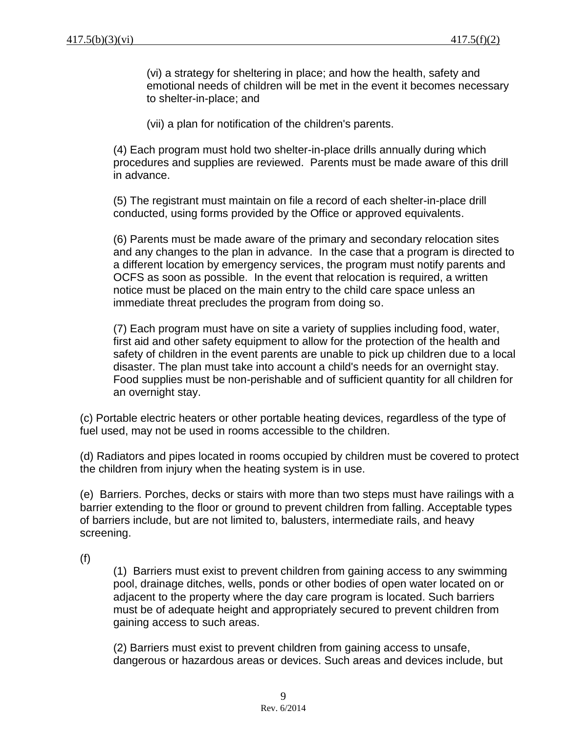(vi) a strategy for sheltering in place; and how the health, safety and emotional needs of children will be met in the event it becomes necessary to shelter-in-place; and

(vii) a plan for notification of the children's parents.

(4) Each program must hold two shelter-in-place drills annually during which procedures and supplies are reviewed. Parents must be made aware of this drill in advance.

(5) The registrant must maintain on file a record of each shelter-in-place drill conducted, using forms provided by the Office or approved equivalents.

(6) Parents must be made aware of the primary and secondary relocation sites and any changes to the plan in advance. In the case that a program is directed to a different location by emergency services, the program must notify parents and OCFS as soon as possible. In the event that relocation is required, a written notice must be placed on the main entry to the child care space unless an immediate threat precludes the program from doing so.

(7) Each program must have on site a variety of supplies including food, water, first aid and other safety equipment to allow for the protection of the health and safety of children in the event parents are unable to pick up children due to a local disaster. The plan must take into account a child's needs for an overnight stay. Food supplies must be non-perishable and of sufficient quantity for all children for an overnight stay.

(c) Portable electric heaters or other portable heating devices, regardless of the type of fuel used, may not be used in rooms accessible to the children.

(d) Radiators and pipes located in rooms occupied by children must be covered to protect the children from injury when the heating system is in use.

(e) Barriers. Porches, decks or stairs with more than two steps must have railings with a barrier extending to the floor or ground to prevent children from falling. Acceptable types of barriers include, but are not limited to, balusters, intermediate rails, and heavy screening.

(f)

(1) Barriers must exist to prevent children from gaining access to any swimming pool, drainage ditches, wells, ponds or other bodies of open water located on or adjacent to the property where the day care program is located. Such barriers must be of adequate height and appropriately secured to prevent children from gaining access to such areas.

(2) Barriers must exist to prevent children from gaining access to unsafe, dangerous or hazardous areas or devices. Such areas and devices include, but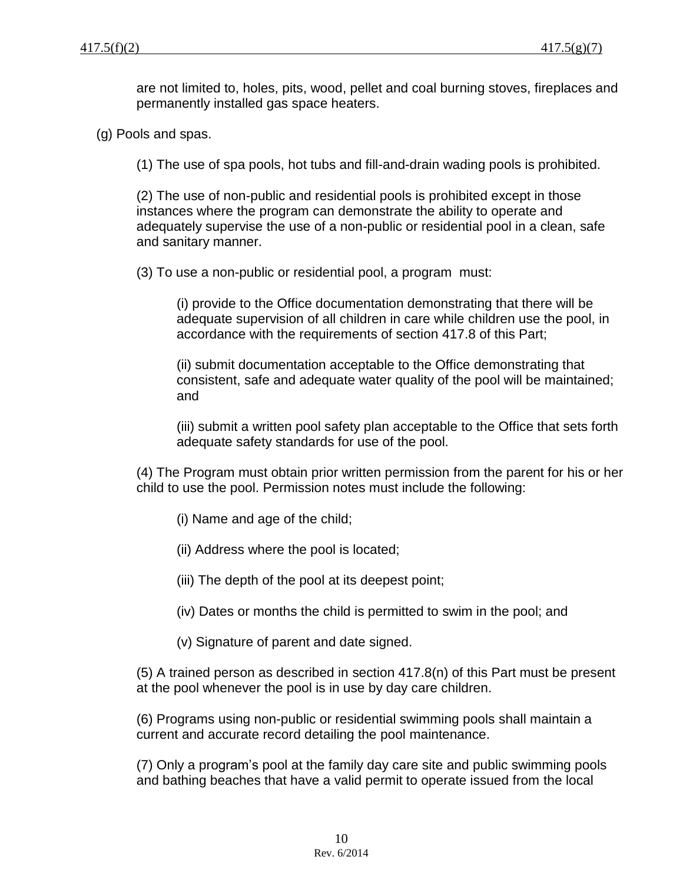are not limited to, holes, pits, wood, pellet and coal burning stoves, fireplaces and permanently installed gas space heaters.

(g) Pools and spas.

(1) The use of spa pools, hot tubs and fill-and-drain wading pools is prohibited.

(2) The use of non-public and residential pools is prohibited except in those instances where the program can demonstrate the ability to operate and adequately supervise the use of a non-public or residential pool in a clean, safe and sanitary manner.

(3) To use a non-public or residential pool, a program must:

(i) provide to the Office documentation demonstrating that there will be adequate supervision of all children in care while children use the pool, in accordance with the requirements of section 417.8 of this Part;

(ii) submit documentation acceptable to the Office demonstrating that consistent, safe and adequate water quality of the pool will be maintained; and

(iii) submit a written pool safety plan acceptable to the Office that sets forth adequate safety standards for use of the pool.

(4) The Program must obtain prior written permission from the parent for his or her child to use the pool. Permission notes must include the following:

(i) Name and age of the child;

(ii) Address where the pool is located;

(iii) The depth of the pool at its deepest point;

(iv) Dates or months the child is permitted to swim in the pool; and

(v) Signature of parent and date signed.

(5) A trained person as described in section 417.8(n) of this Part must be present at the pool whenever the pool is in use by day care children.

(6) Programs using non-public or residential swimming pools shall maintain a current and accurate record detailing the pool maintenance.

(7) Only a program's pool at the family day care site and public swimming pools and bathing beaches that have a valid permit to operate issued from the local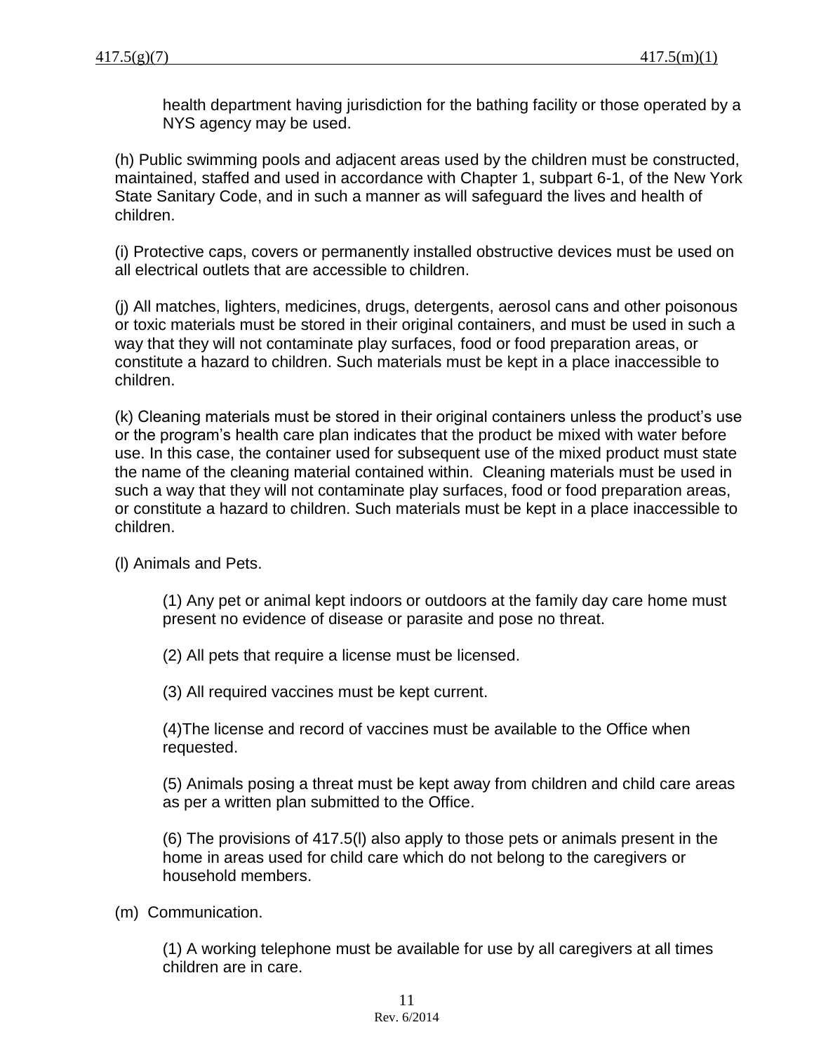health department having jurisdiction for the bathing facility or those operated by a NYS agency may be used.

(h) Public swimming pools and adjacent areas used by the children must be constructed, maintained, staffed and used in accordance with Chapter 1, subpart 6-1, of the New York State Sanitary Code, and in such a manner as will safeguard the lives and health of children.

(i) Protective caps, covers or permanently installed obstructive devices must be used on all electrical outlets that are accessible to children.

(j) All matches, lighters, medicines, drugs, detergents, aerosol cans and other poisonous or toxic materials must be stored in their original containers, and must be used in such a way that they will not contaminate play surfaces, food or food preparation areas, or constitute a hazard to children. Such materials must be kept in a place inaccessible to children.

(k) Cleaning materials must be stored in their original containers unless the product's use or the program's health care plan indicates that the product be mixed with water before use. In this case, the container used for subsequent use of the mixed product must state the name of the cleaning material contained within. Cleaning materials must be used in such a way that they will not contaminate play surfaces, food or food preparation areas, or constitute a hazard to children. Such materials must be kept in a place inaccessible to children.

(l) Animals and Pets.

(1) Any pet or animal kept indoors or outdoors at the family day care home must present no evidence of disease or parasite and pose no threat.

(2) All pets that require a license must be licensed.

(3) All required vaccines must be kept current.

(4)The license and record of vaccines must be available to the Office when requested.

(5) Animals posing a threat must be kept away from children and child care areas as per a written plan submitted to the Office.

(6) The provisions of 417.5(l) also apply to those pets or animals present in the home in areas used for child care which do not belong to the caregivers or household members.

(m) Communication.

(1) A working telephone must be available for use by all caregivers at all times children are in care.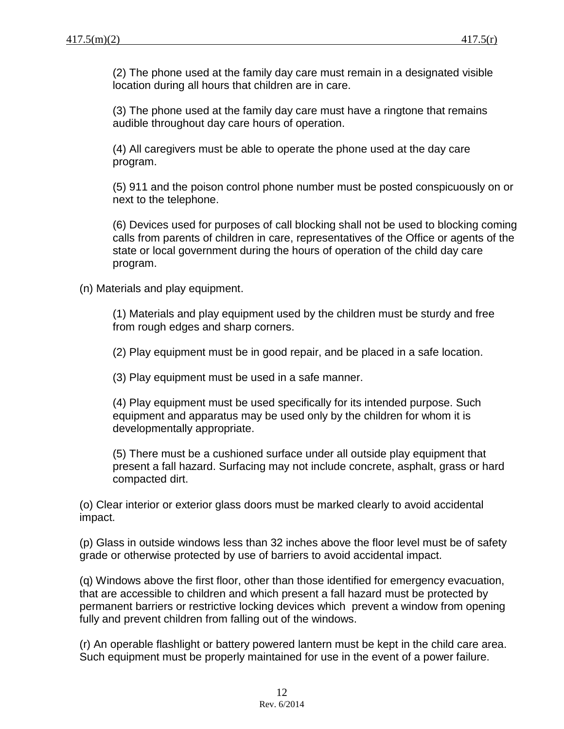(2) The phone used at the family day care must remain in a designated visible location during all hours that children are in care.

(3) The phone used at the family day care must have a ringtone that remains audible throughout day care hours of operation.

(4) All caregivers must be able to operate the phone used at the day care program.

(5) 911 and the poison control phone number must be posted conspicuously on or next to the telephone.

(6) Devices used for purposes of call blocking shall not be used to blocking coming calls from parents of children in care, representatives of the Office or agents of the state or local government during the hours of operation of the child day care program.

(n) Materials and play equipment.

(1) Materials and play equipment used by the children must be sturdy and free from rough edges and sharp corners.

(2) Play equipment must be in good repair, and be placed in a safe location.

(3) Play equipment must be used in a safe manner.

(4) Play equipment must be used specifically for its intended purpose. Such equipment and apparatus may be used only by the children for whom it is developmentally appropriate.

(5) There must be a cushioned surface under all outside play equipment that present a fall hazard. Surfacing may not include concrete, asphalt, grass or hard compacted dirt.

(o) Clear interior or exterior glass doors must be marked clearly to avoid accidental impact.

(p) Glass in outside windows less than 32 inches above the floor level must be of safety grade or otherwise protected by use of barriers to avoid accidental impact.

(q) Windows above the first floor, other than those identified for emergency evacuation, that are accessible to children and which present a fall hazard must be protected by permanent barriers or restrictive locking devices which prevent a window from opening fully and prevent children from falling out of the windows.

(r) An operable flashlight or battery powered lantern must be kept in the child care area. Such equipment must be properly maintained for use in the event of a power failure.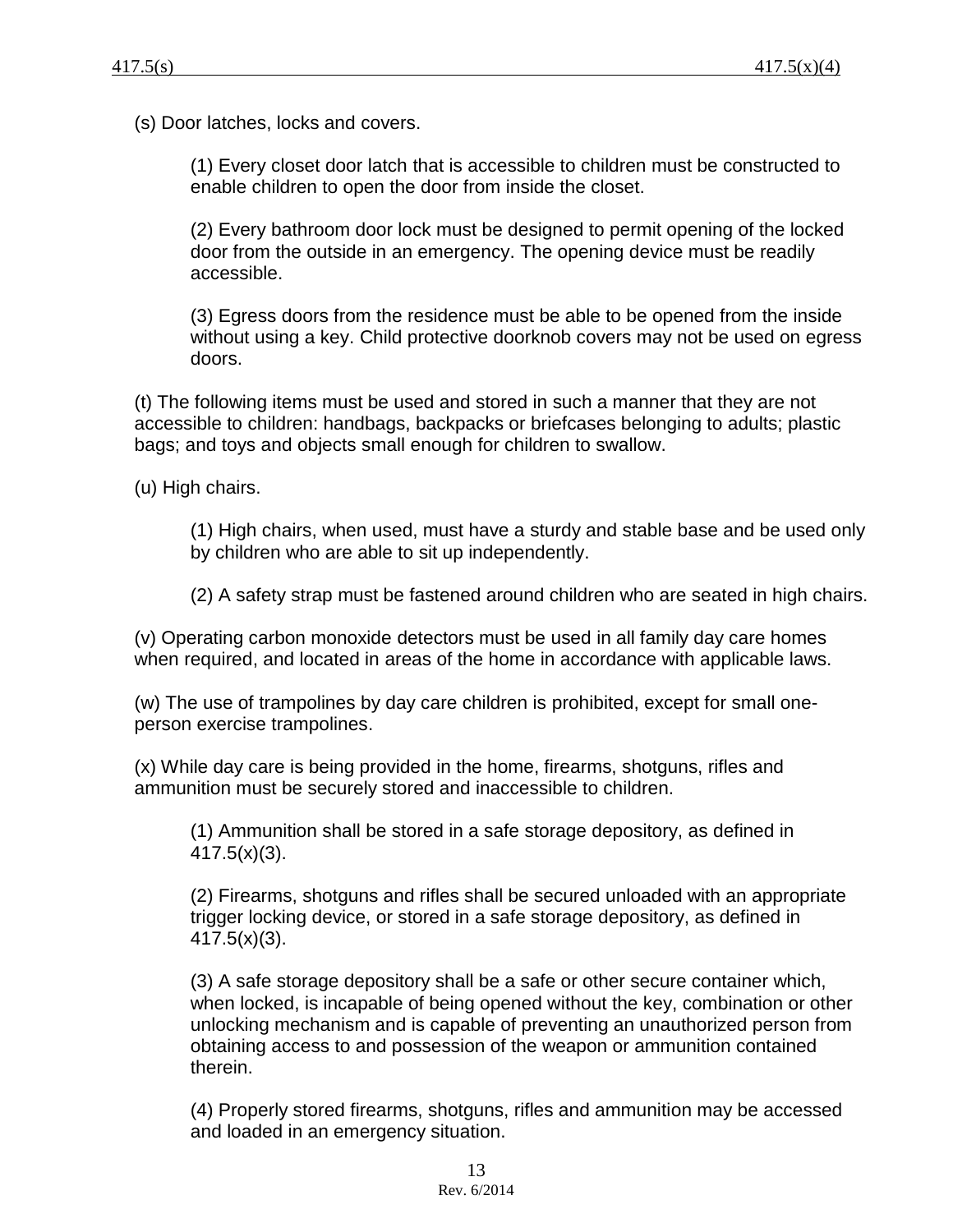(s) Door latches, locks and covers.

(1) Every closet door latch that is accessible to children must be constructed to enable children to open the door from inside the closet.

(2) Every bathroom door lock must be designed to permit opening of the locked door from the outside in an emergency. The opening device must be readily accessible.

(3) Egress doors from the residence must be able to be opened from the inside without using a key. Child protective doorknob covers may not be used on egress doors.

(t) The following items must be used and stored in such a manner that they are not accessible to children: handbags, backpacks or briefcases belonging to adults; plastic bags; and toys and objects small enough for children to swallow.

(u) High chairs.

(1) High chairs, when used, must have a sturdy and stable base and be used only by children who are able to sit up independently.

(2) A safety strap must be fastened around children who are seated in high chairs.

(v) Operating carbon monoxide detectors must be used in all family day care homes when required, and located in areas of the home in accordance with applicable laws.

(w) The use of trampolines by day care children is prohibited, except for small one-person exercise trampolines.

(x) While day care is being provided in the home, firearms, shotguns, rifles and ammunition must be securely stored and inaccessible to children.

(1) Ammunition shall be stored in a safe storage depository, as defined in 417.5(x)(3).

(2) Firearms, shotguns and rifles shall be secured unloaded with an appropriate trigger locking device, or stored in a safe storage depository, as defined in 417.5(x)(3).

(3) A safe storage depository shall be a safe or other secure container which, when locked, is incapable of being opened without the key, combination or other unlocking mechanism and is capable of preventing an unauthorized person from obtaining access to and possession of the weapon or ammunition contained therein.

(4) Properly stored firearms, shotguns, rifles and ammunition may be accessed and loaded in an emergency situation.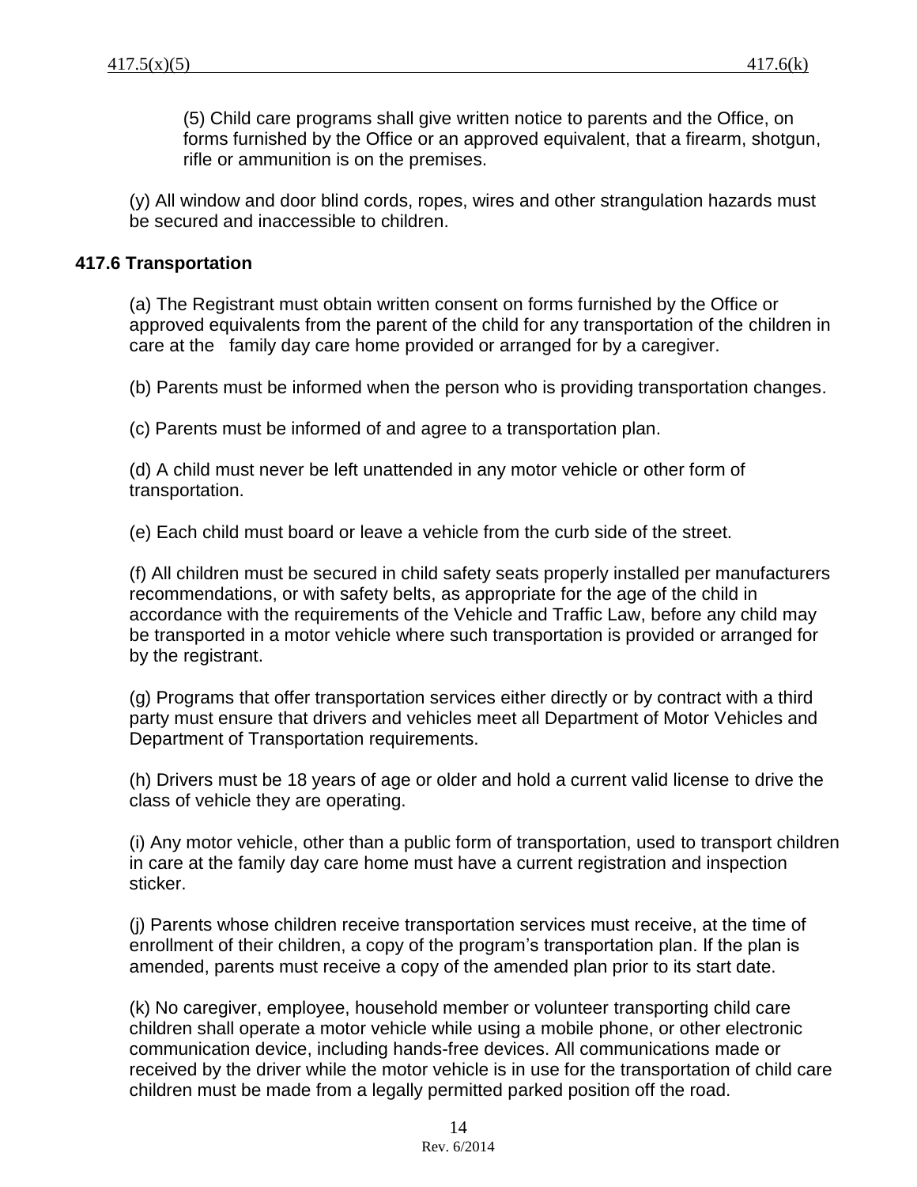(5) Child care programs shall give written notice to parents and the Office, on forms furnished by the Office or an approved equivalent, that a firearm, shotgun, rifle or ammunition is on the premises.

(y) All window and door blind cords, ropes, wires and other strangulation hazards must be secured and inaccessible to children.

## 417.6 Transportation

(a) The Registrant must obtain written consent on forms furnished by the Office or approved equivalents from the parent of the child for any transportation of the children in care at the family day care home provided or arranged for by a caregiver.

(b) Parents must be informed when the person who is providing transportation changes.

(c) Parents must be informed of and agree to a transportation plan.

(d) A child must never be left unattended in any motor vehicle or other form of transportation.

(e) Each child must board or leave a vehicle from the curb side of the street.

(f) All children must be secured in child safety seats properly installed per manufacturers recommendations, or with safety belts, as appropriate for the age of the child in accordance with the requirements of the Vehicle and Traffic Law, before any child may be transported in a motor vehicle where such transportation is provided or arranged for by the registrant.

(g) Programs that offer transportation services either directly or by contract with a third party must ensure that drivers and vehicles meet all Department of Motor Vehicles and Department of Transportation requirements.

(h) Drivers must be 18 years of age or older and hold a current valid license to drive the class of vehicle they are operating.

(i) Any motor vehicle, other than a public form of transportation, used to transport children in care at the family day care home must have a current registration and inspection sticker.

(j) Parents whose children receive transportation services must receive, at the time of enrollment of their children, a copy of the program's transportation plan. If the plan is amended, parents must receive a copy of the amended plan prior to its start date.

(k) No caregiver, employee, household member or volunteer transporting child care children shall operate a motor vehicle while using a mobile phone, or other electronic communication device, including hands-free devices. All communications made or received by the driver while the motor vehicle is in use for the transportation of child care children must be made from a legally permitted parked position off the road.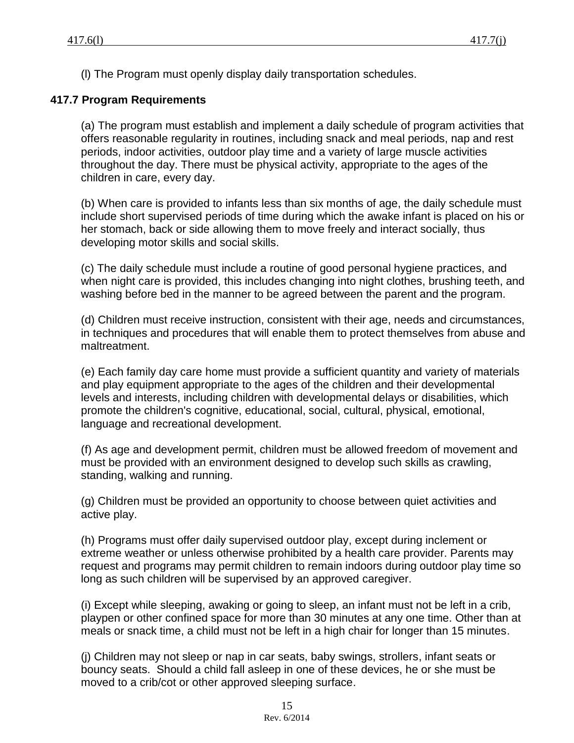(l) The Program must openly display daily transportation schedules.

**417.7 Program Requirements**

(a) The program must establish and implement a daily schedule of program activities that offers reasonable regularity in routines, including snack and meal periods, nap and rest periods, indoor activities, outdoor play time and a variety of large muscle activities throughout the day. There must be physical activity, appropriate to the ages of the children in care, every day.

(b) When care is provided to infants less than six months of age, the daily schedule must include short supervised periods of time during which the awake infant is placed on his or her stomach, back or side allowing them to move freely and interact socially, thus developing motor skills and social skills.

(c) The daily schedule must include a routine of good personal hygiene practices, and when night care is provided, this includes changing into night clothes, brushing teeth, and washing before bed in the manner to be agreed between the parent and the program.

(d) Children must receive instruction, consistent with their age, needs and circumstances, in techniques and procedures that will enable them to protect themselves from abuse and maltreatment.

(e) Each family day care home must provide a sufficient quantity and variety of materials and play equipment appropriate to the ages of the children and their developmental levels and interests, including children with developmental delays or disabilities, which promote the children's cognitive, educational, social, cultural, physical, emotional, language and recreational development.

(f) As age and development permit, children must be allowed freedom of movement and must be provided with an environment designed to develop such skills as crawling, standing, walking and running.

(g) Children must be provided an opportunity to choose between quiet activities and active play.

(h) Programs must offer daily supervised outdoor play, except during inclement or extreme weather or unless otherwise prohibited by a health care provider. Parents may request and programs may permit children to remain indoors during outdoor play time so long as such children will be supervised by an approved caregiver.

(i) Except while sleeping, awaking or going to sleep, an infant must not be left in a crib, playpen or other confined space for more than 30 minutes at any one time. Other than at meals or snack time, a child must not be left in a high chair for longer than 15 minutes.

(j) Children may not sleep or nap in car seats, baby swings, strollers, infant seats or bouncy seats. Should a child fall asleep in one of these devices, he or she must be moved to a crib/cot or other approved sleeping surface.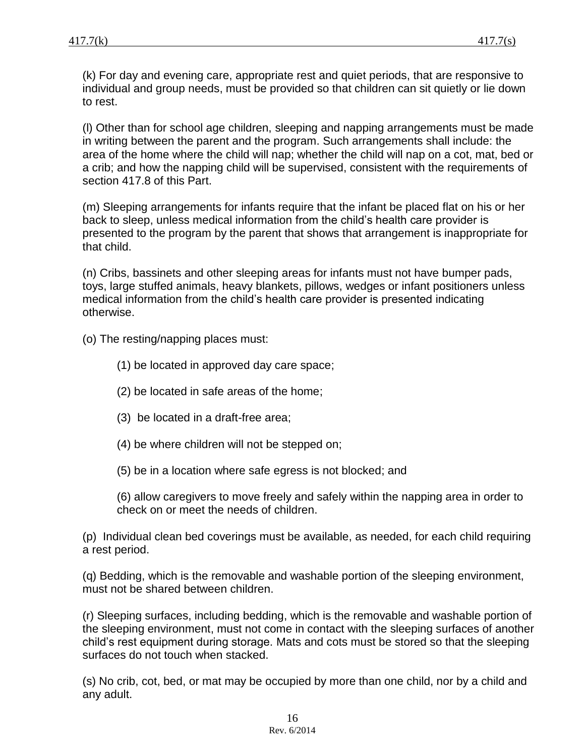(k) For day and evening care, appropriate rest and quiet periods, that are responsive to individual and group needs, must be provided so that children can sit quietly or lie down to rest.

(l) Other than for school age children, sleeping and napping arrangements must be made in writing between the parent and the program. Such arrangements shall include: the area of the home where the child will nap; whether the child will nap on a cot, mat, bed or a crib; and how the napping child will be supervised, consistent with the requirements of section 417.8 of this Part.

(m) Sleeping arrangements for infants require that the infant be placed flat on his or her back to sleep, unless medical information from the child's health care provider is presented to the program by the parent that shows that arrangement is inappropriate for that child.

(n) Cribs, bassinets and other sleeping areas for infants must not have bumper pads, toys, large stuffed animals, heavy blankets, pillows, wedges or infant positioners unless medical information from the child's health care provider is presented indicating otherwise.

(o) The resting/napping places must:

(1) be located in approved day care space;

(2) be located in safe areas of the home;

(3) be located in a draft-free area;

(4) be where children will not be stepped on;

(5) be in a location where safe egress is not blocked; and

(6) allow caregivers to move freely and safely within the napping area in order to check on or meet the needs of children.

(p) Individual clean bed coverings must be available, as needed, for each child requiring a rest period.

(q) Bedding, which is the removable and washable portion of the sleeping environment, must not be shared between children.

(r) Sleeping surfaces, including bedding, which is the removable and washable portion of the sleeping environment, must not come in contact with the sleeping surfaces of another child's rest equipment during storage. Mats and cots must be stored so that the sleeping surfaces do not touch when stacked.

(s) No crib, cot, bed, or mat may be occupied by more than one child, nor by a child and any adult.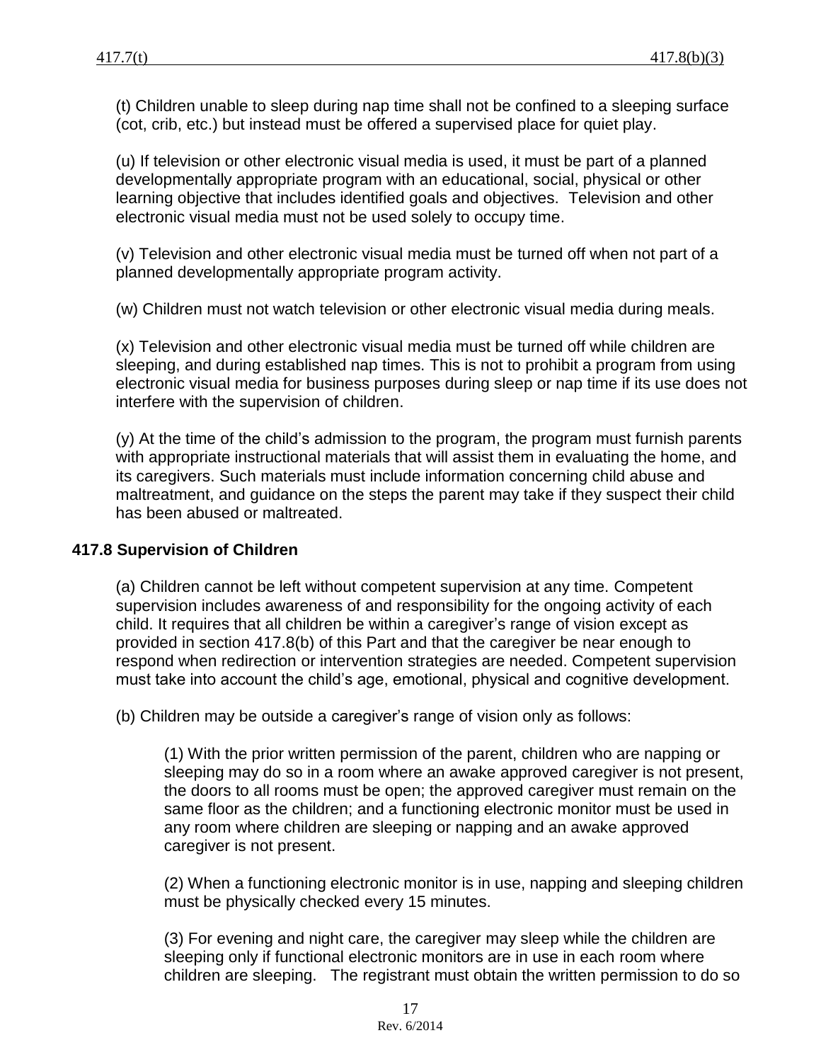(t) Children unable to sleep during nap time shall not be confined to a sleeping surface (cot, crib, etc.) but instead must be offered a supervised place for quiet play.

(u) If television or other electronic visual media is used, it must be part of a planned developmentally appropriate program with an educational, social, physical or other learning objective that includes identified goals and objectives. Television and other electronic visual media must not be used solely to occupy time.

(v) Television and other electronic visual media must be turned off when not part of a planned developmentally appropriate program activity.

(w) Children must not watch television or other electronic visual media during meals.

(x) Television and other electronic visual media must be turned off while children are sleeping, and during established nap times. This is not to prohibit a program from using electronic visual media for business purposes during sleep or nap time if its use does not interfere with the supervision of children.

(y) At the time of the child's admission to the program, the program must furnish parents with appropriate instructional materials that will assist them in evaluating the home, and its caregivers. Such materials must include information concerning child abuse and maltreatment, and guidance on the steps the parent may take if they suspect their child has been abused or maltreated.

**417.8 Supervision of Children**

(a) Children cannot be left without competent supervision at any time. Competent supervision includes awareness of and responsibility for the ongoing activity of each child. It requires that all children be within a caregiver's range of vision except as provided in section 417.8(b) of this Part and that the caregiver be near enough to respond when redirection or intervention strategies are needed. Competent supervision must take into account the child's age, emotional, physical and cognitive development.

(b) Children may be outside a caregiver's range of vision only as follows:

(1) With the prior written permission of the parent, children who are napping or sleeping may do so in a room where an awake approved caregiver is not present, the doors to all rooms must be open; the approved caregiver must remain on the same floor as the children; and a functioning electronic monitor must be used in any room where children are sleeping or napping and an awake approved caregiver is not present.

(2) When a functioning electronic monitor is in use, napping and sleeping children must be physically checked every 15 minutes.

(3) For evening and night care, the caregiver may sleep while the children are sleeping only if functional electronic monitors are in use in each room where children are sleeping. The registrant must obtain the written permission to do so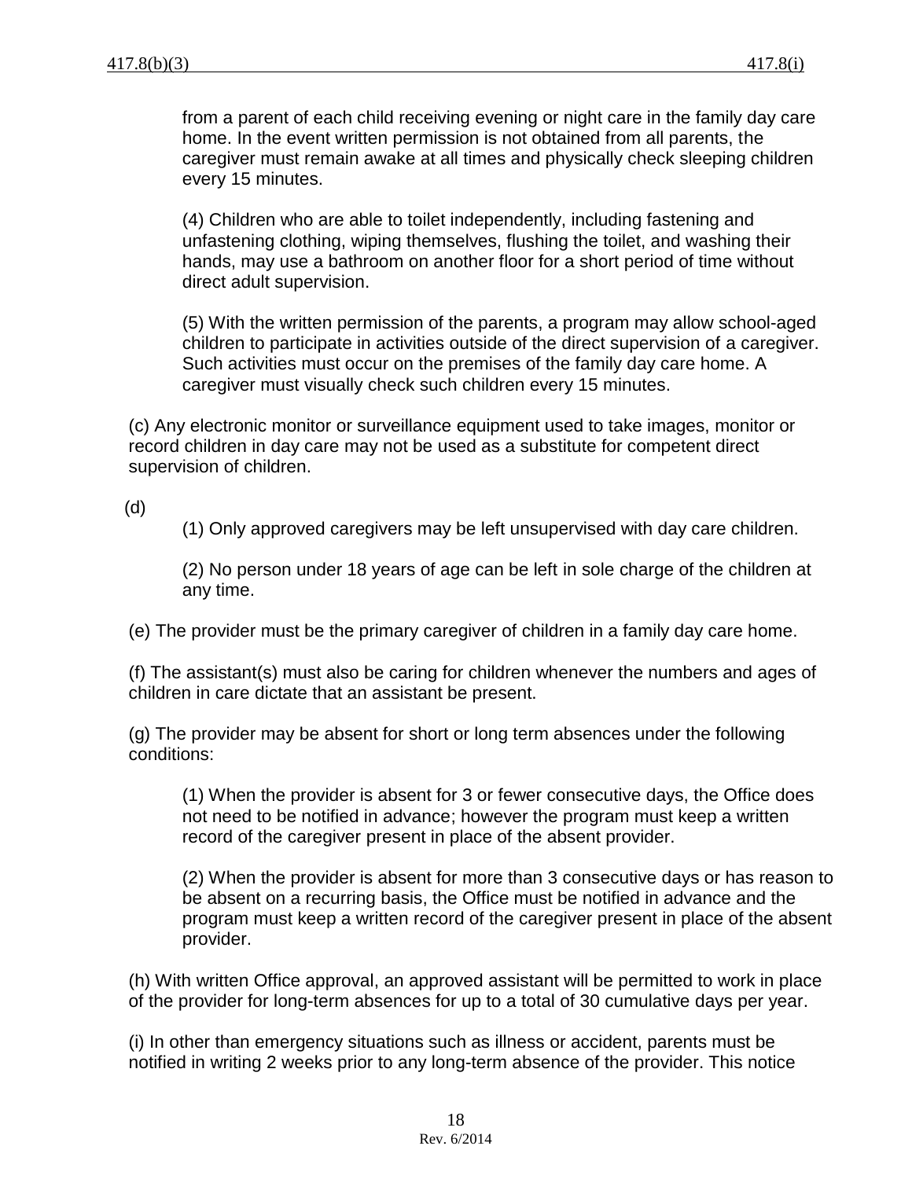from a parent of each child receiving evening or night care in the family day care home. In the event written permission is not obtained from all parents, the caregiver must remain awake at all times and physically check sleeping children every 15 minutes.

(4) Children who are able to toilet independently, including fastening and unfastening clothing, wiping themselves, flushing the toilet, and washing their hands, may use a bathroom on another floor for a short period of time without direct adult supervision.

(5) With the written permission of the parents, a program may allow school-aged children to participate in activities outside of the direct supervision of a caregiver. Such activities must occur on the premises of the family day care home. A caregiver must visually check such children every 15 minutes.

(c) Any electronic monitor or surveillance equipment used to take images, monitor or record children in day care may not be used as a substitute for competent direct supervision of children.

(d)

(1) Only approved caregivers may be left unsupervised with day care children.

(2) No person under 18 years of age can be left in sole charge of the children at any time.

(e) The provider must be the primary caregiver of children in a family day care home.

(f) The assistant(s) must also be caring for children whenever the numbers and ages of children in care dictate that an assistant be present.

(g) The provider may be absent for short or long term absences under the following conditions:

(1) When the provider is absent for 3 or fewer consecutive days, the Office does not need to be notified in advance; however the program must keep a written record of the caregiver present in place of the absent provider.

(2) When the provider is absent for more than 3 consecutive days or has reason to be absent on a recurring basis, the Office must be notified in advance and the program must keep a written record of the caregiver present in place of the absent provider.

(h) With written Office approval, an approved assistant will be permitted to work in place of the provider for long-term absences for up to a total of 30 cumulative days per year.

(i) In other than emergency situations such as illness or accident, parents must be notified in writing 2 weeks prior to any long-term absence of the provider. This notice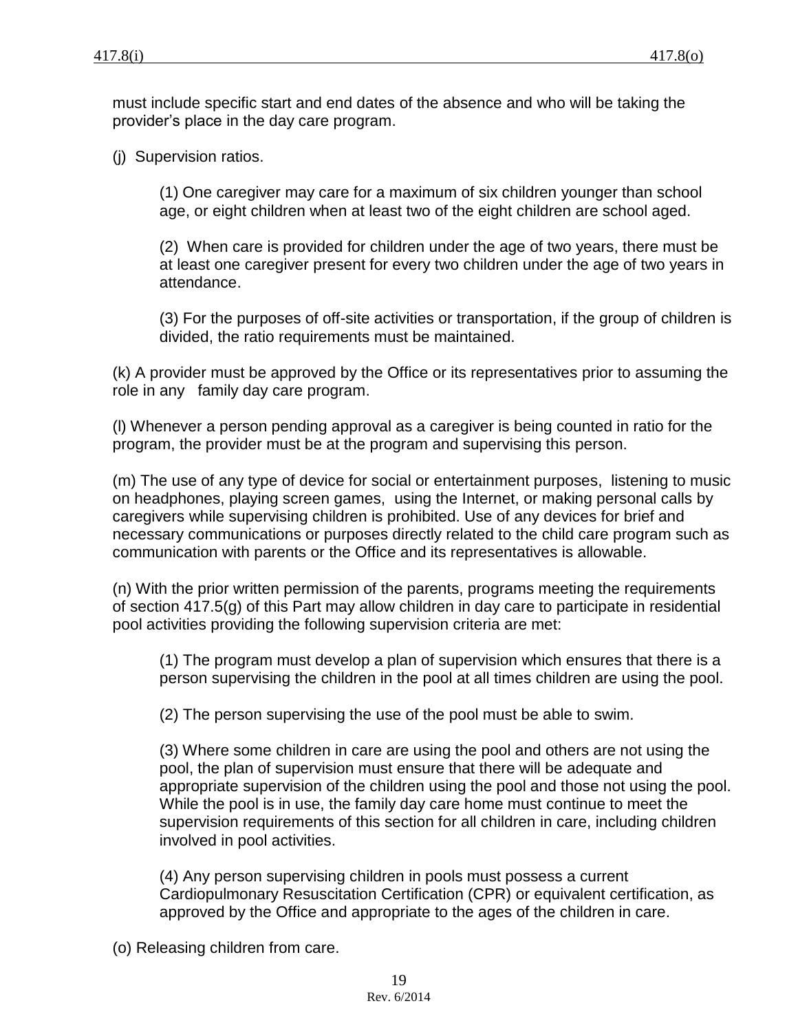must include specific start and end dates of the absence and who will be taking the provider's place in the day care program.

(j) Supervision ratios.

(1) One caregiver may care for a maximum of six children younger than school age, or eight children when at least two of the eight children are school aged.

(2) When care is provided for children under the age of two years, there must be at least one caregiver present for every two children under the age of two years in attendance.

(3) For the purposes of off-site activities or transportation, if the group of children is divided, the ratio requirements must be maintained.

(k) A provider must be approved by the Office or its representatives prior to assuming the role in any family day care program.

(l) Whenever a person pending approval as a caregiver is being counted in ratio for the program, the provider must be at the program and supervising this person.

(m) The use of any type of device for social or entertainment purposes, listening to music on headphones, playing screen games, using the Internet, or making personal calls by caregivers while supervising children is prohibited. Use of any devices for brief and necessary communications or purposes directly related to the child care program such as communication with parents or the Office and its representatives is allowable.

(n) With the prior written permission of the parents, programs meeting the requirements of section 417.5(g) of this Part may allow children in day care to participate in residential pool activities providing the following supervision criteria are met:

(1) The program must develop a plan of supervision which ensures that there is a person supervising the children in the pool at all times children are using the pool.

(2) The person supervising the use of the pool must be able to swim.

(3) Where some children in care are using the pool and others are not using the pool, the plan of supervision must ensure that there will be adequate and appropriate supervision of the children using the pool and those not using the pool. While the pool is in use, the family day care home must continue to meet the supervision requirements of this section for all children in care, including children involved in pool activities.

(4) Any person supervising children in pools must possess a current Cardiopulmonary Resuscitation Certification (CPR) or equivalent certification, as approved by the Office and appropriate to the ages of the children in care.

(o) Releasing children from care.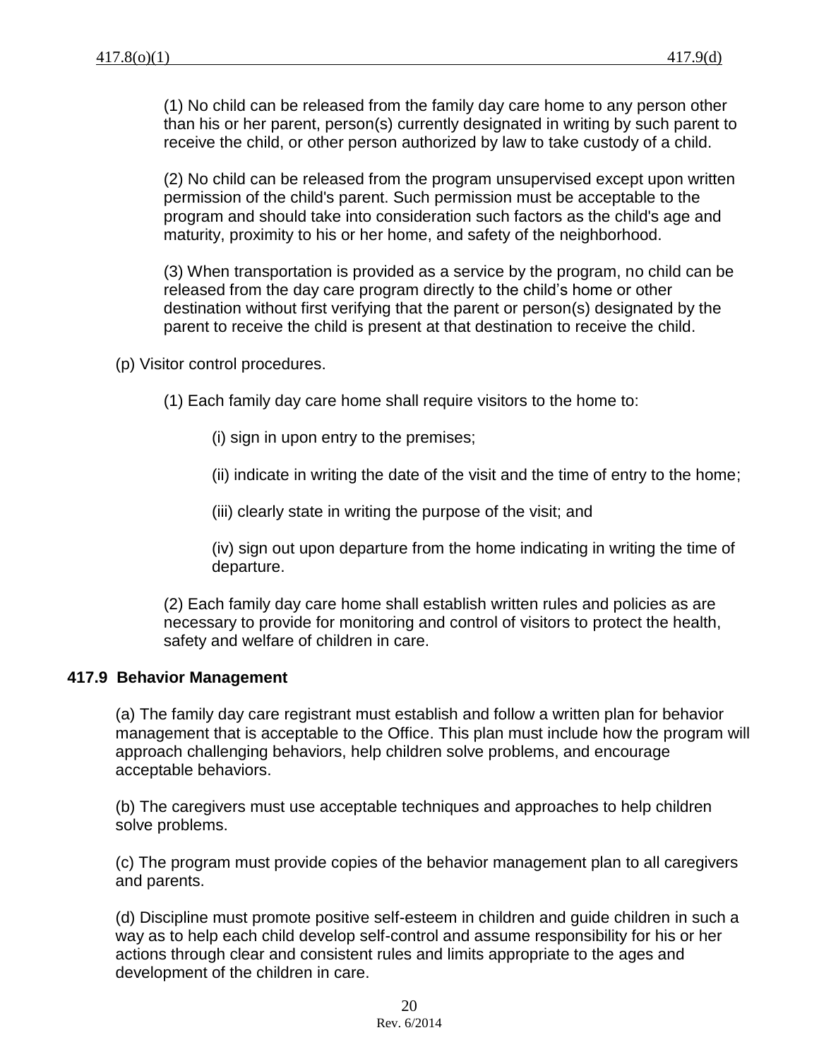(1) No child can be released from the family day care home to any person other than his or her parent, person(s) currently designated in writing by such parent to receive the child, or other person authorized by law to take custody of a child.

(2) No child can be released from the program unsupervised except upon written permission of the child's parent. Such permission must be acceptable to the program and should take into consideration such factors as the child's age and maturity, proximity to his or her home, and safety of the neighborhood.

(3) When transportation is provided as a service by the program, no child can be released from the day care program directly to the child's home or other destination without first verifying that the parent or person(s) designated by the parent to receive the child is present at that destination to receive the child.

(p) Visitor control procedures.

(1) Each family day care home shall require visitors to the home to:

(i) sign in upon entry to the premises;

(ii) indicate in writing the date of the visit and the time of entry to the home;

(iii) clearly state in writing the purpose of the visit; and

(iv) sign out upon departure from the home indicating in writing the time of departure.

(2) Each family day care home shall establish written rules and policies as are necessary to provide for monitoring and control of visitors to protect the health, safety and welfare of children in care.

## 417.9 Behavior Management

(a) The family day care registrant must establish and follow a written plan for behavior management that is acceptable to the Office. This plan must include how the program will approach challenging behaviors, help children solve problems, and encourage acceptable behaviors.

(b) The caregivers must use acceptable techniques and approaches to help children solve problems.

(c) The program must provide copies of the behavior management plan to all caregivers and parents.

(d) Discipline must promote positive self-esteem in children and guide children in such a way as to help each child develop self-control and assume responsibility for his or her actions through clear and consistent rules and limits appropriate to the ages and development of the children in care.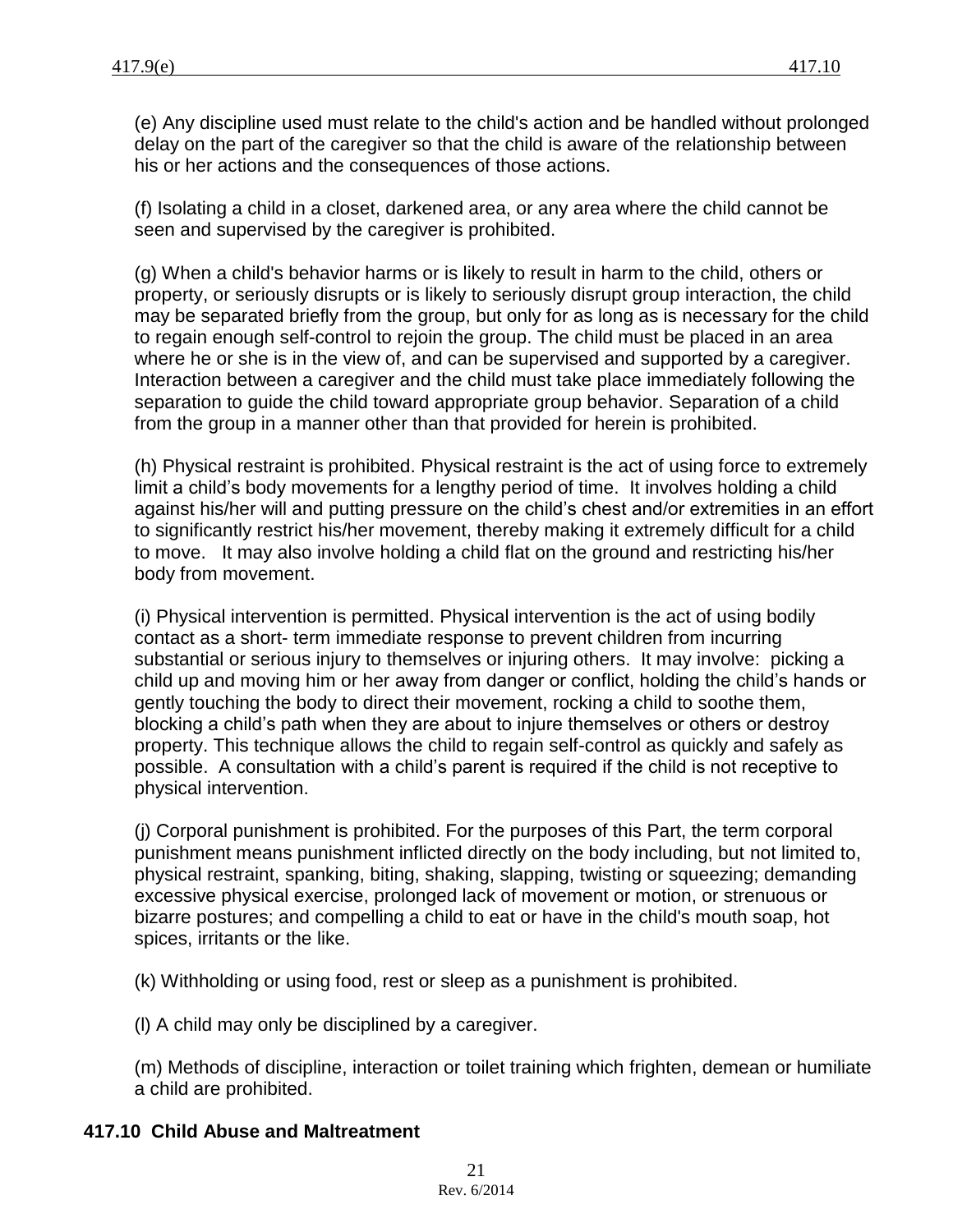(e) Any discipline used must relate to the child's action and be handled without prolonged delay on the part of the caregiver so that the child is aware of the relationship between his or her actions and the consequences of those actions.

(f) Isolating a child in a closet, darkened area, or any area where the child cannot be seen and supervised by the caregiver is prohibited.

(g) When a child's behavior harms or is likely to result in harm to the child, others or property, or seriously disrupts or is likely to seriously disrupt group interaction, the child may be separated briefly from the group, but only for as long as is necessary for the child to regain enough self-control to rejoin the group. The child must be placed in an area where he or she is in the view of, and can be supervised and supported by a caregiver. Interaction between a caregiver and the child must take place immediately following the separation to guide the child toward appropriate group behavior. Separation of a child from the group in a manner other than that provided for herein is prohibited.

(h) Physical restraint is prohibited. Physical restraint is the act of using force to extremely limit a child's body movements for a lengthy period of time. It involves holding a child against his/her will and putting pressure on the child's chest and/or extremities in an effort to significantly restrict his/her movement, thereby making it extremely difficult for a child to move. It may also involve holding a child flat on the ground and restricting his/her body from movement.

(i) Physical intervention is permitted. Physical intervention is the act of using bodily contact as a short- term immediate response to prevent children from incurring substantial or serious injury to themselves or injuring others. It may involve: picking a child up and moving him or her away from danger or conflict, holding the child's hands or gently touching the body to direct their movement, rocking a child to soothe them, blocking a child's path when they are about to injure themselves or others or destroy property. This technique allows the child to regain self-control as quickly and safely as possible. A consultation with a child's parent is required if the child is not receptive to physical intervention.

(j) Corporal punishment is prohibited. For the purposes of this Part, the term corporal punishment means punishment inflicted directly on the body including, but not limited to, physical restraint, spanking, biting, shaking, slapping, twisting or squeezing; demanding excessive physical exercise, prolonged lack of movement or motion, or strenuous or bizarre postures; and compelling a child to eat or have in the child's mouth soap, hot spices, irritants or the like.

(k) Withholding or using food, rest or sleep as a punishment is prohibited.

(l) A child may only be disciplined by a caregiver.

(m) Methods of discipline, interaction or toilet training which frighten, demean or humiliate a child are prohibited.

## 417.10 Child Abuse and Maltreatment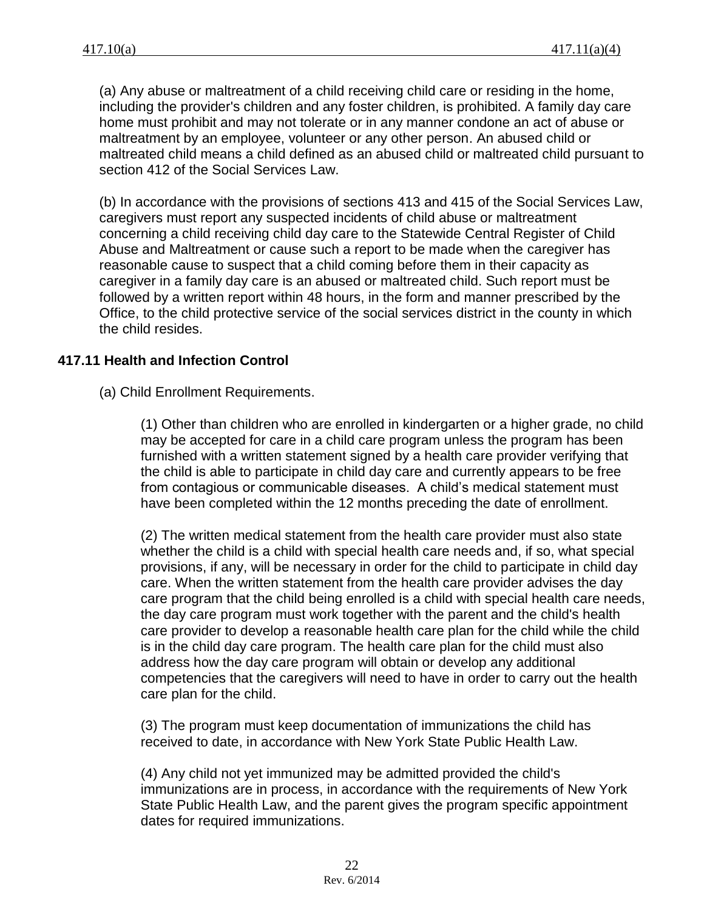(a) Any abuse or maltreatment of a child receiving child care or residing in the home, including the provider's children and any foster children, is prohibited. A family day care home must prohibit and may not tolerate or in any manner condone an act of abuse or maltreatment by an employee, volunteer or any other person. An abused child or maltreated child means a child defined as an abused child or maltreated child pursuant to section 412 of the Social Services Law.

(b) In accordance with the provisions of sections 413 and 415 of the Social Services Law, caregivers must report any suspected incidents of child abuse or maltreatment concerning a child receiving child day care to the Statewide Central Register of Child Abuse and Maltreatment or cause such a report to be made when the caregiver has reasonable cause to suspect that a child coming before them in their capacity as caregiver in a family day care is an abused or maltreated child. Such report must be followed by a written report within 48 hours, in the form and manner prescribed by the Office, to the child protective service of the social services district in the county in which the child resides.

## 417.11 Health and Infection Control

(a) Child Enrollment Requirements.

(1) Other than children who are enrolled in kindergarten or a higher grade, no child may be accepted for care in a child care program unless the program has been furnished with a written statement signed by a health care provider verifying that the child is able to participate in child day care and currently appears to be free from contagious or communicable diseases. A child's medical statement must have been completed within the 12 months preceding the date of enrollment.

(2) The written medical statement from the health care provider must also state whether the child is a child with special health care needs and, if so, what special provisions, if any, will be necessary in order for the child to participate in child day care. When the written statement from the health care provider advises the day care program that the child being enrolled is a child with special health care needs, the day care program must work together with the parent and the child's health care provider to develop a reasonable health care plan for the child while the child is in the child day care program. The health care plan for the child must also address how the day care program will obtain or develop any additional competencies that the caregivers will need to have in order to carry out the health care plan for the child.

(3) The program must keep documentation of immunizations the child has received to date, in accordance with New York State Public Health Law.

(4) Any child not yet immunized may be admitted provided the child's immunizations are in process, in accordance with the requirements of New York State Public Health Law, and the parent gives the program specific appointment dates for required immunizations.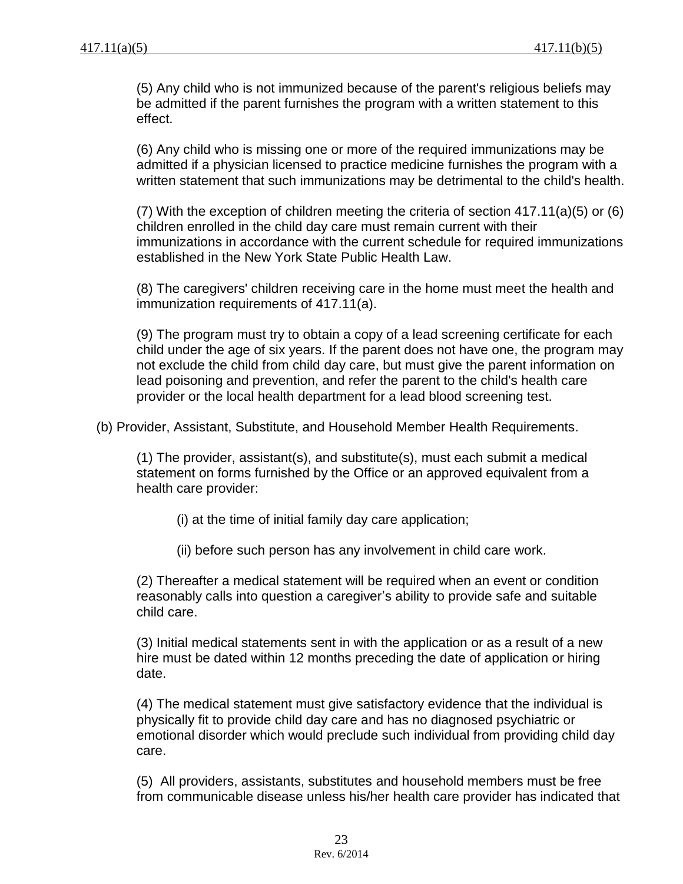(5) Any child who is not immunized because of the parent's religious beliefs may be admitted if the parent furnishes the program with a written statement to this effect.

(6) Any child who is missing one or more of the required immunizations may be admitted if a physician licensed to practice medicine furnishes the program with a written statement that such immunizations may be detrimental to the child's health.

(7) With the exception of children meeting the criteria of section 417.11(a)(5) or (6) children enrolled in the child day care must remain current with their immunizations in accordance with the current schedule for required immunizations established in the New York State Public Health Law.

(8) The caregivers' children receiving care in the home must meet the health and immunization requirements of 417.11(a).

(9) The program must try to obtain a copy of a lead screening certificate for each child under the age of six years. If the parent does not have one, the program may not exclude the child from child day care, but must give the parent information on lead poisoning and prevention, and refer the parent to the child's health care provider or the local health department for a lead blood screening test.

(b) Provider, Assistant, Substitute, and Household Member Health Requirements.

(1) The provider, assistant(s), and substitute(s), must each submit a medical statement on forms furnished by the Office or an approved equivalent from a health care provider:

(i) at the time of initial family day care application;

(ii) before such person has any involvement in child care work.

(2) Thereafter a medical statement will be required when an event or condition reasonably calls into question a caregiver's ability to provide safe and suitable child care.

(3) Initial medical statements sent in with the application or as a result of a new hire must be dated within 12 months preceding the date of application or hiring date.

(4) The medical statement must give satisfactory evidence that the individual is physically fit to provide child day care and has no diagnosed psychiatric or emotional disorder which would preclude such individual from providing child day care.

(5) All providers, assistants, substitutes and household members must be free from communicable disease unless his/her health care provider has indicated that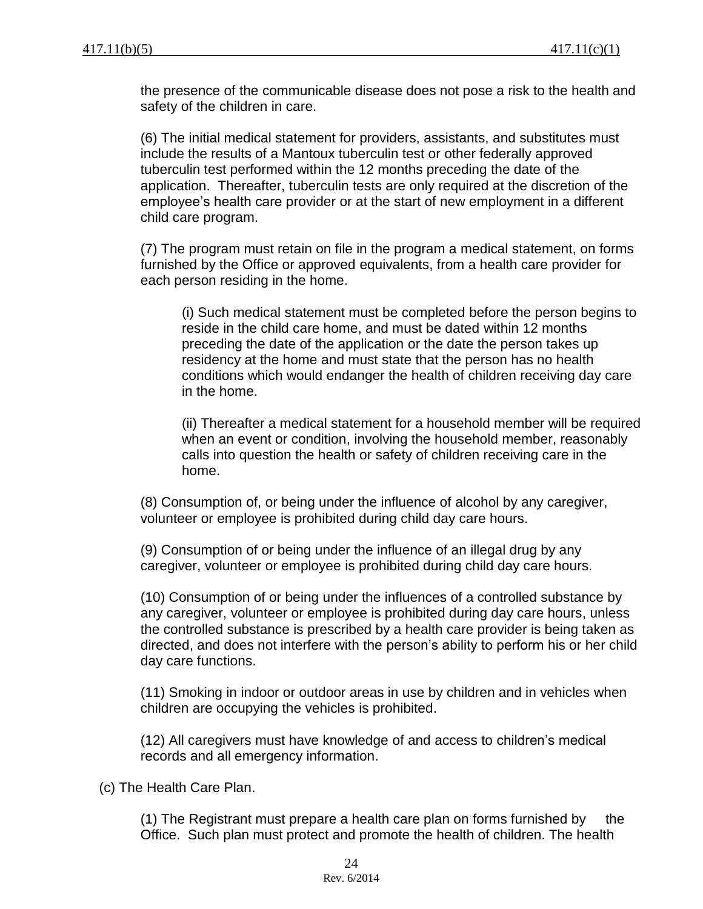the presence of the communicable disease does not pose a risk to the health and safety of the children in care.

(6) The initial medical statement for providers, assistants, and substitutes must include the results of a Mantoux tuberculin test or other federally approved tuberculin test performed within the 12 months preceding the date of the application. Thereafter, tuberculin tests are only required at the discretion of the employee's health care provider or at the start of new employment in a different child care program.

(7) The program must retain on file in the program a medical statement, on forms furnished by the Office or approved equivalents, from a health care provider for each person residing in the home.

(i) Such medical statement must be completed before the person begins to reside in the child care home, and must be dated within 12 months preceding the date of the application or the date the person takes up residency at the home and must state that the person has no health conditions which would endanger the health of children receiving day care in the home.

(ii) Thereafter a medical statement for a household member will be required when an event or condition, involving the household member, reasonably calls into question the health or safety of children receiving care in the home.

(8) Consumption of, or being under the influence of alcohol by any caregiver, volunteer or employee is prohibited during child day care hours.

(9) Consumption of or being under the influence of an illegal drug by any caregiver, volunteer or employee is prohibited during child day care hours.

(10) Consumption of or being under the influences of a controlled substance by any caregiver, volunteer or employee is prohibited during day care hours, unless the controlled substance is prescribed by a health care provider is being taken as directed, and does not interfere with the person's ability to perform his or her child day care functions.

(11) Smoking in indoor or outdoor areas in use by children and in vehicles when children are occupying the vehicles is prohibited.

(12) All caregivers must have knowledge of and access to children's medical records and all emergency information.

(c) The Health Care Plan.

(1) The Registrant must prepare a health care plan on forms furnished by the Office. Such plan must protect and promote the health of children. The health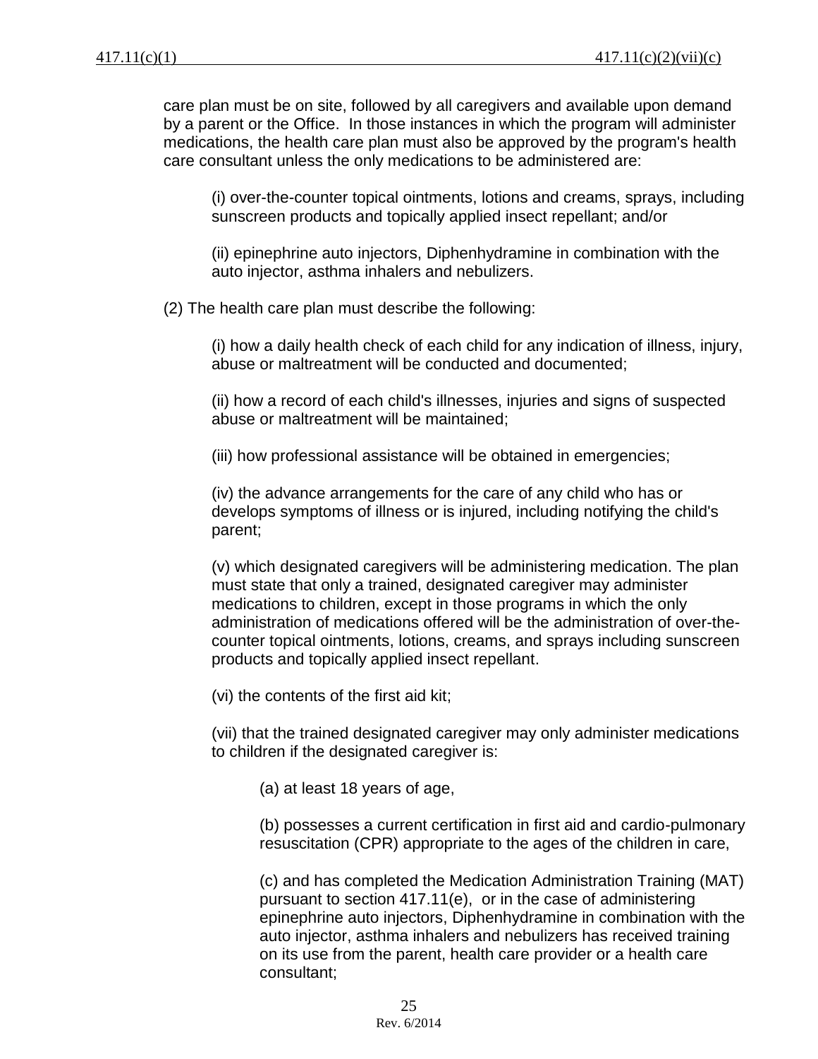care plan must be on site, followed by all caregivers and available upon demand by a parent or the Office. In those instances in which the program will administer medications, the health care plan must also be approved by the program's health care consultant unless the only medications to be administered are:

(i) over-the-counter topical ointments, lotions and creams, sprays, including sunscreen products and topically applied insect repellant; and/or

(ii) epinephrine auto injectors, Diphenhydramine in combination with the auto injector, asthma inhalers and nebulizers.

(2) The health care plan must describe the following:

(i) how a daily health check of each child for any indication of illness, injury, abuse or maltreatment will be conducted and documented;

(ii) how a record of each child's illnesses, injuries and signs of suspected abuse or maltreatment will be maintained;

(iii) how professional assistance will be obtained in emergencies;

(iv) the advance arrangements for the care of any child who has or develops symptoms of illness or is injured, including notifying the child's parent;

(v) which designated caregivers will be administering medication. The plan must state that only a trained, designated caregiver may administer medications to children, except in those programs in which the only administration of medications offered will be the administration of over-the-counter topical ointments, lotions, creams, and sprays including sunscreen products and topically applied insect repellant.

(vi) the contents of the first aid kit;

(vii) that the trained designated caregiver may only administer medications to children if the designated caregiver is:

(a) at least 18 years of age,

(b) possesses a current certification in first aid and cardio-pulmonary resuscitation (CPR) appropriate to the ages of the children in care,

(c) and has completed the Medication Administration Training (MAT) pursuant to section 417.11(e), or in the case of administering epinephrine auto injectors, Diphenhydramine in combination with the auto injector, asthma inhalers and nebulizers has received training on its use from the parent, health care provider or a health care consultant;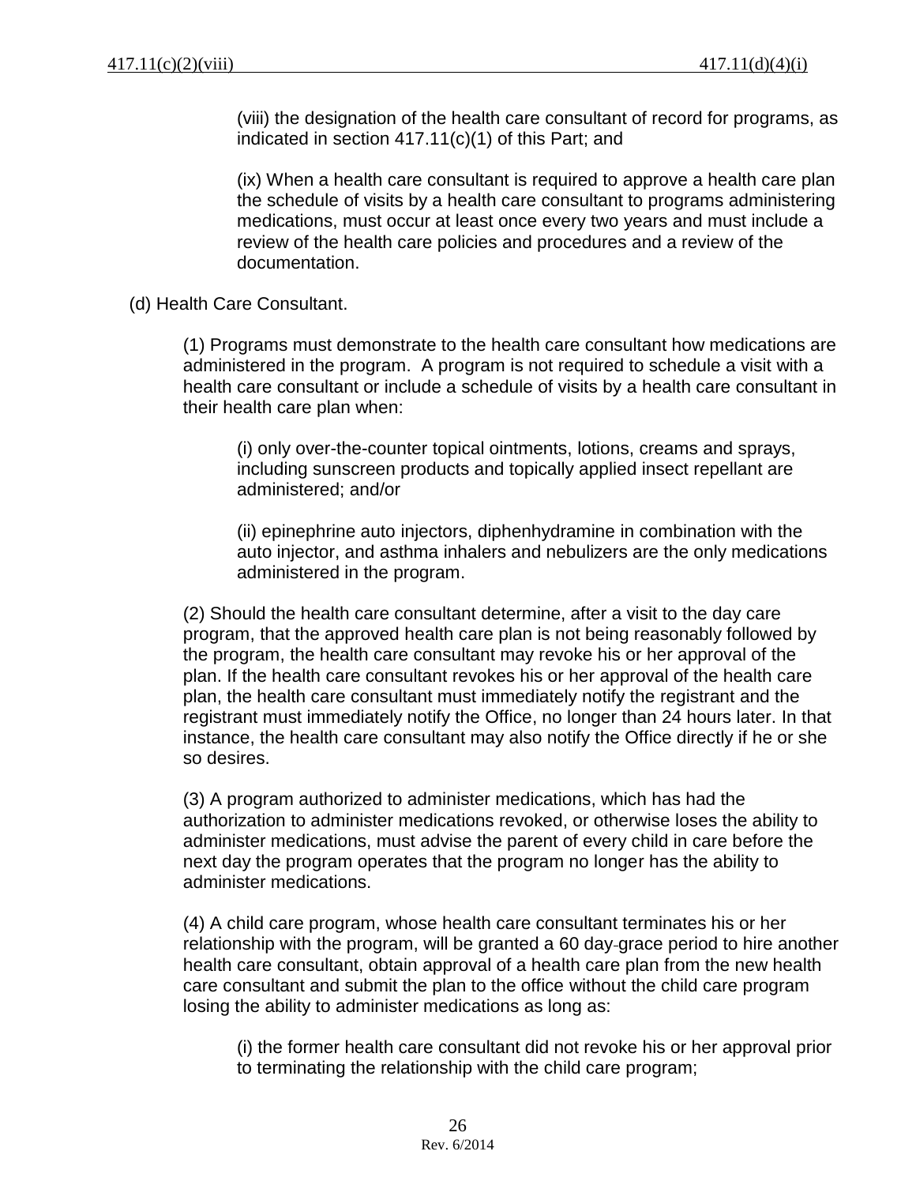(viii) the designation of the health care consultant of record for programs, as indicated in section 417.11(c)(1) of this Part; and

(ix) When a health care consultant is required to approve a health care plan the schedule of visits by a health care consultant to programs administering medications, must occur at least once every two years and must include a review of the health care policies and procedures and a review of the documentation.

(d) Health Care Consultant.

(1) Programs must demonstrate to the health care consultant how medications are administered in the program. A program is not required to schedule a visit with a health care consultant or include a schedule of visits by a health care consultant in their health care plan when:

(i) only over-the-counter topical ointments, lotions, creams and sprays, including sunscreen products and topically applied insect repellant are administered; and/or

(ii) epinephrine auto injectors, diphenhydramine in combination with the auto injector, and asthma inhalers and nebulizers are the only medications administered in the program.

(2) Should the health care consultant determine, after a visit to the day care program, that the approved health care plan is not being reasonably followed by the program, the health care consultant may revoke his or her approval of the plan. If the health care consultant revokes his or her approval of the health care plan, the health care consultant must immediately notify the registrant and the registrant must immediately notify the Office, no longer than 24 hours later. In that instance, the health care consultant may also notify the Office directly if he or she so desires.

(3) A program authorized to administer medications, which has had the authorization to administer medications revoked, or otherwise loses the ability to administer medications, must advise the parent of every child in care before the next day the program operates that the program no longer has the ability to administer medications.

(4) A child care program, whose health care consultant terminates his or her relationship with the program, will be granted a 60 day-grace period to hire another health care consultant, obtain approval of a health care plan from the new health care consultant and submit the plan to the office without the child care program losing the ability to administer medications as long as:

(i) the former health care consultant did not revoke his or her approval prior to terminating the relationship with the child care program;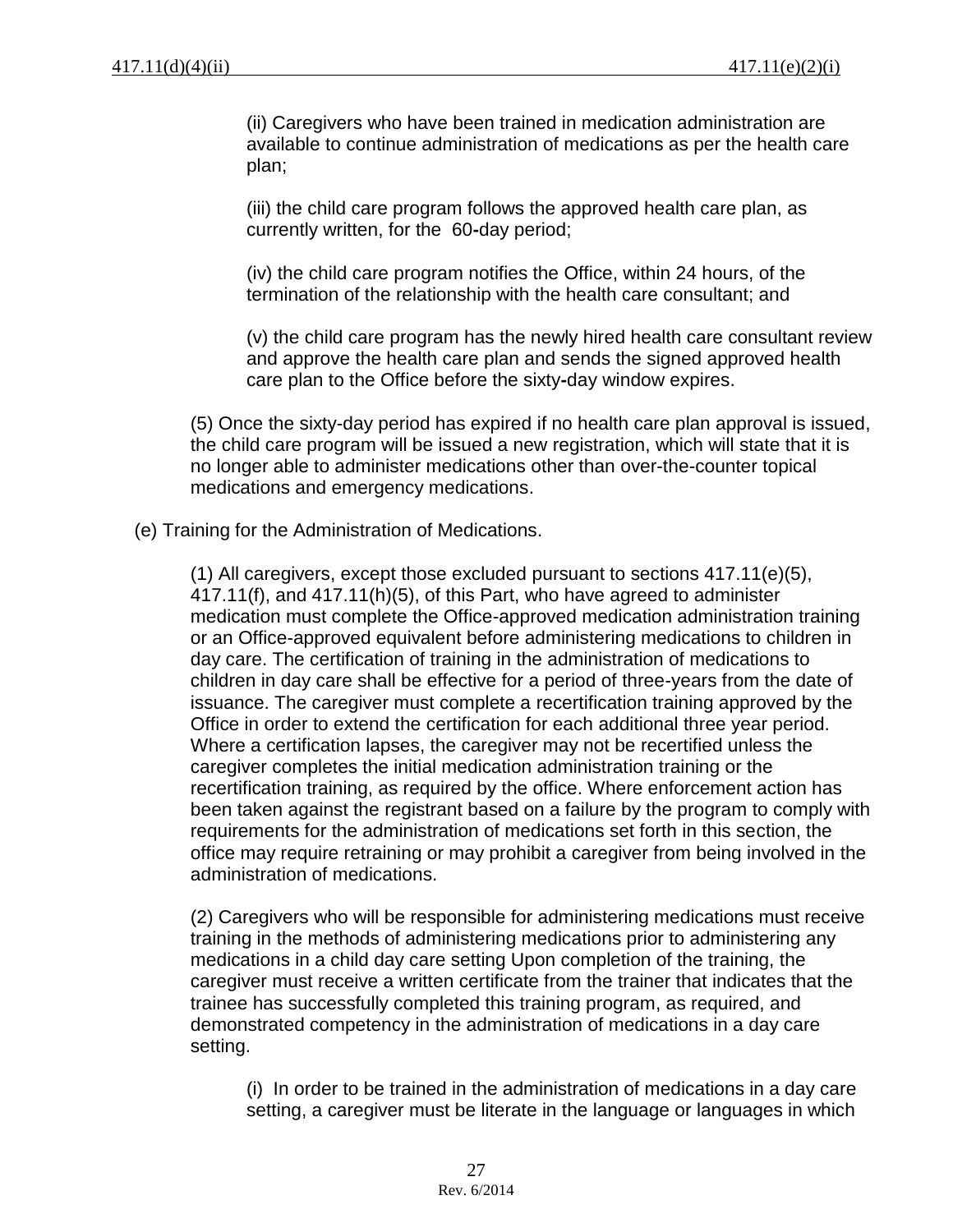(ii) Caregivers who have been trained in medication administration are available to continue administration of medications as per the health care plan;

(iii) the child care program follows the approved health care plan, as currently written, for the 60-day period;

(iv) the child care program notifies the Office, within 24 hours, of the termination of the relationship with the health care consultant; and

(v) the child care program has the newly hired health care consultant review and approve the health care plan and sends the signed approved health care plan to the Office before the sixty-day window expires.

(5) Once the sixty-day period has expired if no health care plan approval is issued, the child care program will be issued a new registration, which will state that it is no longer able to administer medications other than over-the-counter topical medications and emergency medications.

(e) Training for the Administration of Medications.

(1) All caregivers, except those excluded pursuant to sections 417.11(e)(5), 417.11(f), and 417.11(h)(5), of this Part, who have agreed to administer medication must complete the Office-approved medication administration training or an Office-approved equivalent before administering medications to children in day care. The certification of training in the administration of medications to children in day care shall be effective for a period of three-years from the date of issuance. The caregiver must complete a recertification training approved by the Office in order to extend the certification for each additional three year period. Where a certification lapses, the caregiver may not be recertified unless the caregiver completes the initial medication administration training or the recertification training, as required by the office. Where enforcement action has been taken against the registrant based on a failure by the program to comply with requirements for the administration of medications set forth in this section, the office may require retraining or may prohibit a caregiver from being involved in the administration of medications.

(2) Caregivers who will be responsible for administering medications must receive training in the methods of administering medications prior to administering any medications in a child day care setting Upon completion of the training, the caregiver must receive a written certificate from the trainer that indicates that the trainee has successfully completed this training program, as required, and demonstrated competency in the administration of medications in a day care setting.

(i) In order to be trained in the administration of medications in a day care setting, a caregiver must be literate in the language or languages in which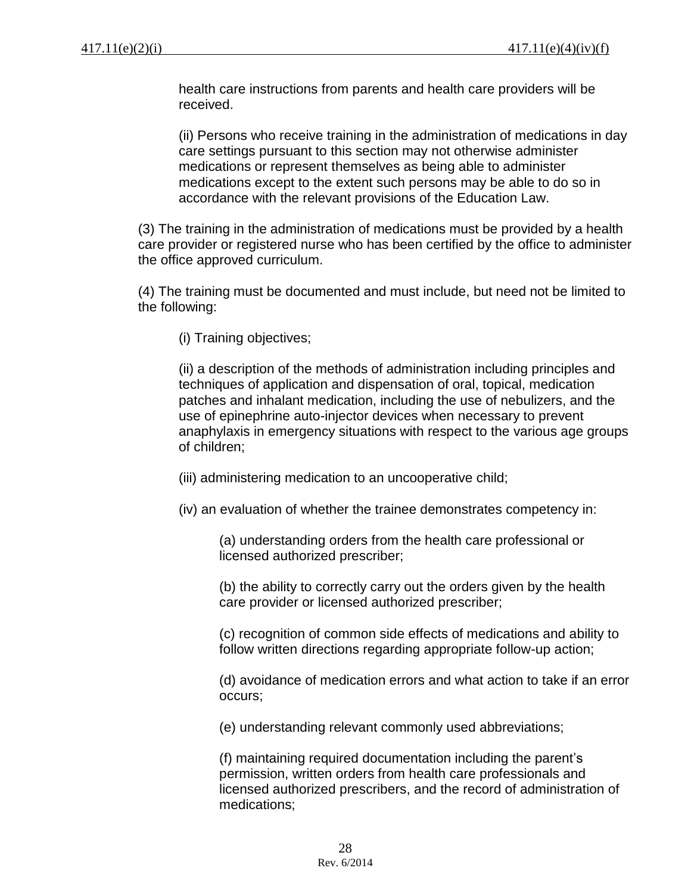health care instructions from parents and health care providers will be received.

(ii) Persons who receive training in the administration of medications in day care settings pursuant to this section may not otherwise administer medications or represent themselves as being able to administer medications except to the extent such persons may be able to do so in accordance with the relevant provisions of the Education Law.

(3) The training in the administration of medications must be provided by a health care provider or registered nurse who has been certified by the office to administer the office approved curriculum.

(4) The training must be documented and must include, but need not be limited to the following:

(i) Training objectives;

(ii) a description of the methods of administration including principles and techniques of application and dispensation of oral, topical, medication patches and inhalant medication, including the use of nebulizers, and the use of epinephrine auto-injector devices when necessary to prevent anaphylaxis in emergency situations with respect to the various age groups of children;

(iii) administering medication to an uncooperative child;

(iv) an evaluation of whether the trainee demonstrates competency in:

(a) understanding orders from the health care professional or licensed authorized prescriber;

(b) the ability to correctly carry out the orders given by the health care provider or licensed authorized prescriber;

(c) recognition of common side effects of medications and ability to follow written directions regarding appropriate follow-up action;

(d) avoidance of medication errors and what action to take if an error occurs;

(e) understanding relevant commonly used abbreviations;

(f) maintaining required documentation including the parent's permission, written orders from health care professionals and licensed authorized prescribers, and the record of administration of medications;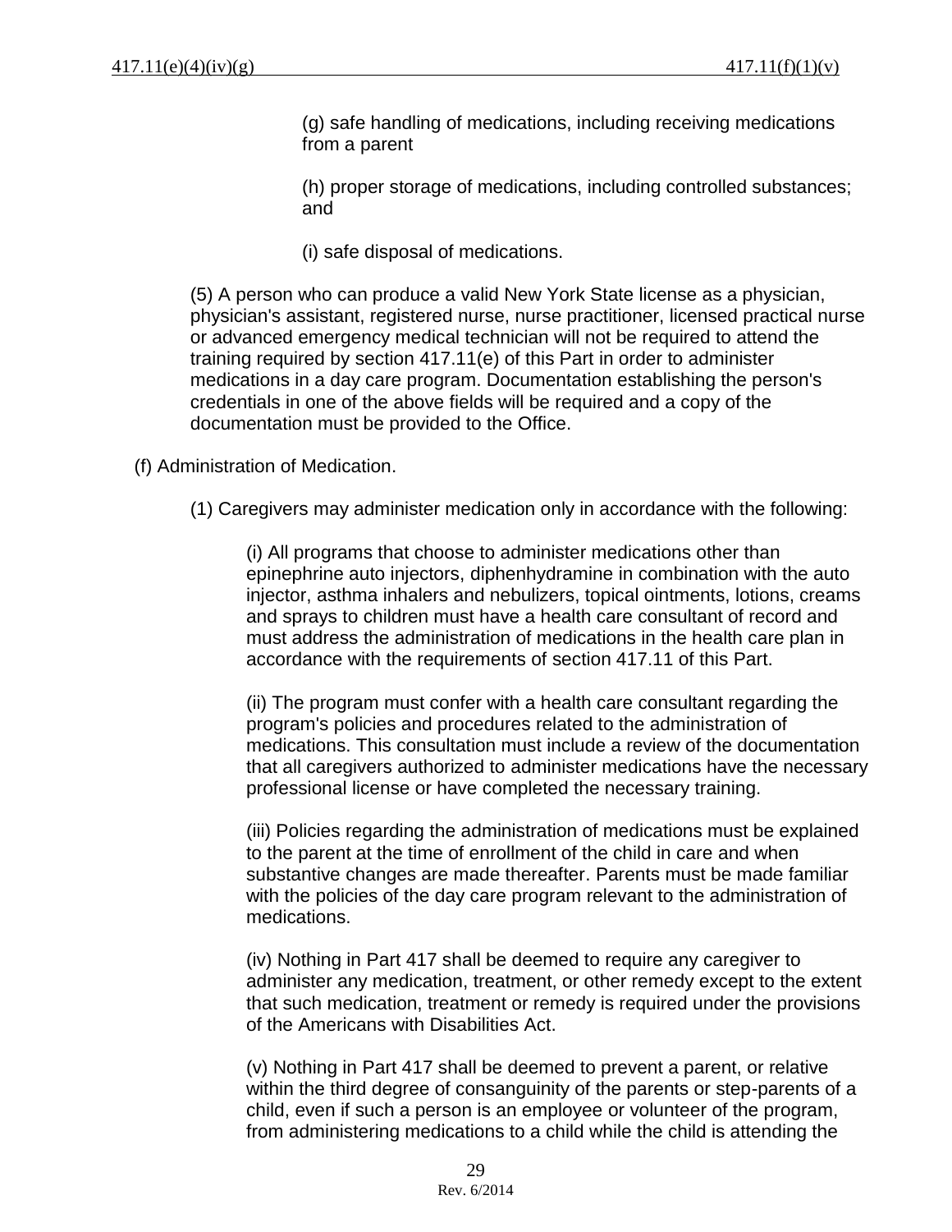(g) safe handling of medications, including receiving medications from a parent

(h) proper storage of medications, including controlled substances; and

(i) safe disposal of medications.

(5) A person who can produce a valid New York State license as a physician, physician's assistant, registered nurse, nurse practitioner, licensed practical nurse or advanced emergency medical technician will not be required to attend the training required by section 417.11(e) of this Part in order to administer medications in a day care program. Documentation establishing the person's credentials in one of the above fields will be required and a copy of the documentation must be provided to the Office.

(f) Administration of Medication.

(1) Caregivers may administer medication only in accordance with the following:

(i) All programs that choose to administer medications other than epinephrine auto injectors, diphenhydramine in combination with the auto injector, asthma inhalers and nebulizers, topical ointments, lotions, creams and sprays to children must have a health care consultant of record and must address the administration of medications in the health care plan in accordance with the requirements of section 417.11 of this Part.

(ii) The program must confer with a health care consultant regarding the program's policies and procedures related to the administration of medications. This consultation must include a review of the documentation that all caregivers authorized to administer medications have the necessary professional license or have completed the necessary training.

(iii) Policies regarding the administration of medications must be explained to the parent at the time of enrollment of the child in care and when substantive changes are made thereafter. Parents must be made familiar with the policies of the day care program relevant to the administration of medications.

(iv) Nothing in Part 417 shall be deemed to require any caregiver to administer any medication, treatment, or other remedy except to the extent that such medication, treatment or remedy is required under the provisions of the Americans with Disabilities Act.

(v) Nothing in Part 417 shall be deemed to prevent a parent, or relative within the third degree of consanguinity of the parents or step-parents of a child, even if such a person is an employee or volunteer of the program, from administering medications to a child while the child is attending the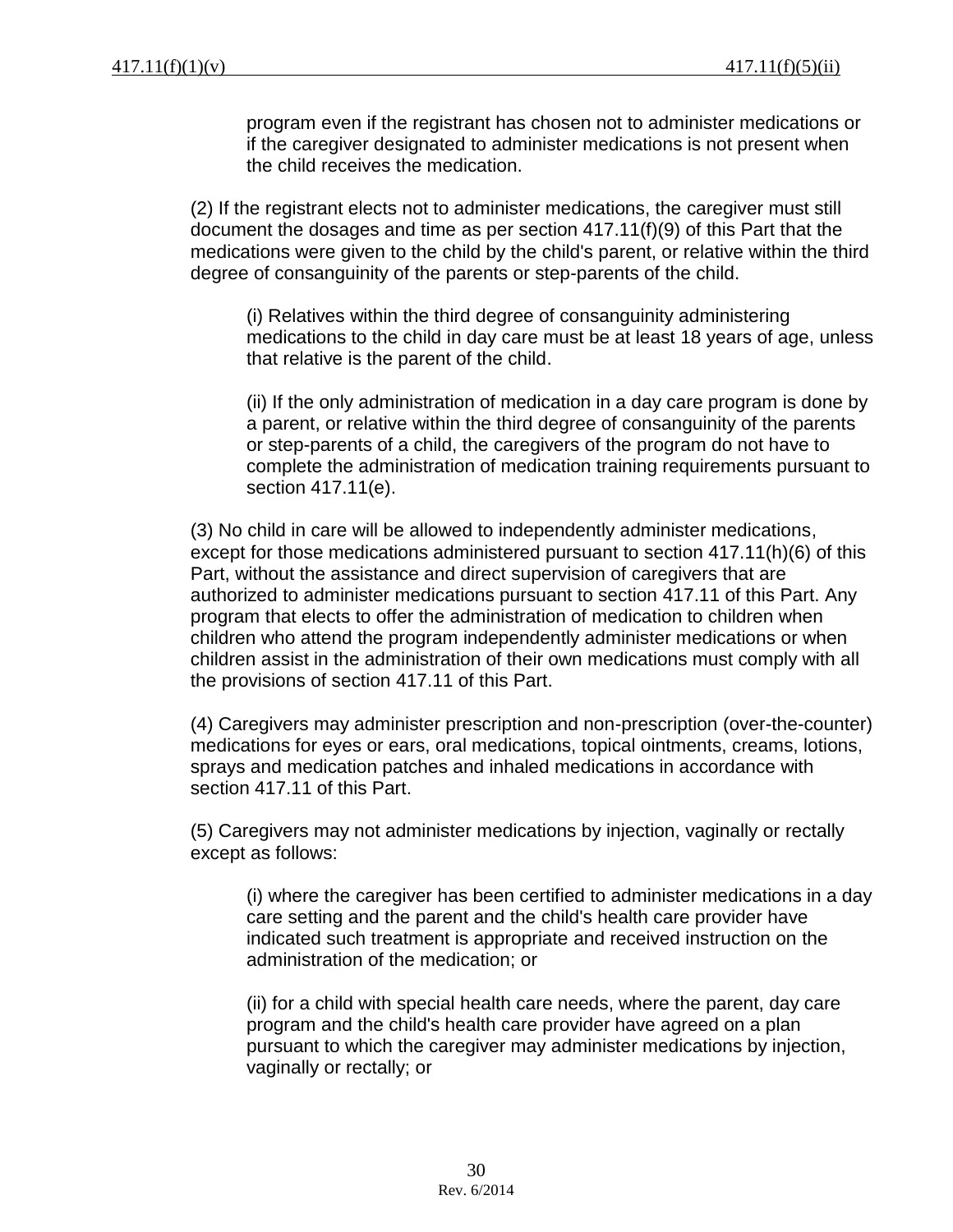program even if the registrant has chosen not to administer medications or if the caregiver designated to administer medications is not present when the child receives the medication.

(2) If the registrant elects not to administer medications, the caregiver must still document the dosages and time as per section 417.11(f)(9) of this Part that the medications were given to the child by the child's parent, or relative within the third degree of consanguinity of the parents or step-parents of the child.

(i) Relatives within the third degree of consanguinity administering medications to the child in day care must be at least 18 years of age, unless that relative is the parent of the child.

(ii) If the only administration of medication in a day care program is done by a parent, or relative within the third degree of consanguinity of the parents or step-parents of a child, the caregivers of the program do not have to complete the administration of medication training requirements pursuant to section 417.11(e).

(3) No child in care will be allowed to independently administer medications, except for those medications administered pursuant to section 417.11(h)(6) of this Part, without the assistance and direct supervision of caregivers that are authorized to administer medications pursuant to section 417.11 of this Part. Any program that elects to offer the administration of medication to children when children who attend the program independently administer medications or when children assist in the administration of their own medications must comply with all the provisions of section 417.11 of this Part.

(4) Caregivers may administer prescription and non-prescription (over-the-counter) medications for eyes or ears, oral medications, topical ointments, creams, lotions, sprays and medication patches and inhaled medications in accordance with section 417.11 of this Part.

(5) Caregivers may not administer medications by injection, vaginally or rectally except as follows:

(i) where the caregiver has been certified to administer medications in a day care setting and the parent and the child's health care provider have indicated such treatment is appropriate and received instruction on the administration of the medication; or

(ii) for a child with special health care needs, where the parent, day care program and the child's health care provider have agreed on a plan pursuant to which the caregiver may administer medications by injection, vaginally or rectally; or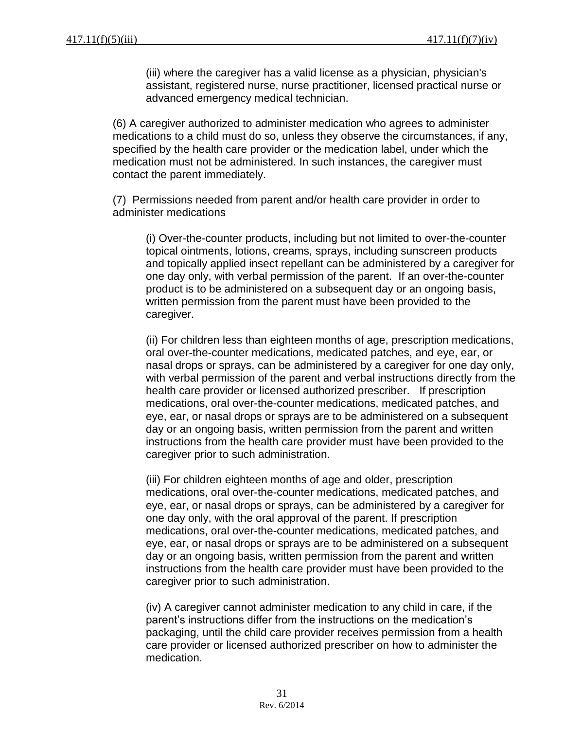(iii) where the caregiver has a valid license as a physician, physician's assistant, registered nurse, nurse practitioner, licensed practical nurse or advanced emergency medical technician.

(6) A caregiver authorized to administer medication who agrees to administer medications to a child must do so, unless they observe the circumstances, if any, specified by the health care provider or the medication label, under which the medication must not be administered. In such instances, the caregiver must contact the parent immediately.

(7) Permissions needed from parent and/or health care provider in order to administer medications

(i) Over-the-counter products, including but not limited to over-the-counter topical ointments, lotions, creams, sprays, including sunscreen products and topically applied insect repellant can be administered by a caregiver for one day only, with verbal permission of the parent. If an over-the-counter product is to be administered on a subsequent day or an ongoing basis, written permission from the parent must have been provided to the caregiver.

(ii) For children less than eighteen months of age, prescription medications, oral over-the-counter medications, medicated patches, and eye, ear, or nasal drops or sprays, can be administered by a caregiver for one day only, with verbal permission of the parent and verbal instructions directly from the health care provider or licensed authorized prescriber. If prescription medications, oral over-the-counter medications, medicated patches, and eye, ear, or nasal drops or sprays are to be administered on a subsequent day or an ongoing basis, written permission from the parent and written instructions from the health care provider must have been provided to the caregiver prior to such administration.

(iii) For children eighteen months of age and older, prescription medications, oral over-the-counter medications, medicated patches, and eye, ear, or nasal drops or sprays, can be administered by a caregiver for one day only, with the oral approval of the parent. If prescription medications, oral over-the-counter medications, medicated patches, and eye, ear, or nasal drops or sprays are to be administered on a subsequent day or an ongoing basis, written permission from the parent and written instructions from the health care provider must have been provided to the caregiver prior to such administration.

(iv) A caregiver cannot administer medication to any child in care, if the parent's instructions differ from the instructions on the medication's packaging, until the child care provider receives permission from a health care provider or licensed authorized prescriber on how to administer the medication.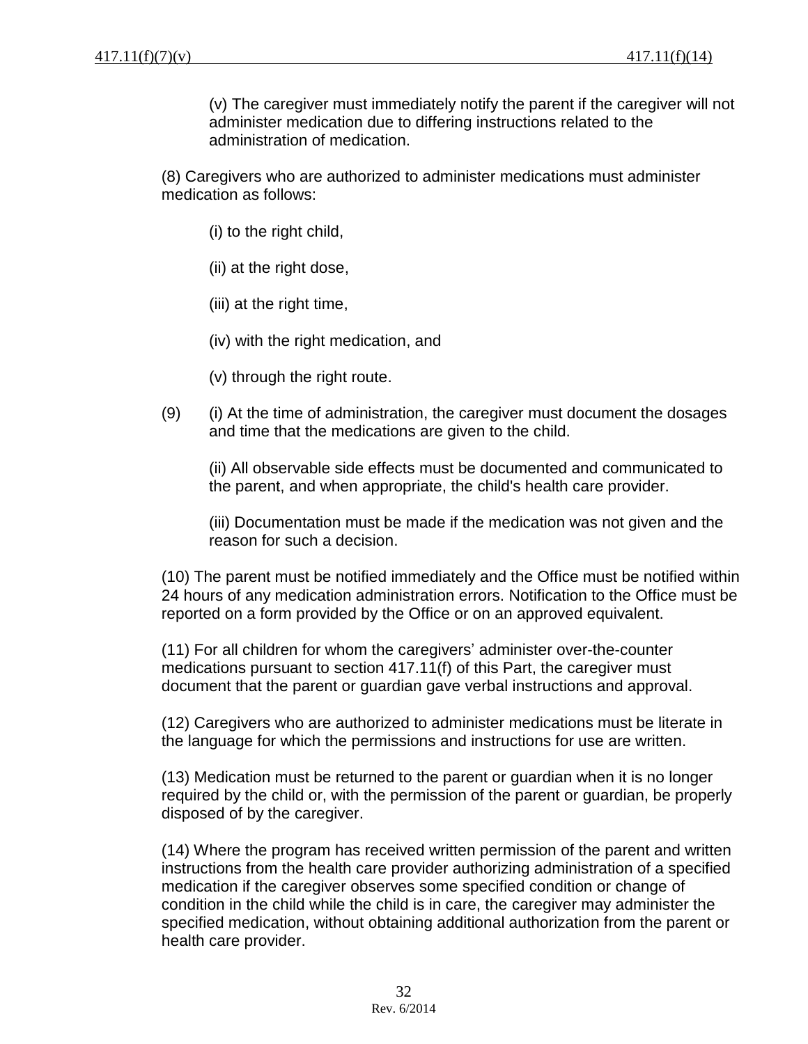(v) The caregiver must immediately notify the parent if the caregiver will not administer medication due to differing instructions related to the administration of medication.

(8) Caregivers who are authorized to administer medications must administer medication as follows:

(i) to the right child,

(ii) at the right dose,

(iii) at the right time,

(iv) with the right medication, and

(v) through the right route.

(9) (i) At the time of administration, the caregiver must document the dosages and time that the medications are given to the child.

(ii) All observable side effects must be documented and communicated to the parent, and when appropriate, the child's health care provider.

(iii) Documentation must be made if the medication was not given and the reason for such a decision.

(10) The parent must be notified immediately and the Office must be notified within 24 hours of any medication administration errors. Notification to the Office must be reported on a form provided by the Office or on an approved equivalent.

(11) For all children for whom the caregivers' administer over-the-counter medications pursuant to section 417.11(f) of this Part, the caregiver must document that the parent or guardian gave verbal instructions and approval.

(12) Caregivers who are authorized to administer medications must be literate in the language for which the permissions and instructions for use are written.

(13) Medication must be returned to the parent or guardian when it is no longer required by the child or, with the permission of the parent or guardian, be properly disposed of by the caregiver.

(14) Where the program has received written permission of the parent and written instructions from the health care provider authorizing administration of a specified medication if the caregiver observes some specified condition or change of condition in the child while the child is in care, the caregiver may administer the specified medication, without obtaining additional authorization from the parent or health care provider.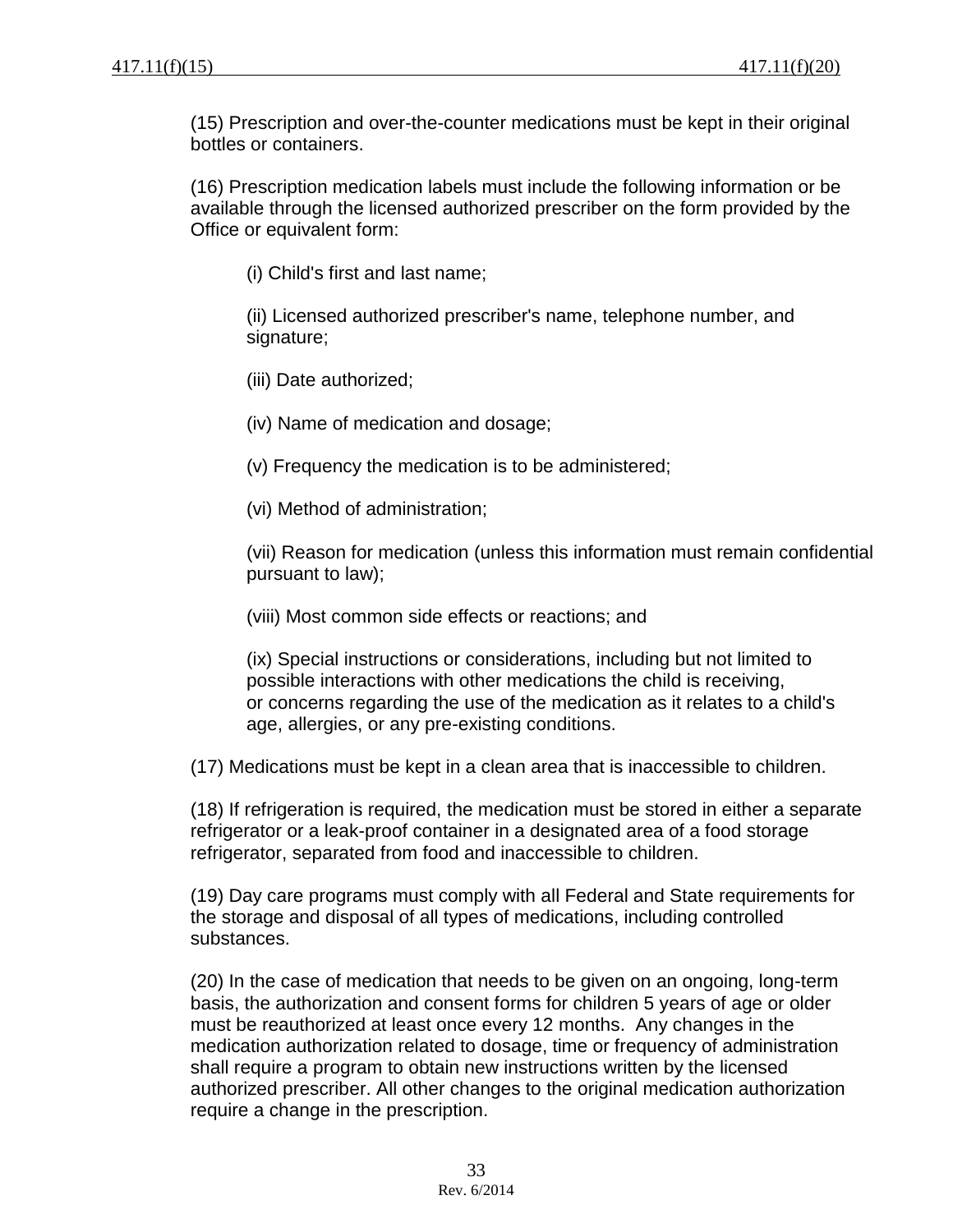(15) Prescription and over-the-counter medications must be kept in their original bottles or containers.

(16) Prescription medication labels must include the following information or be available through the licensed authorized prescriber on the form provided by the Office or equivalent form:

> (i) Child's first and last name;
>
> (ii) Licensed authorized prescriber's name, telephone number, and signature;
>
> (iii) Date authorized;
>
> (iv) Name of medication and dosage;
>
> (v) Frequency the medication is to be administered;
>
> (vi) Method of administration;
>
> (vii) Reason for medication (unless this information must remain confidential pursuant to law);
>
> (viii) Most common side effects or reactions; and
>
> (ix) Special instructions or considerations, including but not limited to possible interactions with other medications the child is receiving, or concerns regarding the use of the medication as it relates to a child's age, allergies, or any pre-existing conditions.

(17) Medications must be kept in a clean area that is inaccessible to children.

(18) If refrigeration is required, the medication must be stored in either a separate refrigerator or a leak-proof container in a designated area of a food storage refrigerator, separated from food and inaccessible to children.

(19) Day care programs must comply with all Federal and State requirements for the storage and disposal of all types of medications, including controlled substances.

(20) In the case of medication that needs to be given on an ongoing, long-term basis, the authorization and consent forms for children 5 years of age or older must be reauthorized at least once every 12 months. Any changes in the medication authorization related to dosage, time or frequency of administration shall require a program to obtain new instructions written by the licensed authorized prescriber. All other changes to the original medication authorization require a change in the prescription.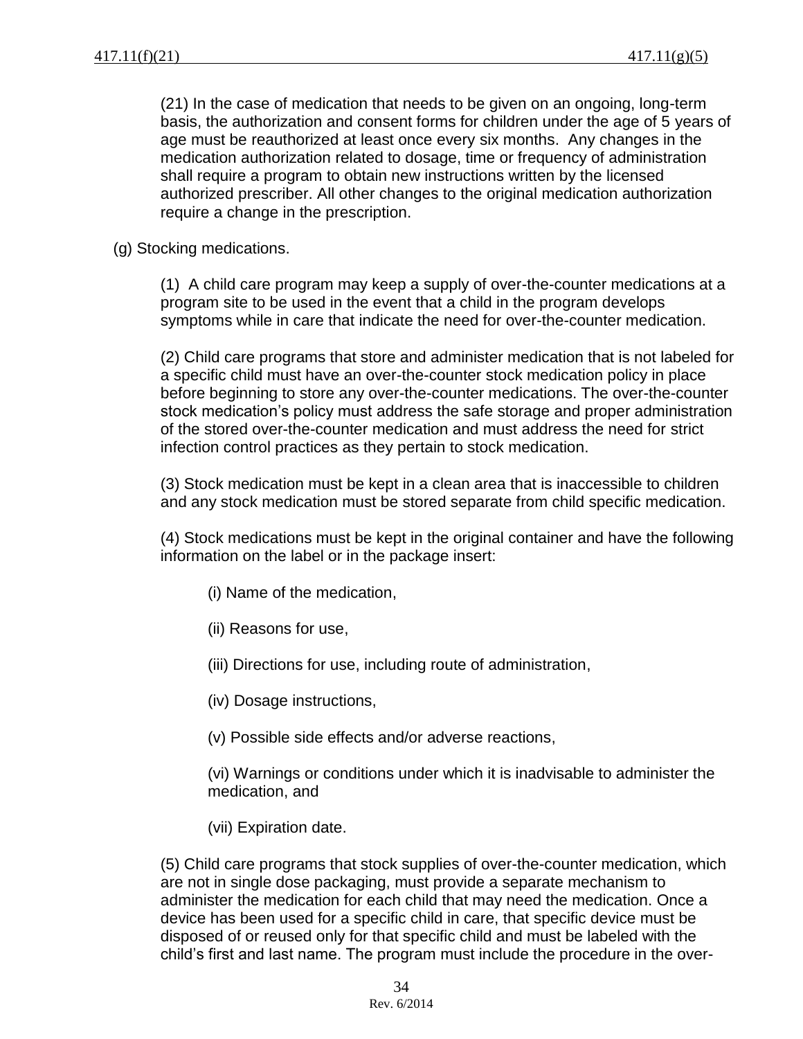(21) In the case of medication that needs to be given on an ongoing, long-term basis, the authorization and consent forms for children under the age of 5 years of age must be reauthorized at least once every six months. Any changes in the medication authorization related to dosage, time or frequency of administration shall require a program to obtain new instructions written by the licensed authorized prescriber. All other changes to the original medication authorization require a change in the prescription.

(g) Stocking medications.

(1) A child care program may keep a supply of over-the-counter medications at a program site to be used in the event that a child in the program develops symptoms while in care that indicate the need for over-the-counter medication.

(2) Child care programs that store and administer medication that is not labeled for a specific child must have an over-the-counter stock medication policy in place before beginning to store any over-the-counter medications. The over-the-counter stock medication's policy must address the safe storage and proper administration of the stored over-the-counter medication and must address the need for strict infection control practices as they pertain to stock medication.

(3) Stock medication must be kept in a clean area that is inaccessible to children and any stock medication must be stored separate from child specific medication.

(4) Stock medications must be kept in the original container and have the following information on the label or in the package insert:

(i) Name of the medication,

(ii) Reasons for use,

(iii) Directions for use, including route of administration,

(iv) Dosage instructions,

(v) Possible side effects and/or adverse reactions,

(vi) Warnings or conditions under which it is inadvisable to administer the medication, and

(vii) Expiration date.

(5) Child care programs that stock supplies of over-the-counter medication, which are not in single dose packaging, must provide a separate mechanism to administer the medication for each child that may need the medication. Once a device has been used for a specific child in care, that specific device must be disposed of or reused only for that specific child and must be labeled with the child's first and last name. The program must include the procedure in the over-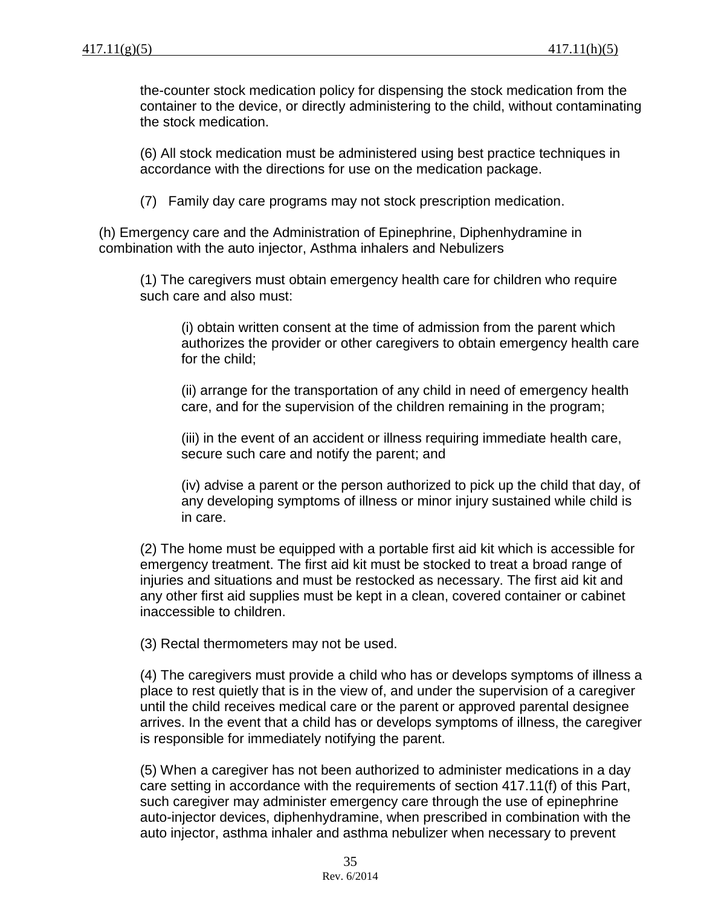the-counter stock medication policy for dispensing the stock medication from the container to the device, or directly administering to the child, without contaminating the stock medication.

(6) All stock medication must be administered using best practice techniques in accordance with the directions for use on the medication package.

(7) Family day care programs may not stock prescription medication.

(h) Emergency care and the Administration of Epinephrine, Diphenhydramine in combination with the auto injector, Asthma inhalers and Nebulizers

(1) The caregivers must obtain emergency health care for children who require such care and also must:

(i) obtain written consent at the time of admission from the parent which authorizes the provider or other caregivers to obtain emergency health care for the child;

(ii) arrange for the transportation of any child in need of emergency health care, and for the supervision of the children remaining in the program;

(iii) in the event of an accident or illness requiring immediate health care, secure such care and notify the parent; and

(iv) advise a parent or the person authorized to pick up the child that day, of any developing symptoms of illness or minor injury sustained while child is in care.

(2) The home must be equipped with a portable first aid kit which is accessible for emergency treatment. The first aid kit must be stocked to treat a broad range of injuries and situations and must be restocked as necessary. The first aid kit and any other first aid supplies must be kept in a clean, covered container or cabinet inaccessible to children.

(3) Rectal thermometers may not be used.

(4) The caregivers must provide a child who has or develops symptoms of illness a place to rest quietly that is in the view of, and under the supervision of a caregiver until the child receives medical care or the parent or approved parental designee arrives. In the event that a child has or develops symptoms of illness, the caregiver is responsible for immediately notifying the parent.

(5) When a caregiver has not been authorized to administer medications in a day care setting in accordance with the requirements of section 417.11(f) of this Part, such caregiver may administer emergency care through the use of epinephrine auto-injector devices, diphenhydramine, when prescribed in combination with the auto injector, asthma inhaler and asthma nebulizer when necessary to prevent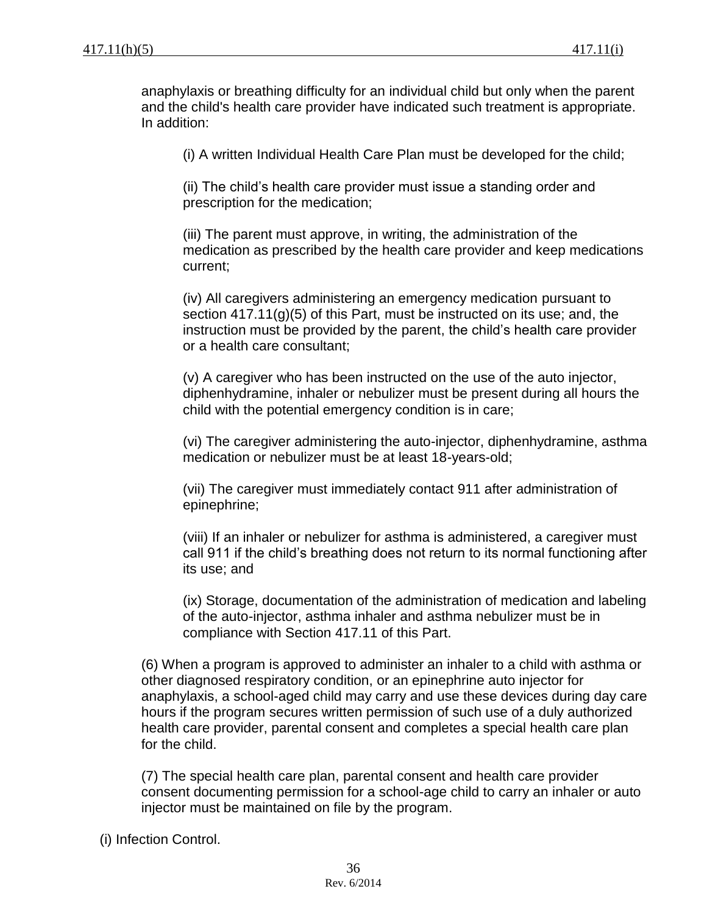anaphylaxis or breathing difficulty for an individual child but only when the parent and the child's health care provider have indicated such treatment is appropriate. In addition:

(i) A written Individual Health Care Plan must be developed for the child;

(ii) The child's health care provider must issue a standing order and prescription for the medication;

(iii) The parent must approve, in writing, the administration of the medication as prescribed by the health care provider and keep medications current;

(iv) All caregivers administering an emergency medication pursuant to section 417.11(g)(5) of this Part, must be instructed on its use; and, the instruction must be provided by the parent, the child's health care provider or a health care consultant;

(v) A caregiver who has been instructed on the use of the auto injector, diphenhydramine, inhaler or nebulizer must be present during all hours the child with the potential emergency condition is in care;

(vi) The caregiver administering the auto-injector, diphenhydramine, asthma medication or nebulizer must be at least 18-years-old;

(vii) The caregiver must immediately contact 911 after administration of epinephrine;

(viii) If an inhaler or nebulizer for asthma is administered, a caregiver must call 911 if the child's breathing does not return to its normal functioning after its use; and

(ix) Storage, documentation of the administration of medication and labeling of the auto-injector, asthma inhaler and asthma nebulizer must be in compliance with Section 417.11 of this Part.

(6) When a program is approved to administer an inhaler to a child with asthma or other diagnosed respiratory condition, or an epinephrine auto injector for anaphylaxis, a school-aged child may carry and use these devices during day care hours if the program secures written permission of such use of a duly authorized health care provider, parental consent and completes a special health care plan for the child.

(7) The special health care plan, parental consent and health care provider consent documenting permission for a school-age child to carry an inhaler or auto injector must be maintained on file by the program.

(i) Infection Control.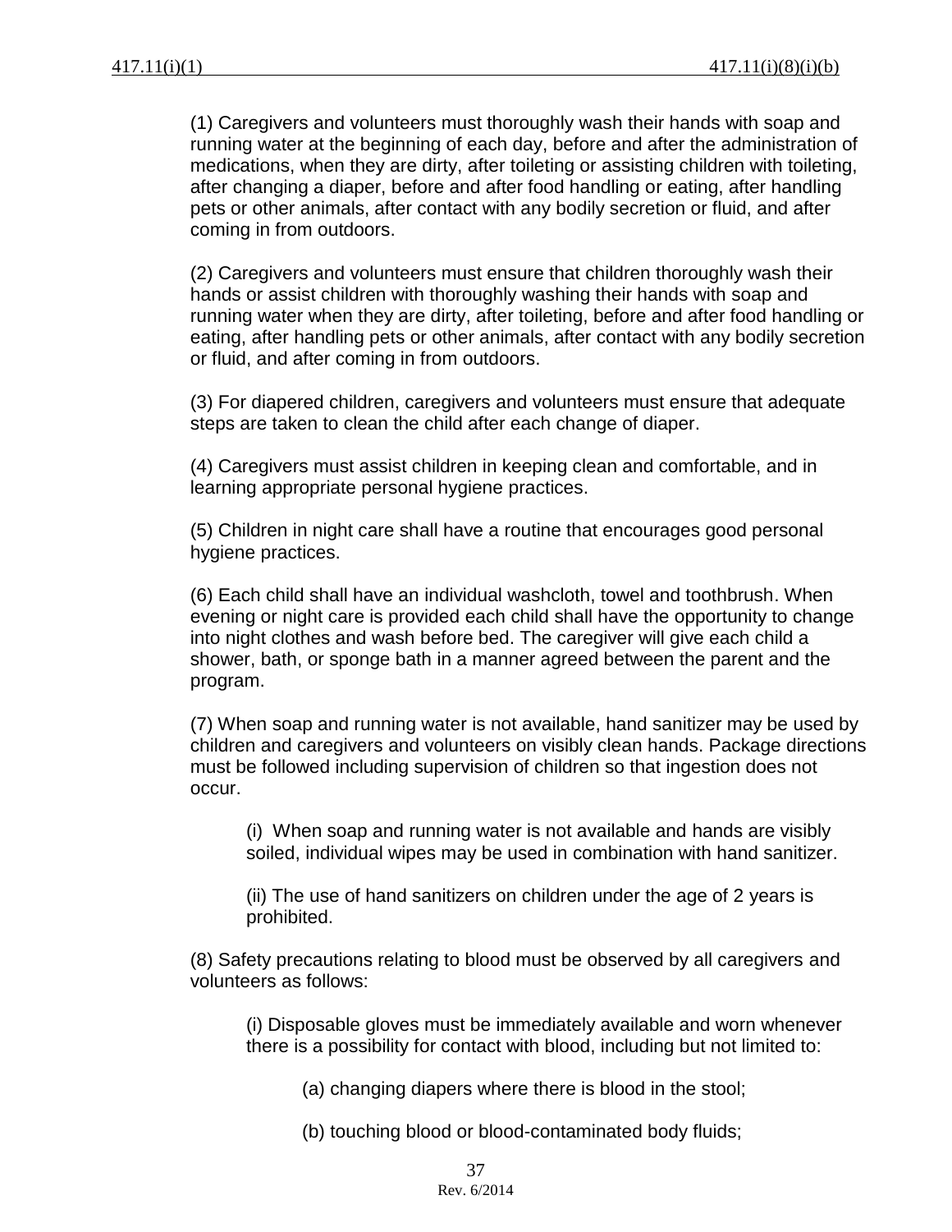(1) Caregivers and volunteers must thoroughly wash their hands with soap and running water at the beginning of each day, before and after the administration of medications, when they are dirty, after toileting or assisting children with toileting, after changing a diaper, before and after food handling or eating, after handling pets or other animals, after contact with any bodily secretion or fluid, and after coming in from outdoors.

(2) Caregivers and volunteers must ensure that children thoroughly wash their hands or assist children with thoroughly washing their hands with soap and running water when they are dirty, after toileting, before and after food handling or eating, after handling pets or other animals, after contact with any bodily secretion or fluid, and after coming in from outdoors.

(3) For diapered children, caregivers and volunteers must ensure that adequate steps are taken to clean the child after each change of diaper.

(4) Caregivers must assist children in keeping clean and comfortable, and in learning appropriate personal hygiene practices.

(5) Children in night care shall have a routine that encourages good personal hygiene practices.

(6) Each child shall have an individual washcloth, towel and toothbrush. When evening or night care is provided each child shall have the opportunity to change into night clothes and wash before bed. The caregiver will give each child a shower, bath, or sponge bath in a manner agreed between the parent and the program.

(7) When soap and running water is not available, hand sanitizer may be used by children and caregivers and volunteers on visibly clean hands. Package directions must be followed including supervision of children so that ingestion does not occur.

(i) When soap and running water is not available and hands are visibly soiled, individual wipes may be used in combination with hand sanitizer.

(ii) The use of hand sanitizers on children under the age of 2 years is prohibited.

(8) Safety precautions relating to blood must be observed by all caregivers and volunteers as follows:

(i) Disposable gloves must be immediately available and worn whenever there is a possibility for contact with blood, including but not limited to:

(a) changing diapers where there is blood in the stool;

(b) touching blood or blood-contaminated body fluids;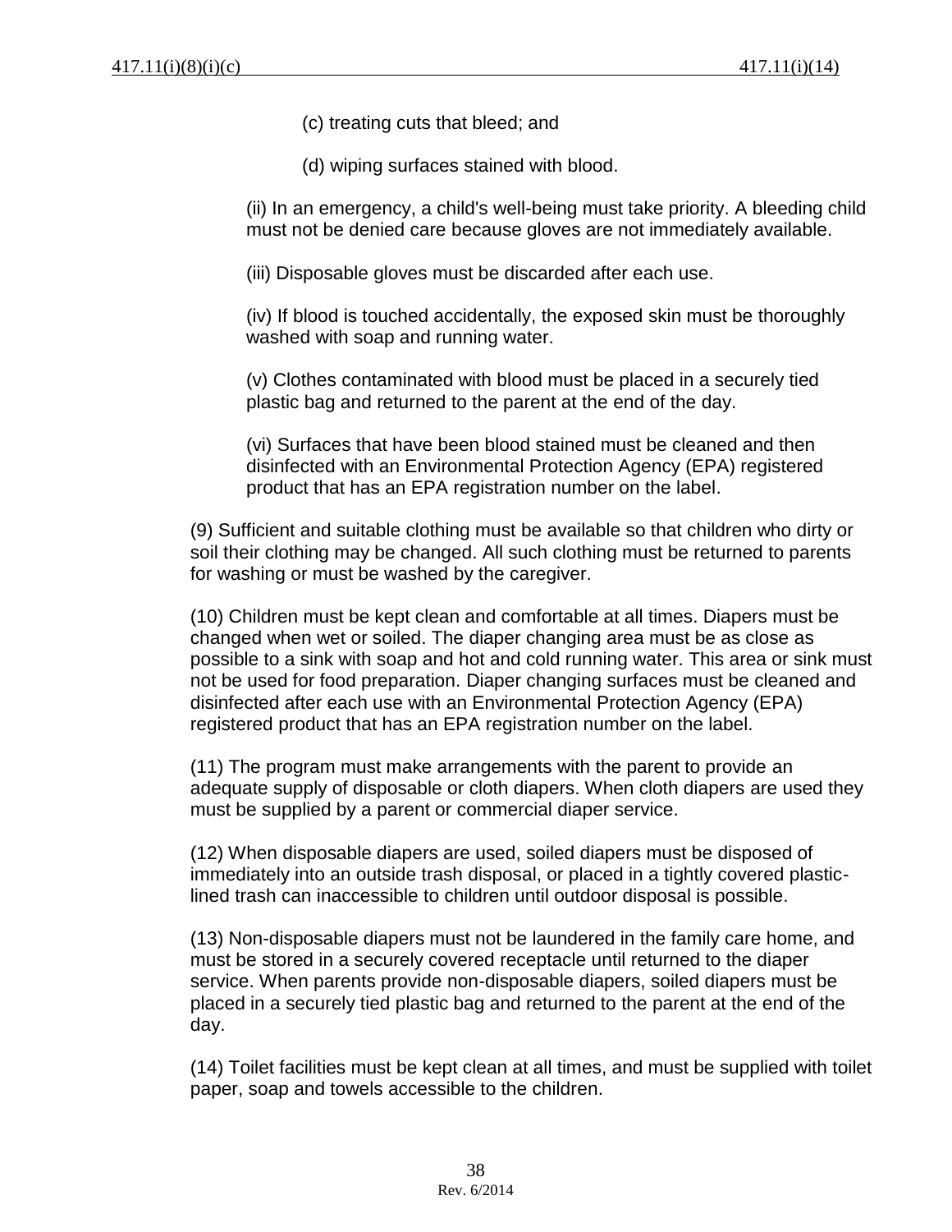(c) treating cuts that bleed; and

(d) wiping surfaces stained with blood.

(ii) In an emergency, a child's well-being must take priority. A bleeding child must not be denied care because gloves are not immediately available.

(iii) Disposable gloves must be discarded after each use.

(iv) If blood is touched accidentally, the exposed skin must be thoroughly washed with soap and running water.

(v) Clothes contaminated with blood must be placed in a securely tied plastic bag and returned to the parent at the end of the day.

(vi) Surfaces that have been blood stained must be cleaned and then disinfected with an Environmental Protection Agency (EPA) registered product that has an EPA registration number on the label.

(9) Sufficient and suitable clothing must be available so that children who dirty or soil their clothing may be changed. All such clothing must be returned to parents for washing or must be washed by the caregiver.

(10) Children must be kept clean and comfortable at all times. Diapers must be changed when wet or soiled. The diaper changing area must be as close as possible to a sink with soap and hot and cold running water. This area or sink must not be used for food preparation. Diaper changing surfaces must be cleaned and disinfected after each use with an Environmental Protection Agency (EPA) registered product that has an EPA registration number on the label.

(11) The program must make arrangements with the parent to provide an adequate supply of disposable or cloth diapers. When cloth diapers are used they must be supplied by a parent or commercial diaper service.

(12) When disposable diapers are used, soiled diapers must be disposed of immediately into an outside trash disposal, or placed in a tightly covered plastic-lined trash can inaccessible to children until outdoor disposal is possible.

(13) Non-disposable diapers must not be laundered in the family care home, and must be stored in a securely covered receptacle until returned to the diaper service. When parents provide non-disposable diapers, soiled diapers must be placed in a securely tied plastic bag and returned to the parent at the end of the day.

(14) Toilet facilities must be kept clean at all times, and must be supplied with toilet paper, soap and towels accessible to the children.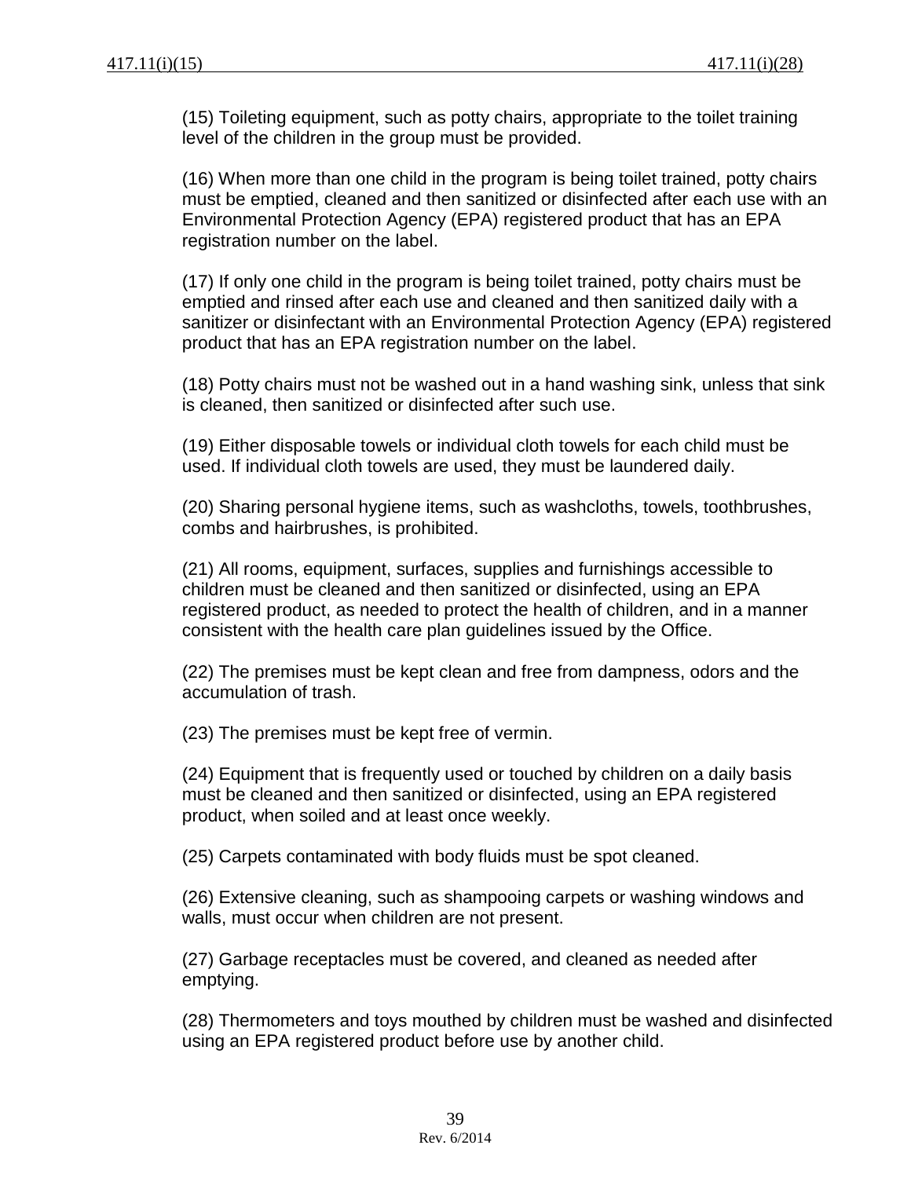(15) Toileting equipment, such as potty chairs, appropriate to the toilet training level of the children in the group must be provided.

(16) When more than one child in the program is being toilet trained, potty chairs must be emptied, cleaned and then sanitized or disinfected after each use with an Environmental Protection Agency (EPA) registered product that has an EPA registration number on the label.

(17) If only one child in the program is being toilet trained, potty chairs must be emptied and rinsed after each use and cleaned and then sanitized daily with a sanitizer or disinfectant with an Environmental Protection Agency (EPA) registered product that has an EPA registration number on the label.

(18) Potty chairs must not be washed out in a hand washing sink, unless that sink is cleaned, then sanitized or disinfected after such use.

(19) Either disposable towels or individual cloth towels for each child must be used. If individual cloth towels are used, they must be laundered daily.

(20) Sharing personal hygiene items, such as washcloths, towels, toothbrushes, combs and hairbrushes, is prohibited.

(21) All rooms, equipment, surfaces, supplies and furnishings accessible to children must be cleaned and then sanitized or disinfected, using an EPA registered product, as needed to protect the health of children, and in a manner consistent with the health care plan guidelines issued by the Office.

(22) The premises must be kept clean and free from dampness, odors and the accumulation of trash.

(23) The premises must be kept free of vermin.

(24) Equipment that is frequently used or touched by children on a daily basis must be cleaned and then sanitized or disinfected, using an EPA registered product, when soiled and at least once weekly.

(25) Carpets contaminated with body fluids must be spot cleaned.

(26) Extensive cleaning, such as shampooing carpets or washing windows and walls, must occur when children are not present.

(27) Garbage receptacles must be covered, and cleaned as needed after emptying.

(28) Thermometers and toys mouthed by children must be washed and disinfected using an EPA registered product before use by another child.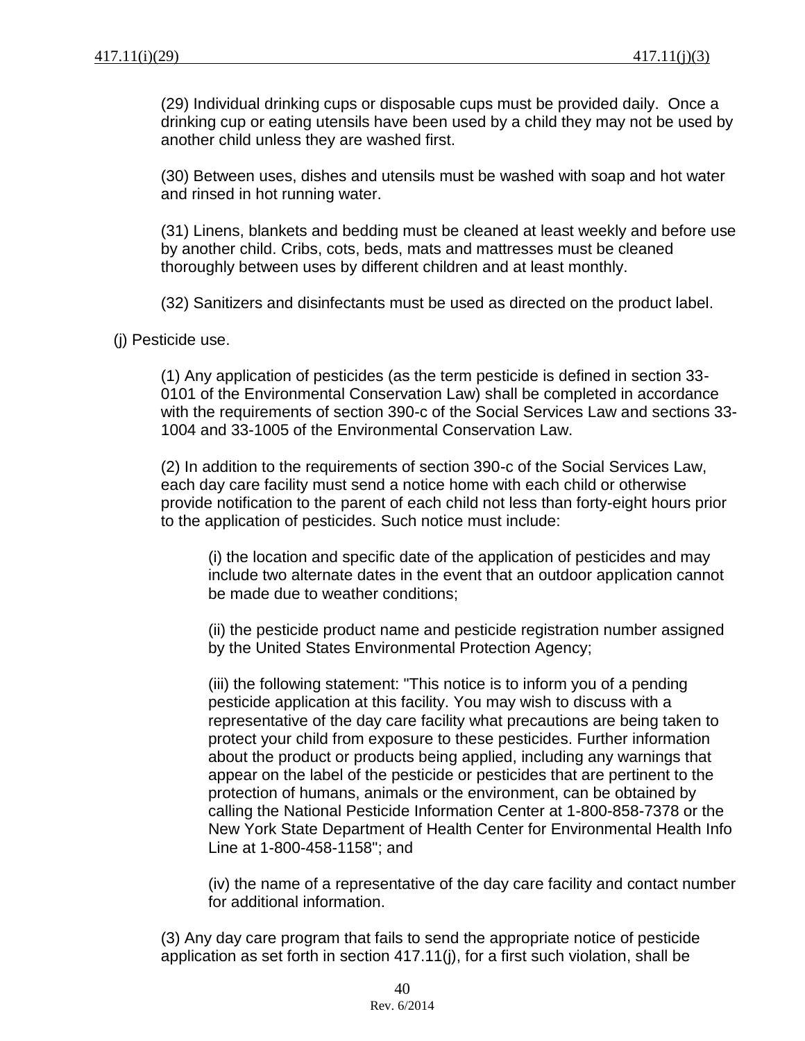(29) Individual drinking cups or disposable cups must be provided daily. Once a drinking cup or eating utensils have been used by a child they may not be used by another child unless they are washed first.

(30) Between uses, dishes and utensils must be washed with soap and hot water and rinsed in hot running water.

(31) Linens, blankets and bedding must be cleaned at least weekly and before use by another child. Cribs, cots, beds, mats and mattresses must be cleaned thoroughly between uses by different children and at least monthly.

(32) Sanitizers and disinfectants must be used as directed on the product label.

(j) Pesticide use.

(1) Any application of pesticides (as the term pesticide is defined in section 33-0101 of the Environmental Conservation Law) shall be completed in accordance with the requirements of section 390-c of the Social Services Law and sections 33-1004 and 33-1005 of the Environmental Conservation Law.

(2) In addition to the requirements of section 390-c of the Social Services Law, each day care facility must send a notice home with each child or otherwise provide notification to the parent of each child not less than forty-eight hours prior to the application of pesticides. Such notice must include:

(i) the location and specific date of the application of pesticides and may include two alternate dates in the event that an outdoor application cannot be made due to weather conditions;

(ii) the pesticide product name and pesticide registration number assigned by the United States Environmental Protection Agency;

(iii) the following statement: "This notice is to inform you of a pending pesticide application at this facility. You may wish to discuss with a representative of the day care facility what precautions are being taken to protect your child from exposure to these pesticides. Further information about the product or products being applied, including any warnings that appear on the label of the pesticide or pesticides that are pertinent to the protection of humans, animals or the environment, can be obtained by calling the National Pesticide Information Center at 1-800-858-7378 or the New York State Department of Health Center for Environmental Health Info Line at 1-800-458-1158"; and

(iv) the name of a representative of the day care facility and contact number for additional information.

(3) Any day care program that fails to send the appropriate notice of pesticide application as set forth in section 417.11(j), for a first such violation, shall be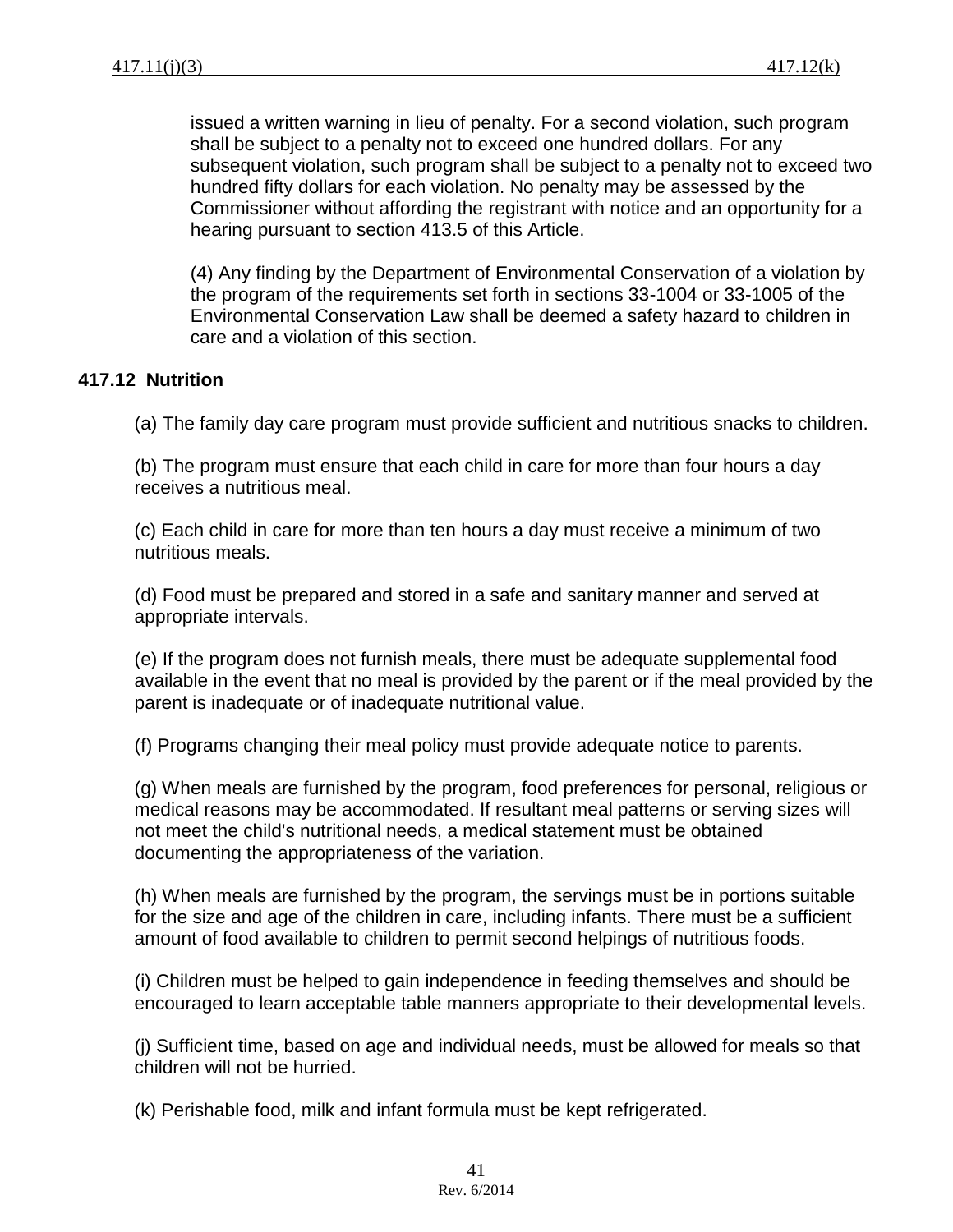issued a written warning in lieu of penalty. For a second violation, such program shall be subject to a penalty not to exceed one hundred dollars. For any subsequent violation, such program shall be subject to a penalty not to exceed two hundred fifty dollars for each violation. No penalty may be assessed by the Commissioner without affording the registrant with notice and an opportunity for a hearing pursuant to section 413.5 of this Article.

(4) Any finding by the Department of Environmental Conservation of a violation by the program of the requirements set forth in sections 33-1004 or 33-1005 of the Environmental Conservation Law shall be deemed a safety hazard to children in care and a violation of this section.

**417.12 Nutrition**

(a) The family day care program must provide sufficient and nutritious snacks to children.

(b) The program must ensure that each child in care for more than four hours a day receives a nutritious meal.

(c) Each child in care for more than ten hours a day must receive a minimum of two nutritious meals.

(d) Food must be prepared and stored in a safe and sanitary manner and served at appropriate intervals.

(e) If the program does not furnish meals, there must be adequate supplemental food available in the event that no meal is provided by the parent or if the meal provided by the parent is inadequate or of inadequate nutritional value.

(f) Programs changing their meal policy must provide adequate notice to parents.

(g) When meals are furnished by the program, food preferences for personal, religious or medical reasons may be accommodated. If resultant meal patterns or serving sizes will not meet the child's nutritional needs, a medical statement must be obtained documenting the appropriateness of the variation.

(h) When meals are furnished by the program, the servings must be in portions suitable for the size and age of the children in care, including infants. There must be a sufficient amount of food available to children to permit second helpings of nutritious foods.

(i) Children must be helped to gain independence in feeding themselves and should be encouraged to learn acceptable table manners appropriate to their developmental levels.

(j) Sufficient time, based on age and individual needs, must be allowed for meals so that children will not be hurried.

(k) Perishable food, milk and infant formula must be kept refrigerated.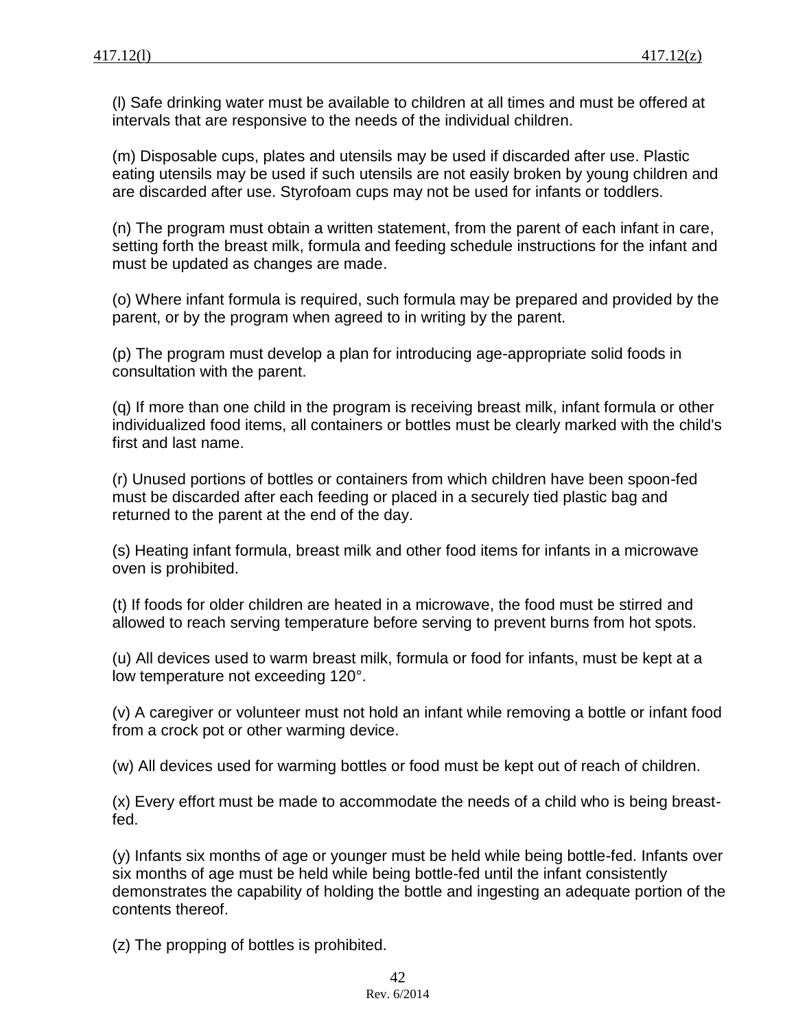(l) Safe drinking water must be available to children at all times and must be offered at intervals that are responsive to the needs of the individual children.

(m) Disposable cups, plates and utensils may be used if discarded after use. Plastic eating utensils may be used if such utensils are not easily broken by young children and are discarded after use. Styrofoam cups may not be used for infants or toddlers.

(n) The program must obtain a written statement, from the parent of each infant in care, setting forth the breast milk, formula and feeding schedule instructions for the infant and must be updated as changes are made.

(o) Where infant formula is required, such formula may be prepared and provided by the parent, or by the program when agreed to in writing by the parent.

(p) The program must develop a plan for introducing age-appropriate solid foods in consultation with the parent.

(q) If more than one child in the program is receiving breast milk, infant formula or other individualized food items, all containers or bottles must be clearly marked with the child's first and last name.

(r) Unused portions of bottles or containers from which children have been spoon-fed must be discarded after each feeding or placed in a securely tied plastic bag and returned to the parent at the end of the day.

(s) Heating infant formula, breast milk and other food items for infants in a microwave oven is prohibited.

(t) If foods for older children are heated in a microwave, the food must be stirred and allowed to reach serving temperature before serving to prevent burns from hot spots.

(u) All devices used to warm breast milk, formula or food for infants, must be kept at a low temperature not exceeding 120°.

(v) A caregiver or volunteer must not hold an infant while removing a bottle or infant food from a crock pot or other warming device.

(w) All devices used for warming bottles or food must be kept out of reach of children.

(x) Every effort must be made to accommodate the needs of a child who is being breast-fed.

(y) Infants six months of age or younger must be held while being bottle-fed. Infants over six months of age must be held while being bottle-fed until the infant consistently demonstrates the capability of holding the bottle and ingesting an adequate portion of the contents thereof.

(z) The propping of bottles is prohibited.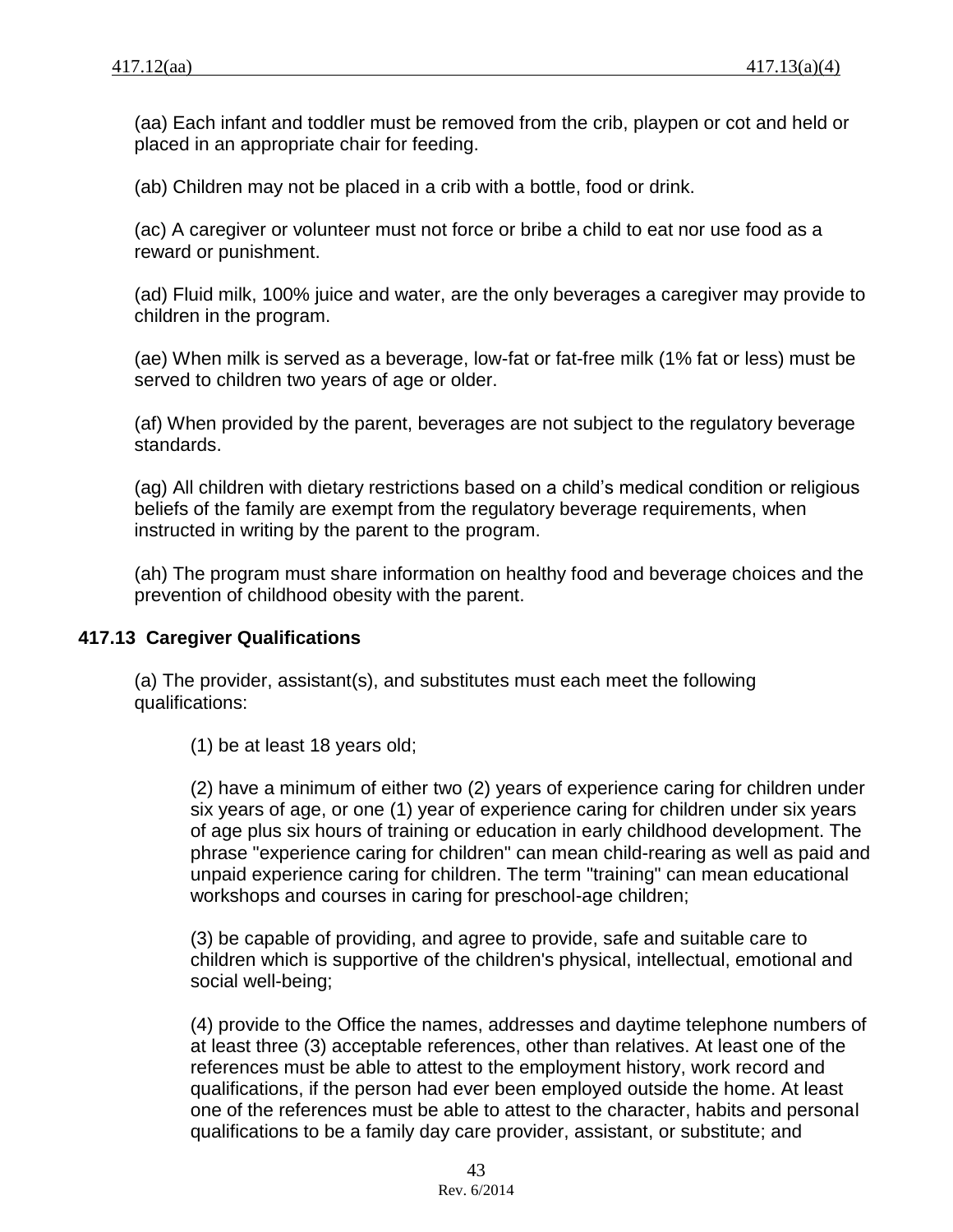(aa) Each infant and toddler must be removed from the crib, playpen or cot and held or placed in an appropriate chair for feeding.

(ab) Children may not be placed in a crib with a bottle, food or drink.

(ac) A caregiver or volunteer must not force or bribe a child to eat nor use food as a reward or punishment.

(ad) Fluid milk, 100% juice and water, are the only beverages a caregiver may provide to children in the program.

(ae) When milk is served as a beverage, low-fat or fat-free milk (1% fat or less) must be served to children two years of age or older.

(af) When provided by the parent, beverages are not subject to the regulatory beverage standards.

(ag) All children with dietary restrictions based on a child's medical condition or religious beliefs of the family are exempt from the regulatory beverage requirements, when instructed in writing by the parent to the program.

(ah) The program must share information on healthy food and beverage choices and the prevention of childhood obesity with the parent.

## 417.13 Caregiver Qualifications

(a) The provider, assistant(s), and substitutes must each meet the following qualifications:

(1) be at least 18 years old;

(2) have a minimum of either two (2) years of experience caring for children under six years of age, or one (1) year of experience caring for children under six years of age plus six hours of training or education in early childhood development. The phrase "experience caring for children" can mean child-rearing as well as paid and unpaid experience caring for children. The term "training" can mean educational workshops and courses in caring for preschool-age children;

(3) be capable of providing, and agree to provide, safe and suitable care to children which is supportive of the children's physical, intellectual, emotional and social well-being;

(4) provide to the Office the names, addresses and daytime telephone numbers of at least three (3) acceptable references, other than relatives. At least one of the references must be able to attest to the employment history, work record and qualifications, if the person had ever been employed outside the home. At least one of the references must be able to attest to the character, habits and personal qualifications to be a family day care provider, assistant, or substitute; and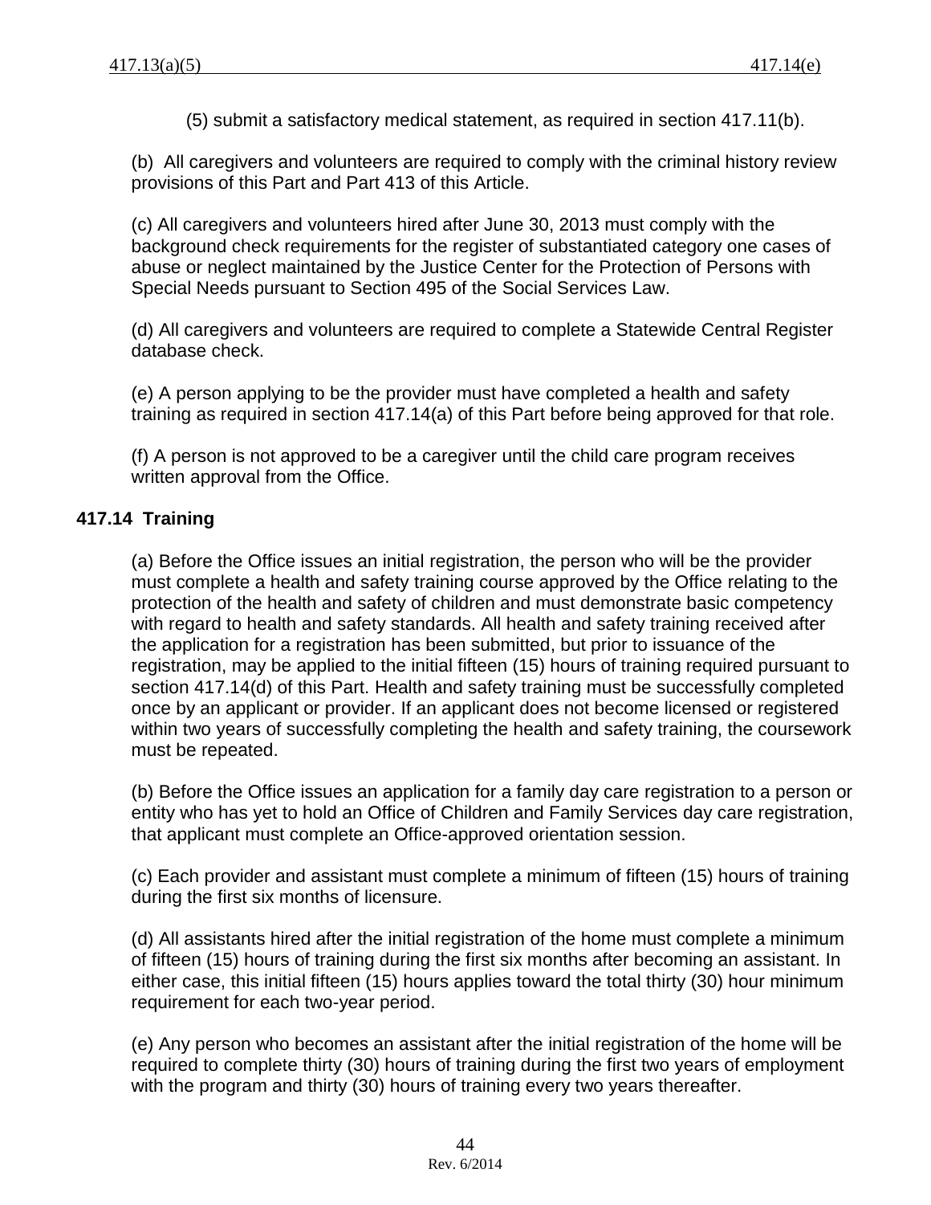(5) submit a satisfactory medical statement, as required in section 417.11(b).

(b) All caregivers and volunteers are required to comply with the criminal history review provisions of this Part and Part 413 of this Article.

(c) All caregivers and volunteers hired after June 30, 2013 must comply with the background check requirements for the register of substantiated category one cases of abuse or neglect maintained by the Justice Center for the Protection of Persons with Special Needs pursuant to Section 495 of the Social Services Law.

(d) All caregivers and volunteers are required to complete a Statewide Central Register database check.

(e) A person applying to be the provider must have completed a health and safety training as required in section 417.14(a) of this Part before being approved for that role.

(f) A person is not approved to be a caregiver until the child care program receives written approval from the Office.

## 417.14 Training

(a) Before the Office issues an initial registration, the person who will be the provider must complete a health and safety training course approved by the Office relating to the protection of the health and safety of children and must demonstrate basic competency with regard to health and safety standards. All health and safety training received after the application for a registration has been submitted, but prior to issuance of the registration, may be applied to the initial fifteen (15) hours of training required pursuant to section 417.14(d) of this Part. Health and safety training must be successfully completed once by an applicant or provider. If an applicant does not become licensed or registered within two years of successfully completing the health and safety training, the coursework must be repeated.

(b) Before the Office issues an application for a family day care registration to a person or entity who has yet to hold an Office of Children and Family Services day care registration, that applicant must complete an Office-approved orientation session.

(c) Each provider and assistant must complete a minimum of fifteen (15) hours of training during the first six months of licensure.

(d) All assistants hired after the initial registration of the home must complete a minimum of fifteen (15) hours of training during the first six months after becoming an assistant. In either case, this initial fifteen (15) hours applies toward the total thirty (30) hour minimum requirement for each two-year period.

(e) Any person who becomes an assistant after the initial registration of the home will be required to complete thirty (30) hours of training during the first two years of employment with the program and thirty (30) hours of training every two years thereafter.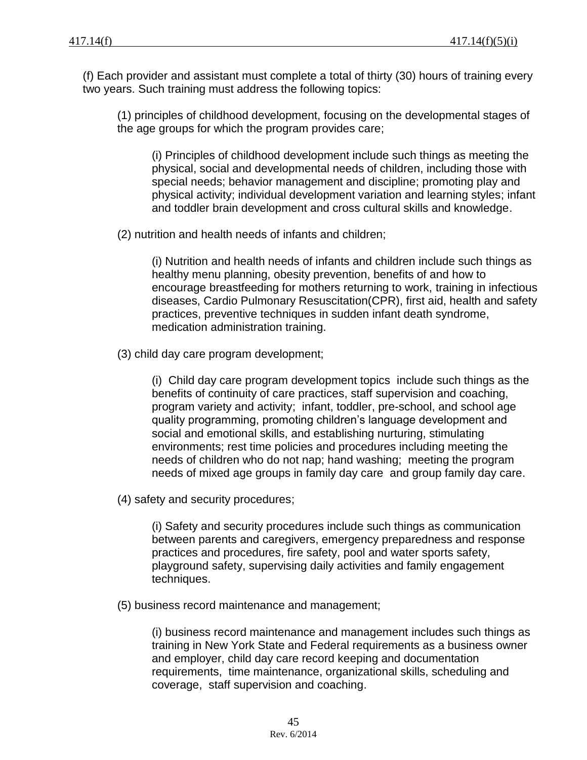(f) Each provider and assistant must complete a total of thirty (30) hours of training every two years. Such training must address the following topics:

(1) principles of childhood development, focusing on the developmental stages of the age groups for which the program provides care;

(i) Principles of childhood development include such things as meeting the physical, social and developmental needs of children, including those with special needs; behavior management and discipline; promoting play and physical activity; individual development variation and learning styles; infant and toddler brain development and cross cultural skills and knowledge.

(2) nutrition and health needs of infants and children;

(i) Nutrition and health needs of infants and children include such things as healthy menu planning, obesity prevention, benefits of and how to encourage breastfeeding for mothers returning to work, training in infectious diseases, Cardio Pulmonary Resuscitation(CPR), first aid, health and safety practices, preventive techniques in sudden infant death syndrome, medication administration training.

(3) child day care program development;

(i) Child day care program development topics include such things as the benefits of continuity of care practices, staff supervision and coaching, program variety and activity; infant, toddler, pre-school, and school age quality programming, promoting children's language development and social and emotional skills, and establishing nurturing, stimulating environments; rest time policies and procedures including meeting the needs of children who do not nap; hand washing; meeting the program needs of mixed age groups in family day care and group family day care.

(4) safety and security procedures;

(i) Safety and security procedures include such things as communication between parents and caregivers, emergency preparedness and response practices and procedures, fire safety, pool and water sports safety, playground safety, supervising daily activities and family engagement techniques.

(5) business record maintenance and management;

(i) business record maintenance and management includes such things as training in New York State and Federal requirements as a business owner and employer, child day care record keeping and documentation requirements, time maintenance, organizational skills, scheduling and coverage, staff supervision and coaching.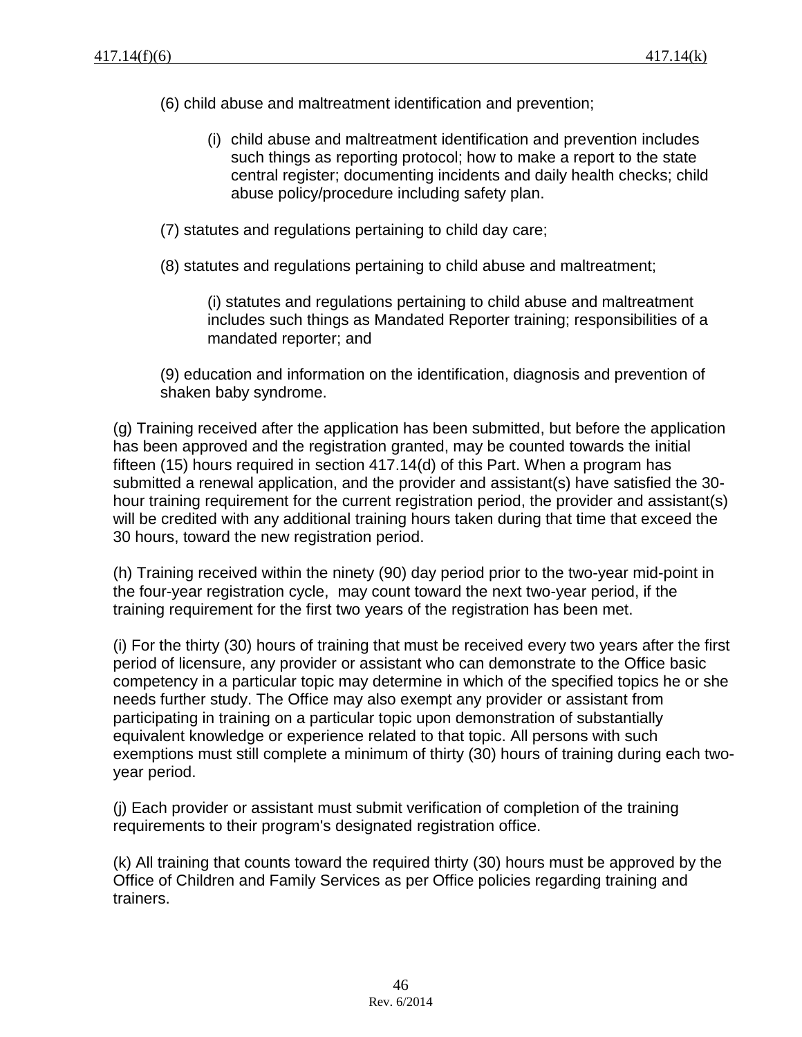(6) child abuse and maltreatment identification and prevention;

(i) child abuse and maltreatment identification and prevention includes such things as reporting protocol; how to make a report to the state central register; documenting incidents and daily health checks; child abuse policy/procedure including safety plan.

(7) statutes and regulations pertaining to child day care;

(8) statutes and regulations pertaining to child abuse and maltreatment;

(i) statutes and regulations pertaining to child abuse and maltreatment includes such things as Mandated Reporter training; responsibilities of a mandated reporter; and

(9) education and information on the identification, diagnosis and prevention of shaken baby syndrome.

(g) Training received after the application has been submitted, but before the application has been approved and the registration granted, may be counted towards the initial fifteen (15) hours required in section 417.14(d) of this Part. When a program has submitted a renewal application, and the provider and assistant(s) have satisfied the 30-hour training requirement for the current registration period, the provider and assistant(s) will be credited with any additional training hours taken during that time that exceed the 30 hours, toward the new registration period.

(h) Training received within the ninety (90) day period prior to the two-year mid-point in the four-year registration cycle, may count toward the next two-year period, if the training requirement for the first two years of the registration has been met.

(i) For the thirty (30) hours of training that must be received every two years after the first period of licensure, any provider or assistant who can demonstrate to the Office basic competency in a particular topic may determine in which of the specified topics he or she needs further study. The Office may also exempt any provider or assistant from participating in training on a particular topic upon demonstration of substantially equivalent knowledge or experience related to that topic. All persons with such exemptions must still complete a minimum of thirty (30) hours of training during each two-year period.

(j) Each provider or assistant must submit verification of completion of the training requirements to their program's designated registration office.

(k) All training that counts toward the required thirty (30) hours must be approved by the Office of Children and Family Services as per Office policies regarding training and trainers.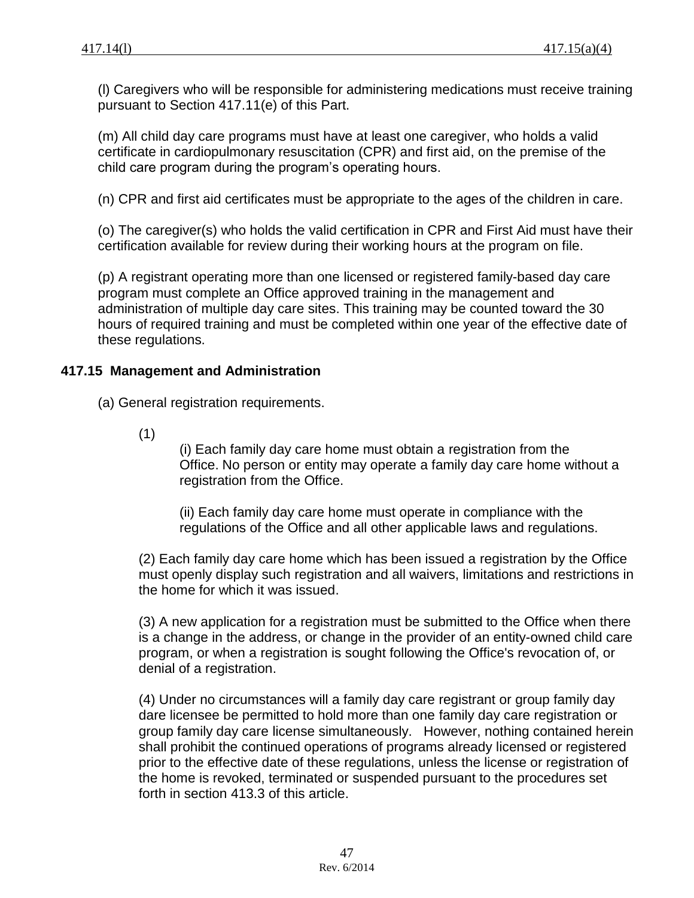(l) Caregivers who will be responsible for administering medications must receive training pursuant to Section 417.11(e) of this Part.

(m) All child day care programs must have at least one caregiver, who holds a valid certificate in cardiopulmonary resuscitation (CPR) and first aid, on the premise of the child care program during the program's operating hours.

(n) CPR and first aid certificates must be appropriate to the ages of the children in care.

(o) The caregiver(s) who holds the valid certification in CPR and First Aid must have their certification available for review during their working hours at the program on file.

(p) A registrant operating more than one licensed or registered family-based day care program must complete an Office approved training in the management and administration of multiple day care sites. This training may be counted toward the 30 hours of required training and must be completed within one year of the effective date of these regulations.

## 417.15 Management and Administration

(a) General registration requirements.

(1)

(i) Each family day care home must obtain a registration from the Office. No person or entity may operate a family day care home without a registration from the Office.

(ii) Each family day care home must operate in compliance with the regulations of the Office and all other applicable laws and regulations.

(2) Each family day care home which has been issued a registration by the Office must openly display such registration and all waivers, limitations and restrictions in the home for which it was issued.

(3) A new application for a registration must be submitted to the Office when there is a change in the address, or change in the provider of an entity-owned child care program, or when a registration is sought following the Office's revocation of, or denial of a registration.

(4) Under no circumstances will a family day care registrant or group family day dare licensee be permitted to hold more than one family day care registration or group family day care license simultaneously. However, nothing contained herein shall prohibit the continued operations of programs already licensed or registered prior to the effective date of these regulations, unless the license or registration of the home is revoked, terminated or suspended pursuant to the procedures set forth in section 413.3 of this article.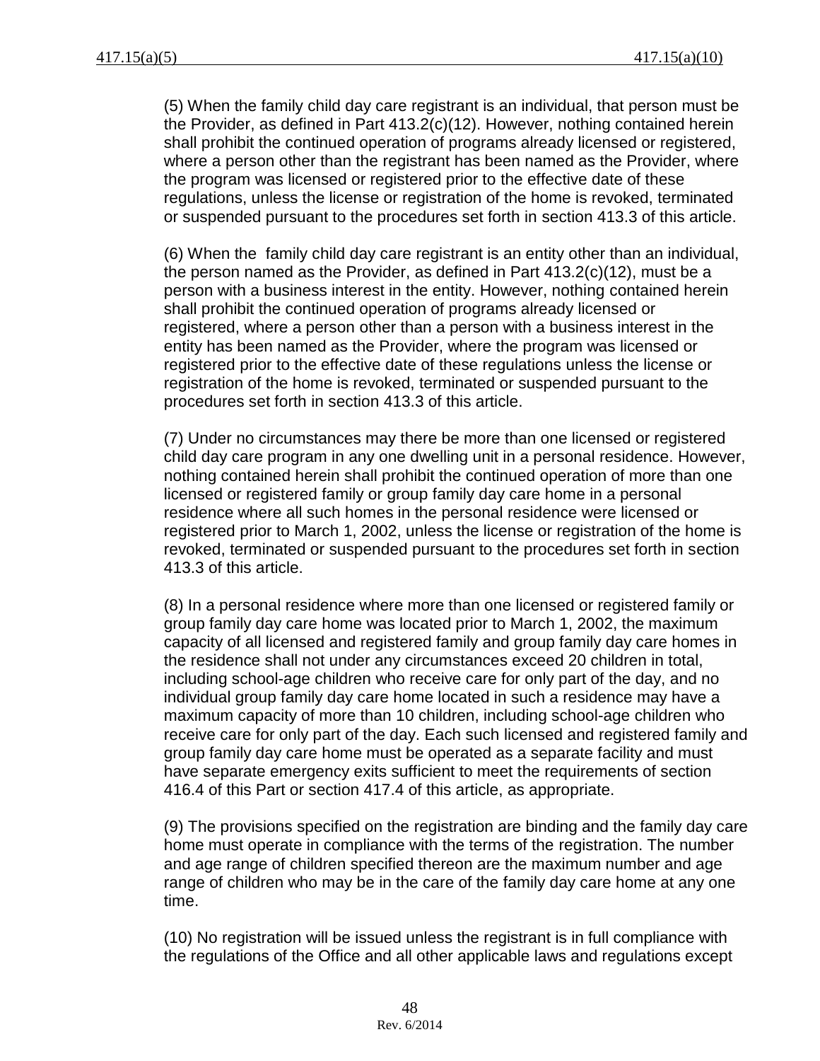(5) When the family child day care registrant is an individual, that person must be the Provider, as defined in Part 413.2(c)(12). However, nothing contained herein shall prohibit the continued operation of programs already licensed or registered, where a person other than the registrant has been named as the Provider, where the program was licensed or registered prior to the effective date of these regulations, unless the license or registration of the home is revoked, terminated or suspended pursuant to the procedures set forth in section 413.3 of this article.

(6) When the family child day care registrant is an entity other than an individual, the person named as the Provider, as defined in Part 413.2(c)(12), must be a person with a business interest in the entity. However, nothing contained herein shall prohibit the continued operation of programs already licensed or registered, where a person other than a person with a business interest in the entity has been named as the Provider, where the program was licensed or registered prior to the effective date of these regulations unless the license or registration of the home is revoked, terminated or suspended pursuant to the procedures set forth in section 413.3 of this article.

(7) Under no circumstances may there be more than one licensed or registered child day care program in any one dwelling unit in a personal residence. However, nothing contained herein shall prohibit the continued operation of more than one licensed or registered family or group family day care home in a personal residence where all such homes in the personal residence were licensed or registered prior to March 1, 2002, unless the license or registration of the home is revoked, terminated or suspended pursuant to the procedures set forth in section 413.3 of this article.

(8) In a personal residence where more than one licensed or registered family or group family day care home was located prior to March 1, 2002, the maximum capacity of all licensed and registered family and group family day care homes in the residence shall not under any circumstances exceed 20 children in total, including school-age children who receive care for only part of the day, and no individual group family day care home located in such a residence may have a maximum capacity of more than 10 children, including school-age children who receive care for only part of the day. Each such licensed and registered family and group family day care home must be operated as a separate facility and must have separate emergency exits sufficient to meet the requirements of section 416.4 of this Part or section 417.4 of this article, as appropriate.

(9) The provisions specified on the registration are binding and the family day care home must operate in compliance with the terms of the registration. The number and age range of children specified thereon are the maximum number and age range of children who may be in the care of the family day care home at any one time.

(10) No registration will be issued unless the registrant is in full compliance with the regulations of the Office and all other applicable laws and regulations except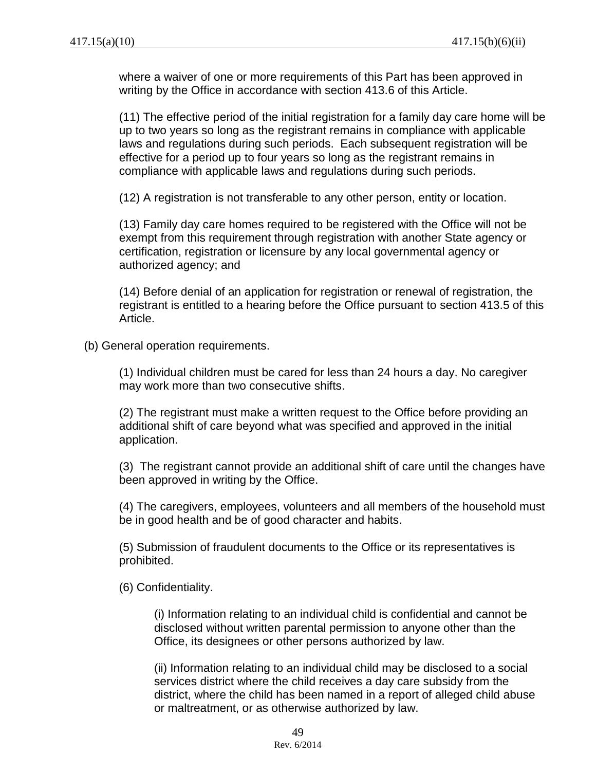where a waiver of one or more requirements of this Part has been approved in writing by the Office in accordance with section 413.6 of this Article.

(11) The effective period of the initial registration for a family day care home will be up to two years so long as the registrant remains in compliance with applicable laws and regulations during such periods. Each subsequent registration will be effective for a period up to four years so long as the registrant remains in compliance with applicable laws and regulations during such periods.

(12) A registration is not transferable to any other person, entity or location.

(13) Family day care homes required to be registered with the Office will not be exempt from this requirement through registration with another State agency or certification, registration or licensure by any local governmental agency or authorized agency; and

(14) Before denial of an application for registration or renewal of registration, the registrant is entitled to a hearing before the Office pursuant to section 413.5 of this Article.

(b) General operation requirements.

(1) Individual children must be cared for less than 24 hours a day. No caregiver may work more than two consecutive shifts.

(2) The registrant must make a written request to the Office before providing an additional shift of care beyond what was specified and approved in the initial application.

(3) The registrant cannot provide an additional shift of care until the changes have been approved in writing by the Office.

(4) The caregivers, employees, volunteers and all members of the household must be in good health and be of good character and habits.

(5) Submission of fraudulent documents to the Office or its representatives is prohibited.

(6) Confidentiality.

(i) Information relating to an individual child is confidential and cannot be disclosed without written parental permission to anyone other than the Office, its designees or other persons authorized by law.

(ii) Information relating to an individual child may be disclosed to a social services district where the child receives a day care subsidy from the district, where the child has been named in a report of alleged child abuse or maltreatment, or as otherwise authorized by law.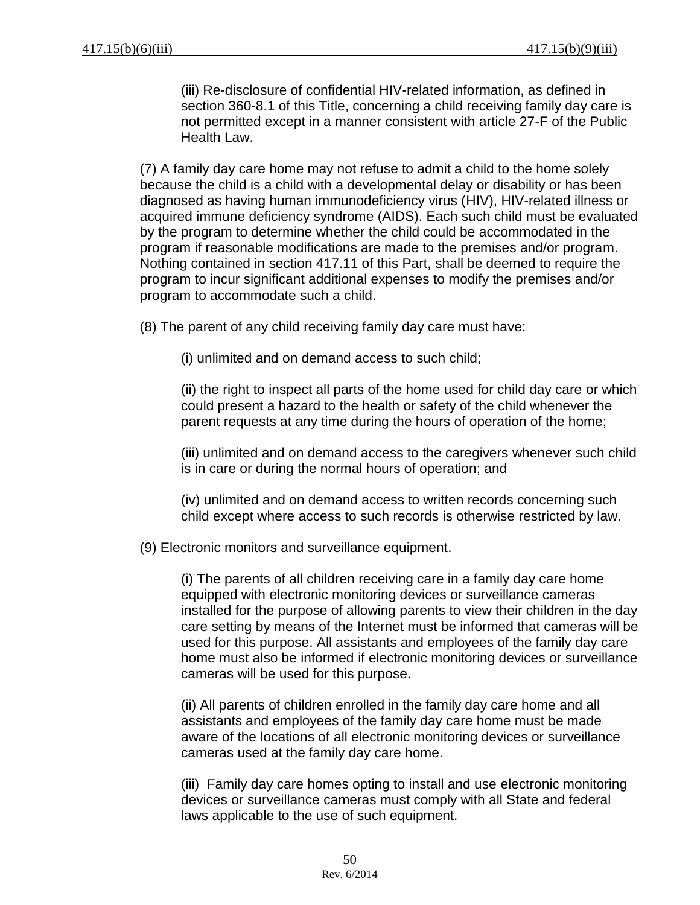(iii) Re-disclosure of confidential HIV-related information, as defined in section 360-8.1 of this Title, concerning a child receiving family day care is not permitted except in a manner consistent with article 27-F of the Public Health Law.

(7) A family day care home may not refuse to admit a child to the home solely because the child is a child with a developmental delay or disability or has been diagnosed as having human immunodeficiency virus (HIV), HIV-related illness or acquired immune deficiency syndrome (AIDS). Each such child must be evaluated by the program to determine whether the child could be accommodated in the program if reasonable modifications are made to the premises and/or program. Nothing contained in section 417.11 of this Part, shall be deemed to require the program to incur significant additional expenses to modify the premises and/or program to accommodate such a child.

(8) The parent of any child receiving family day care must have:

(i) unlimited and on demand access to such child;

(ii) the right to inspect all parts of the home used for child day care or which could present a hazard to the health or safety of the child whenever the parent requests at any time during the hours of operation of the home;

(iii) unlimited and on demand access to the caregivers whenever such child is in care or during the normal hours of operation; and

(iv) unlimited and on demand access to written records concerning such child except where access to such records is otherwise restricted by law.

(9) Electronic monitors and surveillance equipment.

(i) The parents of all children receiving care in a family day care home equipped with electronic monitoring devices or surveillance cameras installed for the purpose of allowing parents to view their children in the day care setting by means of the Internet must be informed that cameras will be used for this purpose. All assistants and employees of the family day care home must also be informed if electronic monitoring devices or surveillance cameras will be used for this purpose.

(ii) All parents of children enrolled in the family day care home and all assistants and employees of the family day care home must be made aware of the locations of all electronic monitoring devices or surveillance cameras used at the family day care home.

(iii) Family day care homes opting to install and use electronic monitoring devices or surveillance cameras must comply with all State and federal laws applicable to the use of such equipment.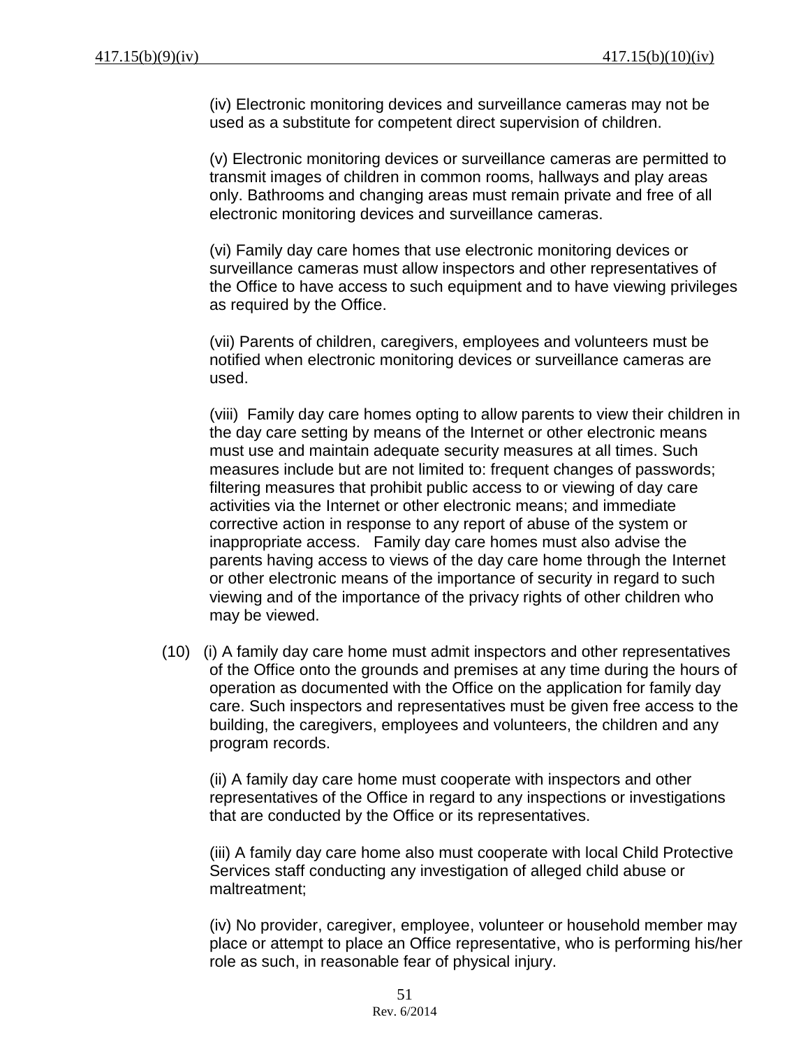(iv) Electronic monitoring devices and surveillance cameras may not be used as a substitute for competent direct supervision of children.

(v) Electronic monitoring devices or surveillance cameras are permitted to transmit images of children in common rooms, hallways and play areas only. Bathrooms and changing areas must remain private and free of all electronic monitoring devices and surveillance cameras.

(vi) Family day care homes that use electronic monitoring devices or surveillance cameras must allow inspectors and other representatives of the Office to have access to such equipment and to have viewing privileges as required by the Office.

(vii) Parents of children, caregivers, employees and volunteers must be notified when electronic monitoring devices or surveillance cameras are used.

(viii) Family day care homes opting to allow parents to view their children in the day care setting by means of the Internet or other electronic means must use and maintain adequate security measures at all times. Such measures include but are not limited to: frequent changes of passwords; filtering measures that prohibit public access to or viewing of day care activities via the Internet or other electronic means; and immediate corrective action in response to any report of abuse of the system or inappropriate access. Family day care homes must also advise the parents having access to views of the day care home through the Internet or other electronic means of the importance of security in regard to such viewing and of the importance of the privacy rights of other children who may be viewed.

(10) (i) A family day care home must admit inspectors and other representatives of the Office onto the grounds and premises at any time during the hours of operation as documented with the Office on the application for family day care. Such inspectors and representatives must be given free access to the building, the caregivers, employees and volunteers, the children and any program records.

(ii) A family day care home must cooperate with inspectors and other representatives of the Office in regard to any inspections or investigations that are conducted by the Office or its representatives.

(iii) A family day care home also must cooperate with local Child Protective Services staff conducting any investigation of alleged child abuse or maltreatment;

(iv) No provider, caregiver, employee, volunteer or household member may place or attempt to place an Office representative, who is performing his/her role as such, in reasonable fear of physical injury.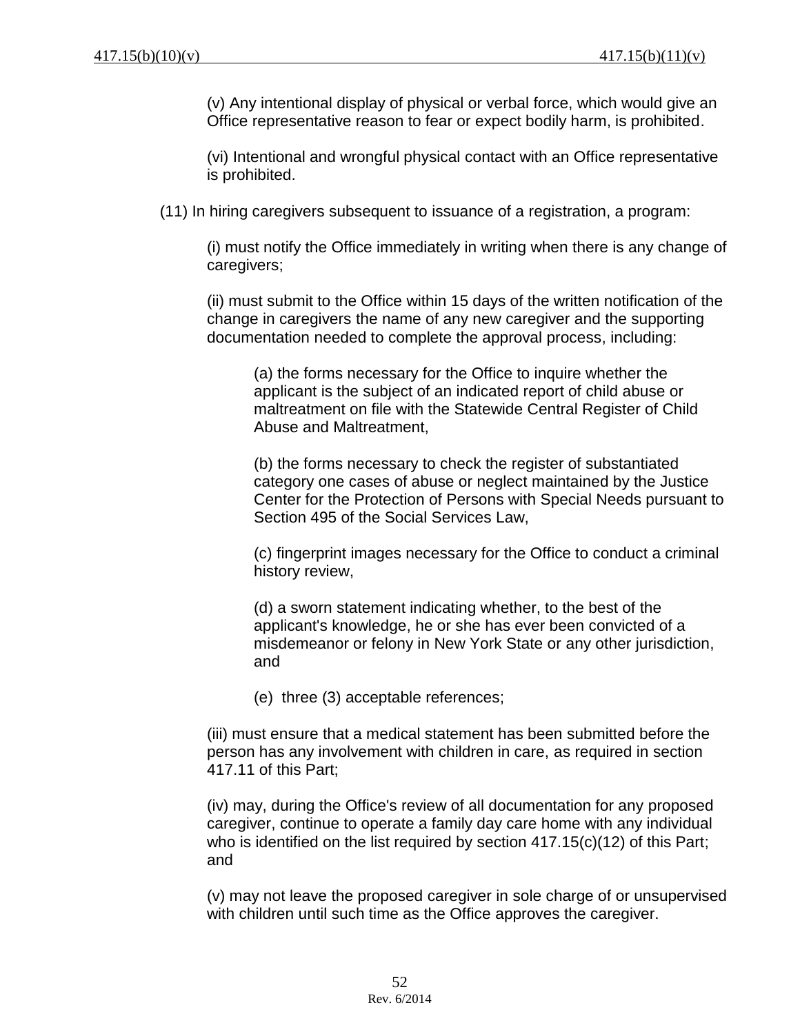(v) Any intentional display of physical or verbal force, which would give an Office representative reason to fear or expect bodily harm, is prohibited.

(vi) Intentional and wrongful physical contact with an Office representative is prohibited.

(11) In hiring caregivers subsequent to issuance of a registration, a program:

(i) must notify the Office immediately in writing when there is any change of caregivers;

(ii) must submit to the Office within 15 days of the written notification of the change in caregivers the name of any new caregiver and the supporting documentation needed to complete the approval process, including:

(a) the forms necessary for the Office to inquire whether the applicant is the subject of an indicated report of child abuse or maltreatment on file with the Statewide Central Register of Child Abuse and Maltreatment,

(b) the forms necessary to check the register of substantiated category one cases of abuse or neglect maintained by the Justice Center for the Protection of Persons with Special Needs pursuant to Section 495 of the Social Services Law,

(c) fingerprint images necessary for the Office to conduct a criminal history review,

(d) a sworn statement indicating whether, to the best of the applicant's knowledge, he or she has ever been convicted of a misdemeanor or felony in New York State or any other jurisdiction, and

(e) three (3) acceptable references;

(iii) must ensure that a medical statement has been submitted before the person has any involvement with children in care, as required in section 417.11 of this Part;

(iv) may, during the Office's review of all documentation for any proposed caregiver, continue to operate a family day care home with any individual who is identified on the list required by section 417.15(c)(12) of this Part; and

(v) may not leave the proposed caregiver in sole charge of or unsupervised with children until such time as the Office approves the caregiver.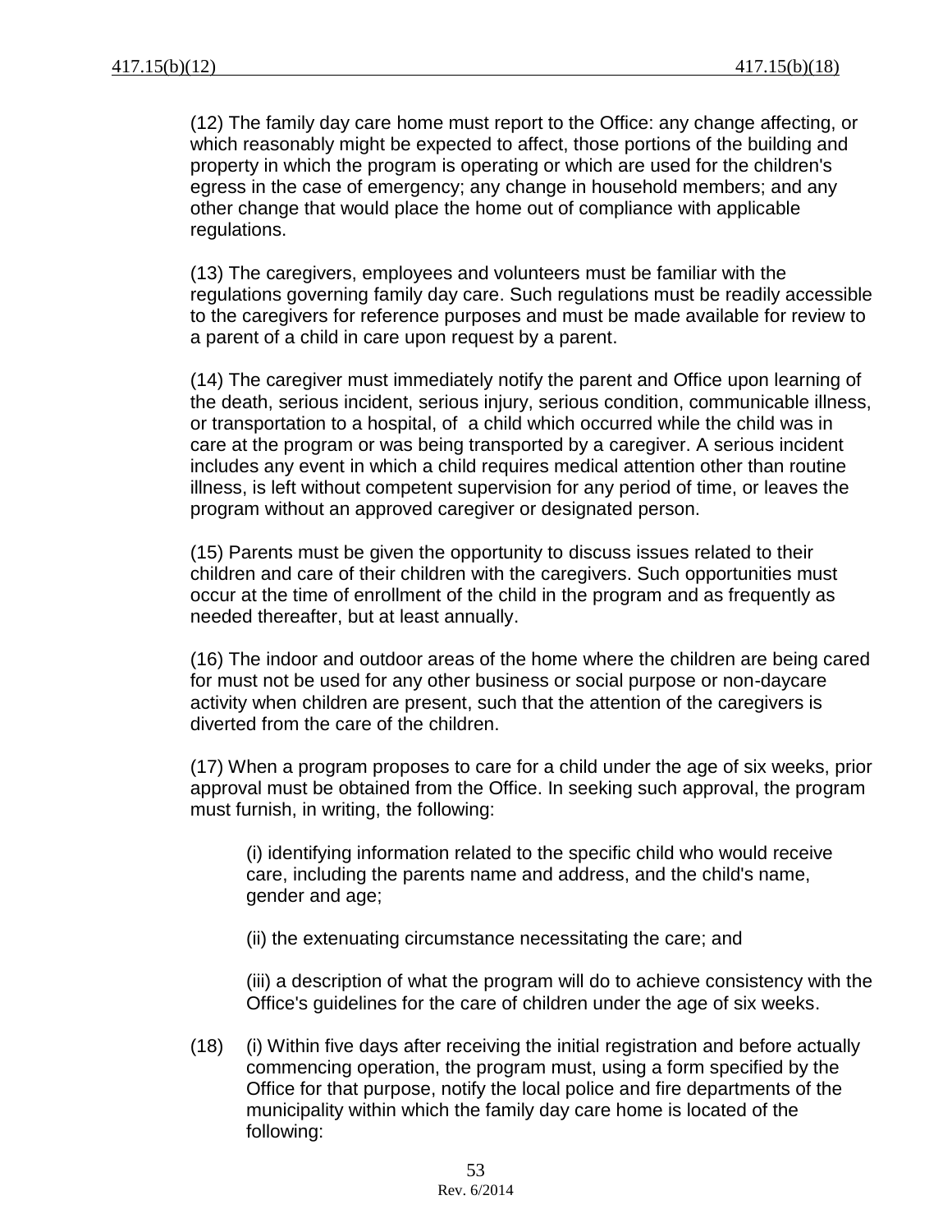(12) The family day care home must report to the Office: any change affecting, or which reasonably might be expected to affect, those portions of the building and property in which the program is operating or which are used for the children's egress in the case of emergency; any change in household members; and any other change that would place the home out of compliance with applicable regulations.

(13) The caregivers, employees and volunteers must be familiar with the regulations governing family day care. Such regulations must be readily accessible to the caregivers for reference purposes and must be made available for review to a parent of a child in care upon request by a parent.

(14) The caregiver must immediately notify the parent and Office upon learning of the death, serious incident, serious injury, serious condition, communicable illness, or transportation to a hospital, of a child which occurred while the child was in care at the program or was being transported by a caregiver. A serious incident includes any event in which a child requires medical attention other than routine illness, is left without competent supervision for any period of time, or leaves the program without an approved caregiver or designated person.

(15) Parents must be given the opportunity to discuss issues related to their children and care of their children with the caregivers. Such opportunities must occur at the time of enrollment of the child in the program and as frequently as needed thereafter, but at least annually.

(16) The indoor and outdoor areas of the home where the children are being cared for must not be used for any other business or social purpose or non-daycare activity when children are present, such that the attention of the caregivers is diverted from the care of the children.

(17) When a program proposes to care for a child under the age of six weeks, prior approval must be obtained from the Office. In seeking such approval, the program must furnish, in writing, the following:

(i) identifying information related to the specific child who would receive care, including the parents name and address, and the child's name, gender and age;

(ii) the extenuating circumstance necessitating the care; and

(iii) a description of what the program will do to achieve consistency with the Office's guidelines for the care of children under the age of six weeks.

(18) (i) Within five days after receiving the initial registration and before actually commencing operation, the program must, using a form specified by the Office for that purpose, notify the local police and fire departments of the municipality within which the family day care home is located of the following: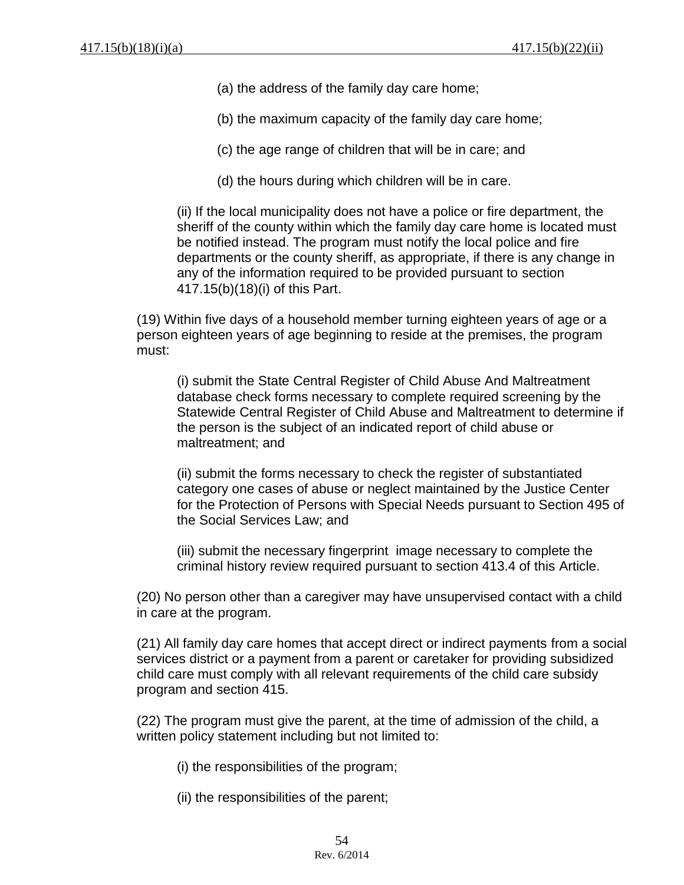(a) the address of the family day care home;

(b) the maximum capacity of the family day care home;

(c) the age range of children that will be in care; and

(d) the hours during which children will be in care.

(ii) If the local municipality does not have a police or fire department, the sheriff of the county within which the family day care home is located must be notified instead. The program must notify the local police and fire departments or the county sheriff, as appropriate, if there is any change in any of the information required to be provided pursuant to section 417.15(b)(18)(i) of this Part.

(19) Within five days of a household member turning eighteen years of age or a person eighteen years of age beginning to reside at the premises, the program must:

(i) submit the State Central Register of Child Abuse And Maltreatment database check forms necessary to complete required screening by the Statewide Central Register of Child Abuse and Maltreatment to determine if the person is the subject of an indicated report of child abuse or maltreatment; and

(ii) submit the forms necessary to check the register of substantiated category one cases of abuse or neglect maintained by the Justice Center for the Protection of Persons with Special Needs pursuant to Section 495 of the Social Services Law; and

(iii) submit the necessary fingerprint image necessary to complete the criminal history review required pursuant to section 413.4 of this Article.

(20) No person other than a caregiver may have unsupervised contact with a child in care at the program.

(21) All family day care homes that accept direct or indirect payments from a social services district or a payment from a parent or caretaker for providing subsidized child care must comply with all relevant requirements of the child care subsidy program and section 415.

(22) The program must give the parent, at the time of admission of the child, a written policy statement including but not limited to:

(i) the responsibilities of the program;

(ii) the responsibilities of the parent;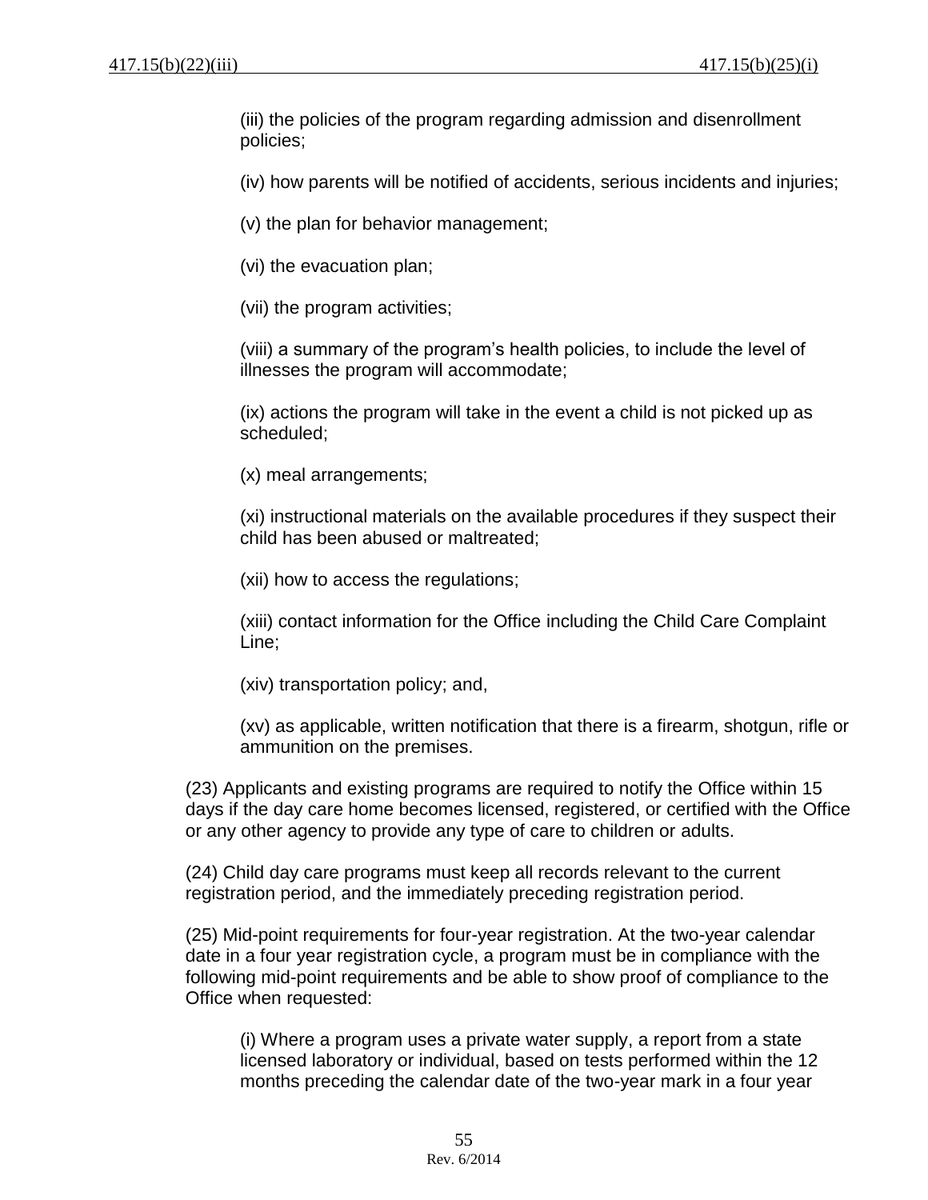(iii) the policies of the program regarding admission and disenrollment policies;

(iv) how parents will be notified of accidents, serious incidents and injuries;

(v) the plan for behavior management;

(vi) the evacuation plan;

(vii) the program activities;

(viii) a summary of the program's health policies, to include the level of illnesses the program will accommodate;

(ix) actions the program will take in the event a child is not picked up as scheduled;

(x) meal arrangements;

(xi) instructional materials on the available procedures if they suspect their child has been abused or maltreated;

(xii) how to access the regulations;

(xiii) contact information for the Office including the Child Care Complaint Line;

(xiv) transportation policy; and,

(xv) as applicable, written notification that there is a firearm, shotgun, rifle or ammunition on the premises.

(23) Applicants and existing programs are required to notify the Office within 15 days if the day care home becomes licensed, registered, or certified with the Office or any other agency to provide any type of care to children or adults.

(24) Child day care programs must keep all records relevant to the current registration period, and the immediately preceding registration period.

(25) Mid-point requirements for four-year registration. At the two-year calendar date in a four year registration cycle, a program must be in compliance with the following mid-point requirements and be able to show proof of compliance to the Office when requested:

(i) Where a program uses a private water supply, a report from a state licensed laboratory or individual, based on tests performed within the 12 months preceding the calendar date of the two-year mark in a four year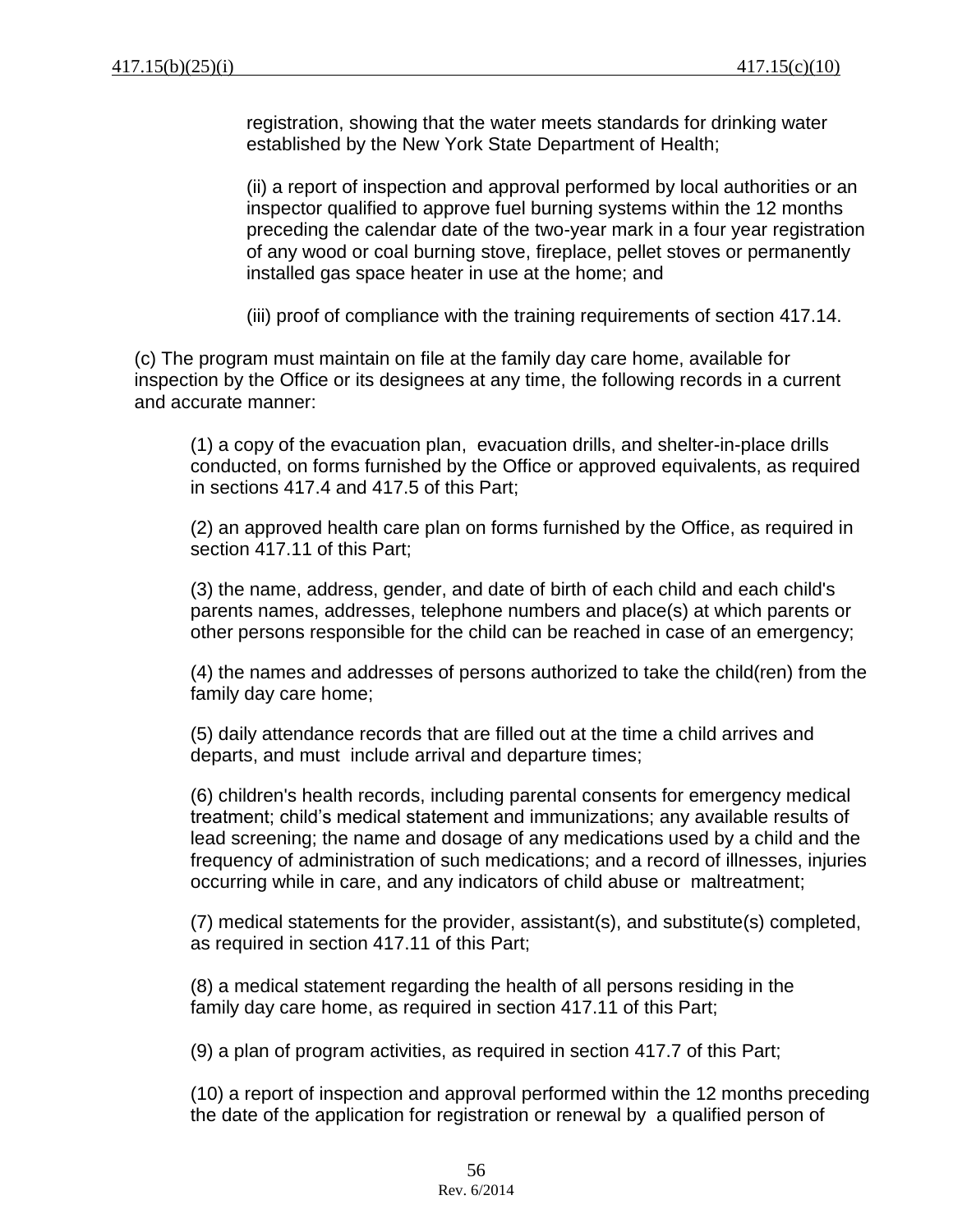registration, showing that the water meets standards for drinking water established by the New York State Department of Health;

(ii) a report of inspection and approval performed by local authorities or an inspector qualified to approve fuel burning systems within the 12 months preceding the calendar date of the two-year mark in a four year registration of any wood or coal burning stove, fireplace, pellet stoves or permanently installed gas space heater in use at the home; and

(iii) proof of compliance with the training requirements of section 417.14.

(c) The program must maintain on file at the family day care home, available for inspection by the Office or its designees at any time, the following records in a current and accurate manner:

(1) a copy of the evacuation plan, evacuation drills, and shelter-in-place drills conducted, on forms furnished by the Office or approved equivalents, as required in sections 417.4 and 417.5 of this Part;

(2) an approved health care plan on forms furnished by the Office, as required in section 417.11 of this Part;

(3) the name, address, gender, and date of birth of each child and each child's parents names, addresses, telephone numbers and place(s) at which parents or other persons responsible for the child can be reached in case of an emergency;

(4) the names and addresses of persons authorized to take the child(ren) from the family day care home;

(5) daily attendance records that are filled out at the time a child arrives and departs, and must include arrival and departure times;

(6) children's health records, including parental consents for emergency medical treatment; child's medical statement and immunizations; any available results of lead screening; the name and dosage of any medications used by a child and the frequency of administration of such medications; and a record of illnesses, injuries occurring while in care, and any indicators of child abuse or maltreatment;

(7) medical statements for the provider, assistant(s), and substitute(s) completed, as required in section 417.11 of this Part;

(8) a medical statement regarding the health of all persons residing in the family day care home, as required in section 417.11 of this Part;

(9) a plan of program activities, as required in section 417.7 of this Part;

(10) a report of inspection and approval performed within the 12 months preceding the date of the application for registration or renewal by a qualified person of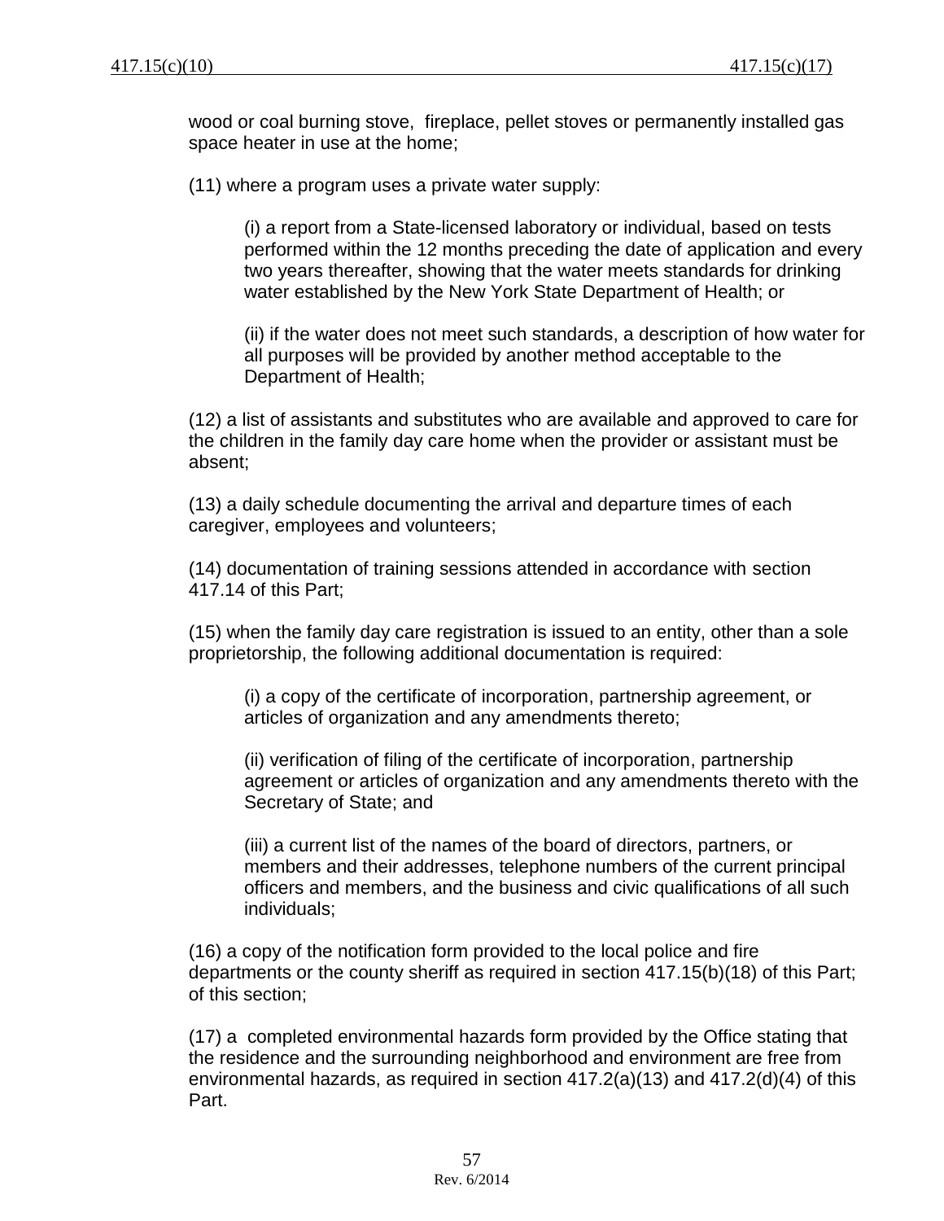wood or coal burning stove, fireplace, pellet stoves or permanently installed gas space heater in use at the home;

(11) where a program uses a private water supply:

(i) a report from a State-licensed laboratory or individual, based on tests performed within the 12 months preceding the date of application and every two years thereafter, showing that the water meets standards for drinking water established by the New York State Department of Health; or

(ii) if the water does not meet such standards, a description of how water for all purposes will be provided by another method acceptable to the Department of Health;

(12) a list of assistants and substitutes who are available and approved to care for the children in the family day care home when the provider or assistant must be absent;

(13) a daily schedule documenting the arrival and departure times of each caregiver, employees and volunteers;

(14) documentation of training sessions attended in accordance with section 417.14 of this Part;

(15) when the family day care registration is issued to an entity, other than a sole proprietorship, the following additional documentation is required:

(i) a copy of the certificate of incorporation, partnership agreement, or articles of organization and any amendments thereto;

(ii) verification of filing of the certificate of incorporation, partnership agreement or articles of organization and any amendments thereto with the Secretary of State; and

(iii) a current list of the names of the board of directors, partners, or members and their addresses, telephone numbers of the current principal officers and members, and the business and civic qualifications of all such individuals;

(16) a copy of the notification form provided to the local police and fire departments or the county sheriff as required in section 417.15(b)(18) of this Part; of this section;

(17) a completed environmental hazards form provided by the Office stating that the residence and the surrounding neighborhood and environment are free from environmental hazards, as required in section 417.2(a)(13) and 417.2(d)(4) of this Part.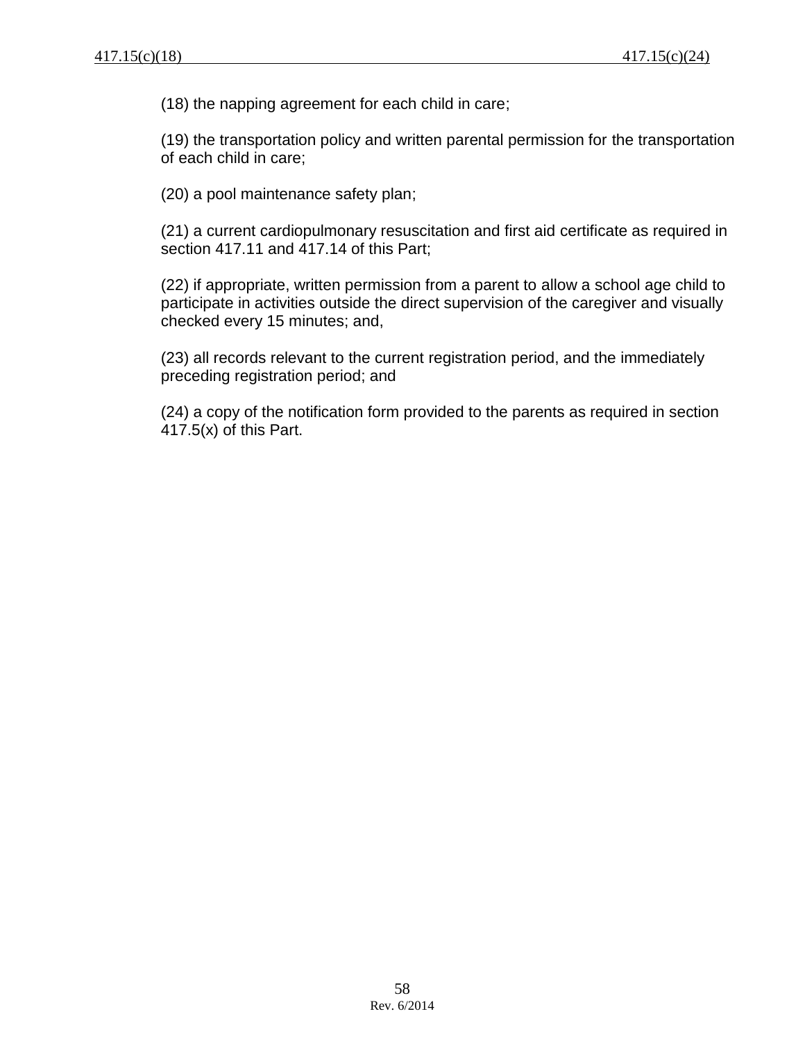(18) the napping agreement for each child in care;

(19) the transportation policy and written parental permission for the transportation of each child in care;

(20) a pool maintenance safety plan;

(21) a current cardiopulmonary resuscitation and first aid certificate as required in section 417.11 and 417.14 of this Part;

(22) if appropriate, written permission from a parent to allow a school age child to participate in activities outside the direct supervision of the caregiver and visually checked every 15 minutes; and,

(23) all records relevant to the current registration period, and the immediately preceding registration period; and

(24) a copy of the notification form provided to the parents as required in section 417.5(x) of this Part.